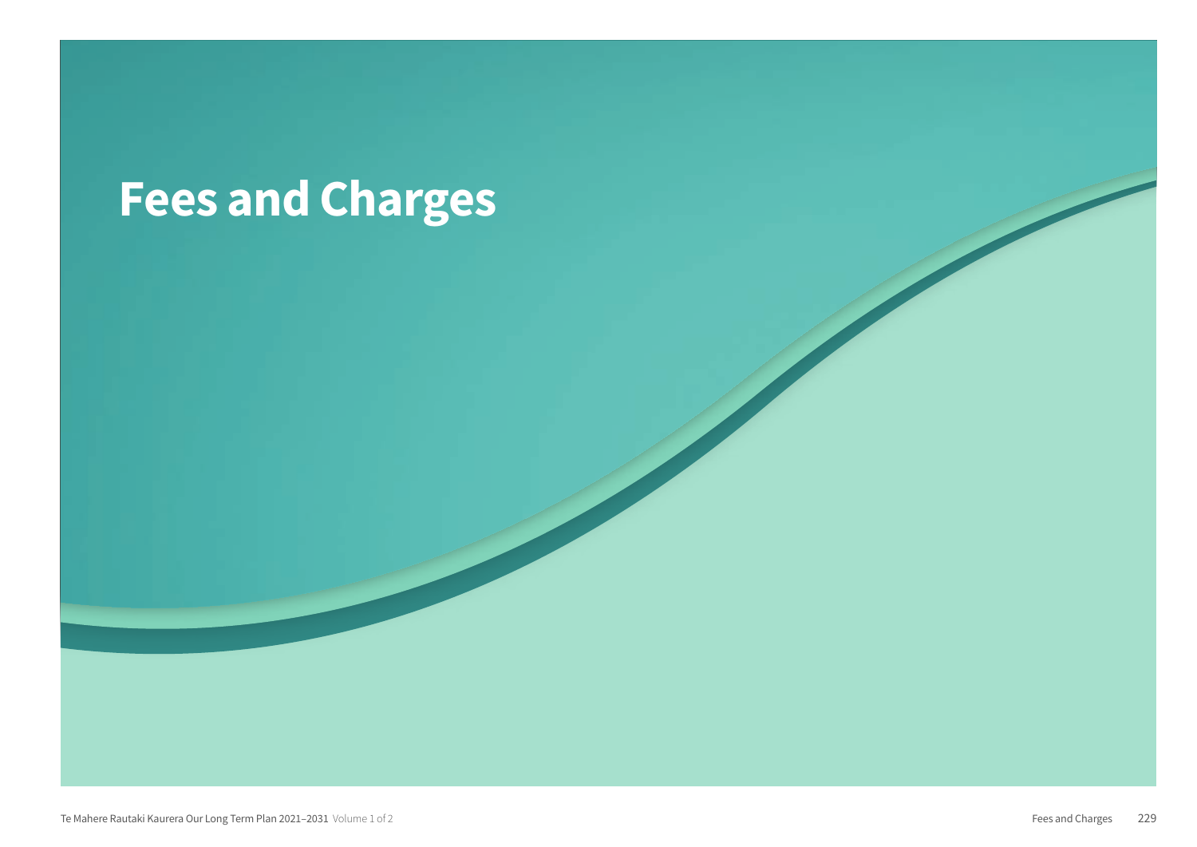# Fees and Charges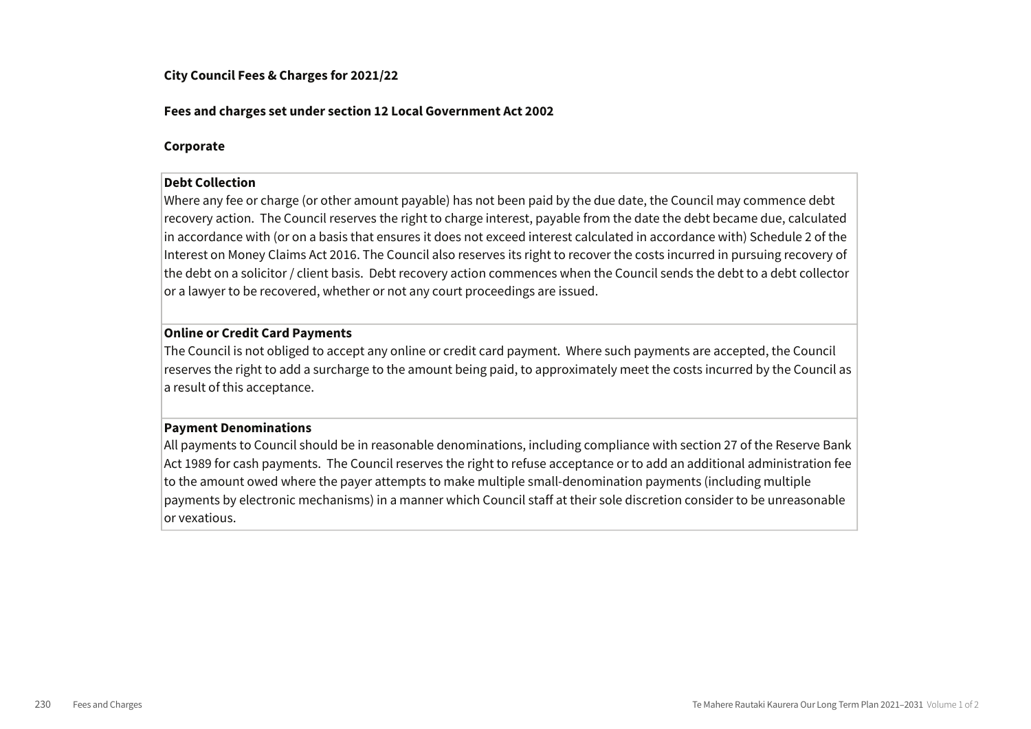**City Council Fees & Charges for 2021/22**

**Fees and charges set under section 12 Local Government Act 2002**

**Corporate**

**Debt Collection**

Where any fee or charge (or other amount payable) has not been paid by the due date, the Council may commence debt recovery action. The Council reserves the right to charge interest, payable from the date the debt became due, calculated in accordance with (or on a basis that ensures it does not exceed interest calculated in accordance with) Schedule 2 of the Interest on Money Claims Act 2016. The Council also reserves its right to recover the costs incurred in pursuing recovery of the debt on a solicitor / client basis. Debt recovery action commences when the Council sends the debt to a debt collector or a lawyer to be recovered, whether or not any court proceedings are issued.

**Online or Credit Card Payments**

The Council is not obliged to accept any online or credit card payment. Where such payments are accepted, the Council reserves the right to add a surcharge to the amount being paid, to approximately meet the costs incurred by the Council as a result of this acceptance.

**Payment Denominations**

All payments to Council should be in reasonable denominations, including compliance with section 27 of the Reserve Bank Act 1989 for cash payments. The Council reserves the right to refuse acceptance or to add an additional administration fee to the amount owed where the payer attempts to make multiple small-denomination payments (including multiple payments by electronic mechanisms) in a manner which Council staff at their sole discretion consider to be unreasonable or vexatious.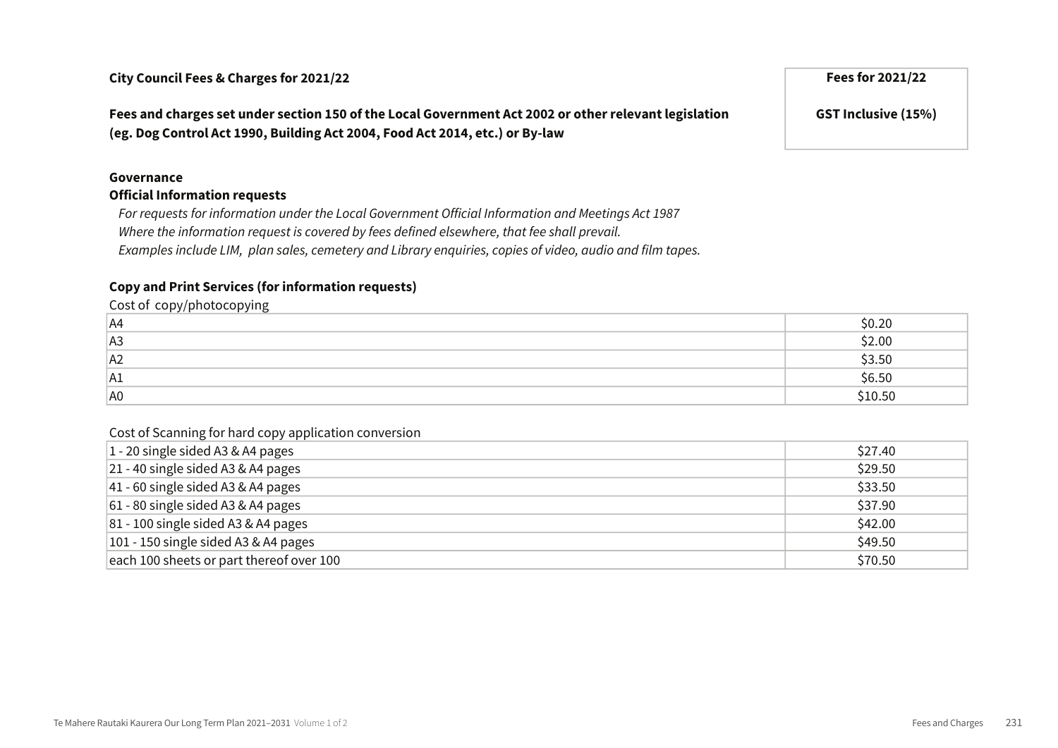**City Council Fees & Charges for 2021/22**

**Fees and charges set under section 150 of the Local Government Act 2002 or other relevant legislation (eg. Dog Control Act 1990, Building Act 2004, Food Act 2014, etc.) or By-law**

| | Fees for 2021/22 |
|---|---|
| | GST Inclusive (15%) |

**Governance**

**Official Information requests**

*For requests for information under the Local Government Official Information and Meetings Act 1987*
*Where the information request is covered by fees defined elsewhere, that fee shall prevail.*
*Examples include LIM, plan sales, cemetery and Library enquiries, copies of video, audio and film tapes.*

**Copy and Print Services (for information requests)**

Cost of copy/photocopying

| Item | Fee |
|---|---|
| A4 | $0.20 |
| A3 | $2.00 |
| A2 | $3.50 |
| A1 | $6.50 |
| A0 | $10.50 |

Cost of Scanning for hard copy application conversion

| Item | Fee |
|---|---|
| 1 - 20 single sided A3 & A4 pages | $27.40 |
| 21 - 40 single sided A3 & A4 pages | $29.50 |
| 41 - 60 single sided A3 & A4 pages | $33.50 |
| 61 - 80 single sided A3 & A4 pages | $37.90 |
| 81 - 100 single sided A3 & A4 pages | $42.00 |
| 101 - 150 single sided A3 & A4 pages | $49.50 |
| each 100 sheets or part thereof over 100 | $70.50 |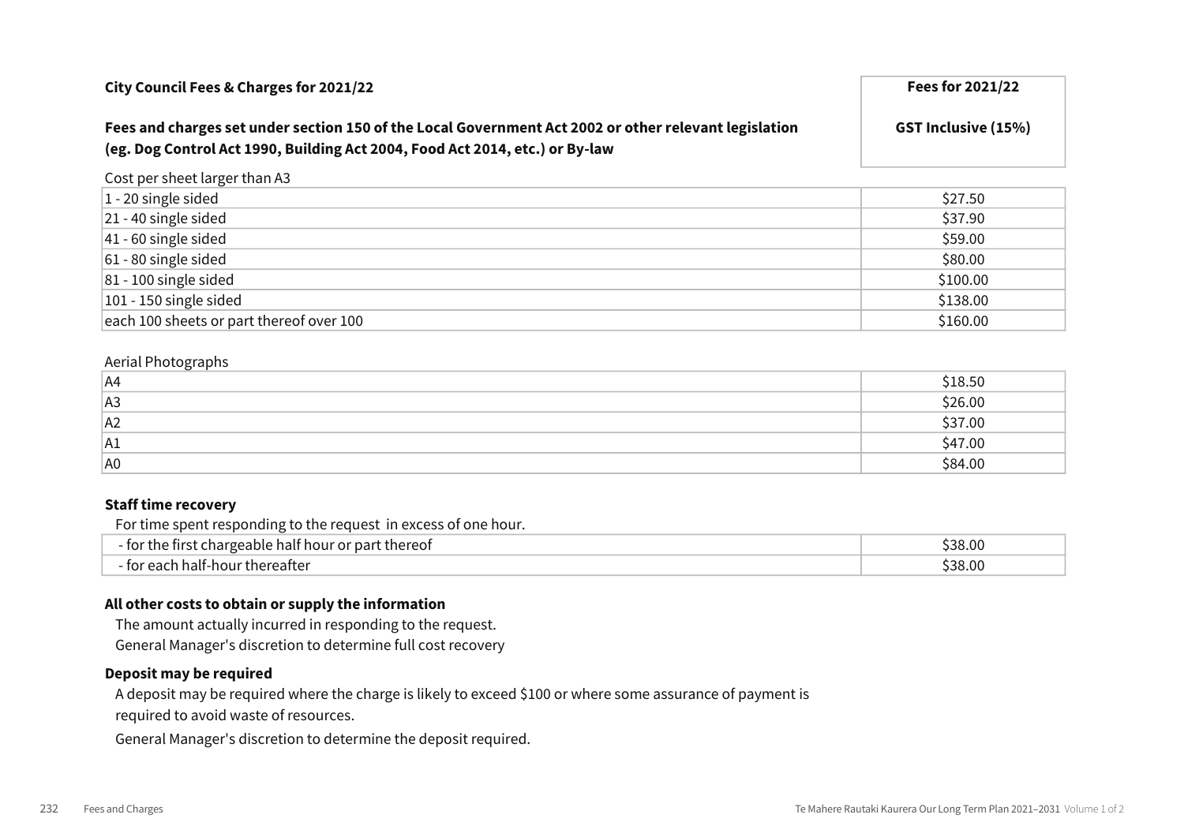| City Council Fees & Charges for 2021/22<br><br>**Fees and charges set under section 150 of the Local Government Act 2002 or other relevant legislation (eg. Dog Control Act 1990, Building Act 2004, Food Act 2014, etc.) or By-law** | **Fees for 2021/22**<br><br>**GST Inclusive (15%)** |
|---|---|

Cost per sheet larger than A3

| | |
|---|---|
| 1 - 20 single sided | $27.50 |
| 21 - 40 single sided | $37.90 |
| 41 - 60 single sided | $59.00 |
| 61 - 80 single sided | $80.00 |
| 81 - 100 single sided | $100.00 |
| 101 - 150 single sided | $138.00 |
| each 100 sheets or part thereof over 100 | $160.00 |

Aerial Photographs

| | |
|---|---|
| A4 | $18.50 |
| A3 | $26.00 |
| A2 | $37.00 |
| A1 | $47.00 |
| A0 | $84.00 |

**Staff time recovery**

For time spent responding to the request in excess of one hour.

| | |
|---|---|
| - for the first chargeable half hour or part thereof | $38.00 |
| - for each half-hour thereafter | $38.00 |

**All other costs to obtain or supply the information**

The amount actually incurred in responding to the request.

General Manager's discretion to determine full cost recovery

**Deposit may be required**

A deposit may be required where the charge is likely to exceed $100 or where some assurance of payment is required to avoid waste of resources.

General Manager's discretion to determine the deposit required.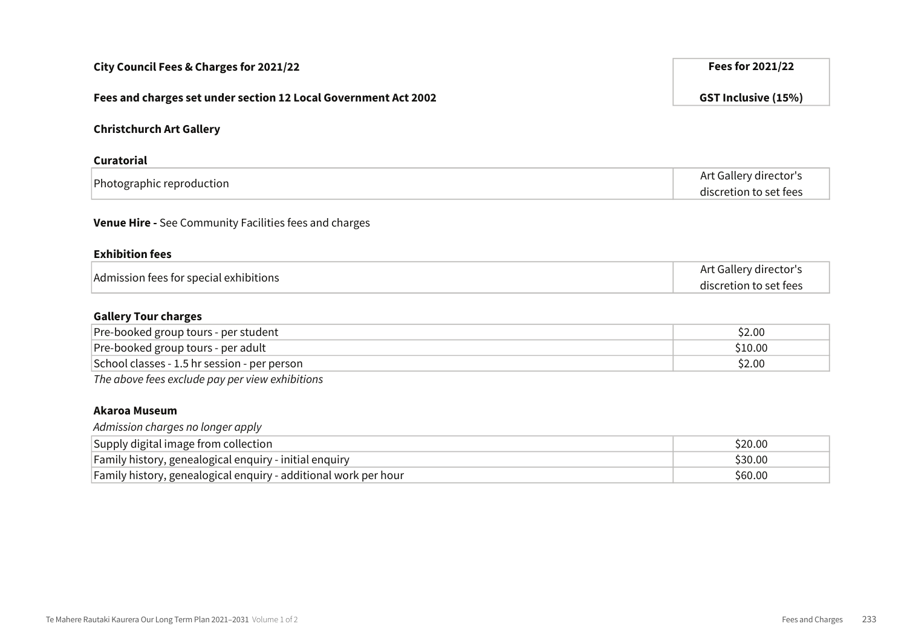| City Council Fees & Charges for 2021/22 | Fees for 2021/22 |
|---|---|
| Fees and charges set under section 12 Local Government Act 2002 | GST Inclusive (15%) |

**Christchurch Art Gallery**

**Curatorial**

| | |
|---|---|
| Photographic reproduction | Art Gallery director's discretion to set fees |

**Venue Hire -** See Community Facilities fees and charges

**Exhibition fees**

| | |
|---|---|
| Admission fees for special exhibitions | Art Gallery director's discretion to set fees |

**Gallery Tour charges**

| | |
|---|---|
| Pre-booked group tours - per student | $2.00 |
| Pre-booked group tours - per adult | $10.00 |
| School classes - 1.5 hr session - per person | $2.00 |

*The above fees exclude pay per view exhibitions*

**Akaroa Museum**

*Admission charges no longer apply*

| | |
|---|---|
| Supply digital image from collection | $20.00 |
| Family history, genealogical enquiry - initial enquiry | $30.00 |
| Family history, genealogical enquiry - additional work per hour | $60.00 |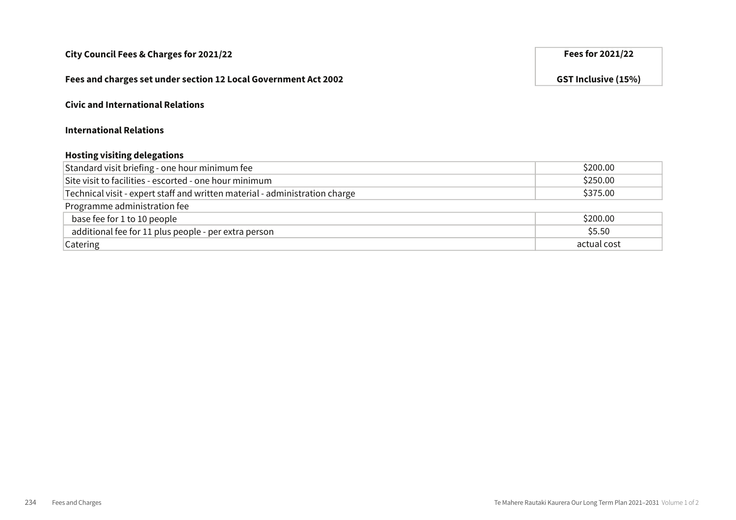**City Council Fees & Charges for 2021/22**

**Fees and charges set under section 12 Local Government Act 2002**

**Civic and International Relations**

**International Relations**

**Hosting visiting delegations**

| | Fees for 2021/22 GST Inclusive (15%) |
|---|---|
| Standard visit briefing - one hour minimum fee | $200.00 |
| Site visit to facilities - escorted - one hour minimum | $250.00 |
| Technical visit - expert staff and written material - administration charge | $375.00 |
| Programme administration fee | |
| base fee for 1 to 10 people | $200.00 |
| additional fee for 11 plus people - per extra person | $5.50 |
| Catering | actual cost |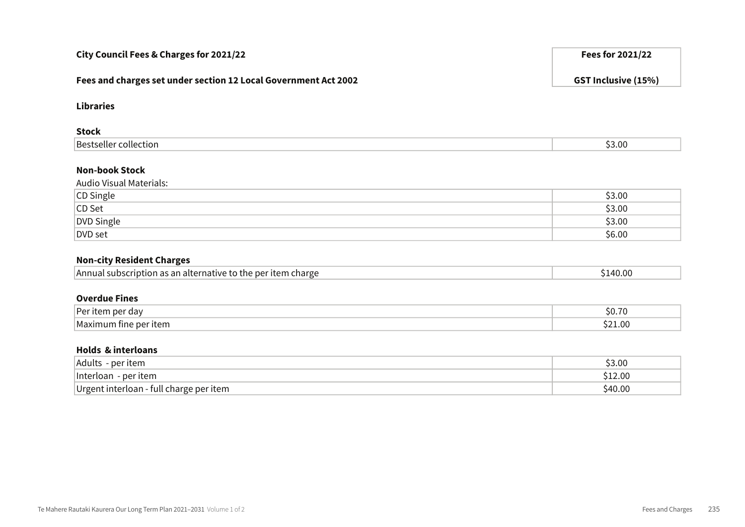| City Council Fees & Charges for 2021/22 | Fees for 2021/22 |
|---|---|
| **Fees and charges set under section 12 Local Government Act 2002** | **GST Inclusive (15%)** |

**Libraries**

**Stock**

| | |
|---|---|
| Bestseller collection | $3.00 |

**Non-book Stock**

Audio Visual Materials:

| | |
|---|---|
| CD Single | $3.00 |
| CD Set | $3.00 |
| DVD Single | $3.00 |
| DVD set | $6.00 |

**Non-city Resident Charges**

| | |
|---|---|
| Annual subscription as an alternative to the per item charge | $140.00 |

**Overdue Fines**

| | |
|---|---|
| Per item per day | $0.70 |
| Maximum fine per item | $21.00 |

**Holds & interloans**

| | |
|---|---|
| Adults - per item | $3.00 |
| Interloan - per item | $12.00 |
| Urgent interloan - full charge per item | $40.00 |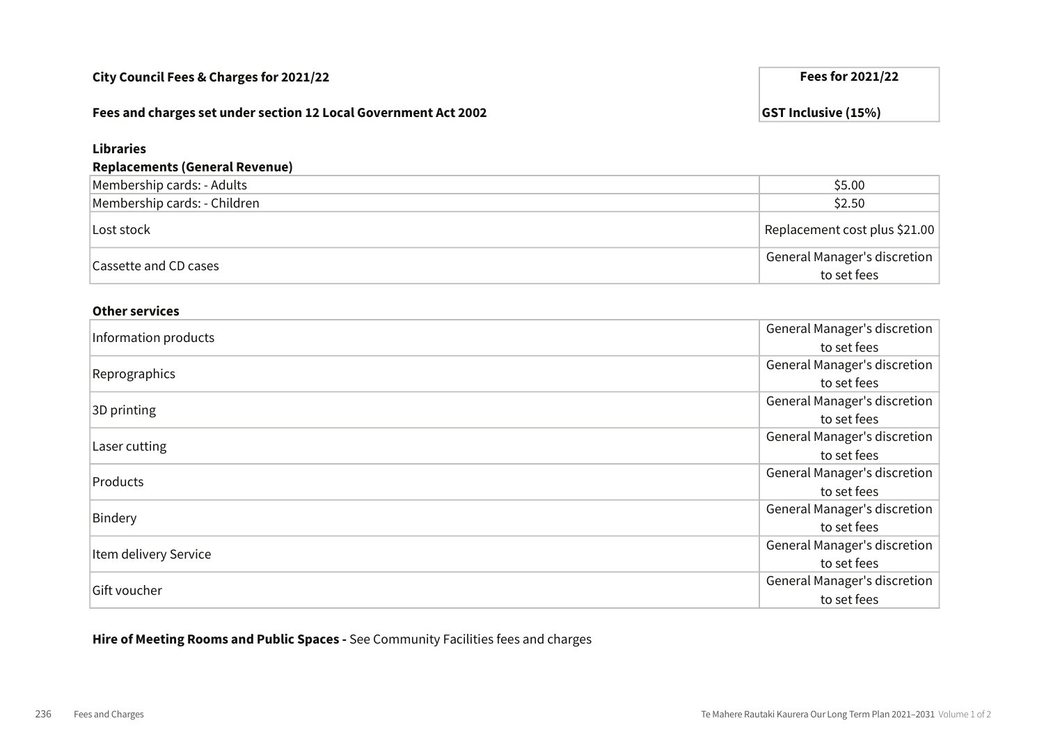| City Council Fees & Charges for 2021/22 | Fees for 2021/22 |
| --- | --- |
| **Fees and charges set under section 12 Local Government Act 2002** | **GST Inclusive (15%)** |

**Libraries**

**Replacements (General Revenue)**

| Item | Fee |
| --- | --- |
| Membership cards: - Adults | $5.00 |
| Membership cards: - Children | $2.50 |
| Lost stock | Replacement cost plus $21.00 |
| Cassette and CD cases | General Manager's discretion to set fees |

**Other services**

| Item | Fee |
| --- | --- |
| Information products | General Manager's discretion to set fees |
| Reprographics | General Manager's discretion to set fees |
| 3D printing | General Manager's discretion to set fees |
| Laser cutting | General Manager's discretion to set fees |
| Products | General Manager's discretion to set fees |
| Bindery | General Manager's discretion to set fees |
| Item delivery Service | General Manager's discretion to set fees |
| Gift voucher | General Manager's discretion to set fees |

**Hire of Meeting Rooms and Public Spaces -** See Community Facilities fees and charges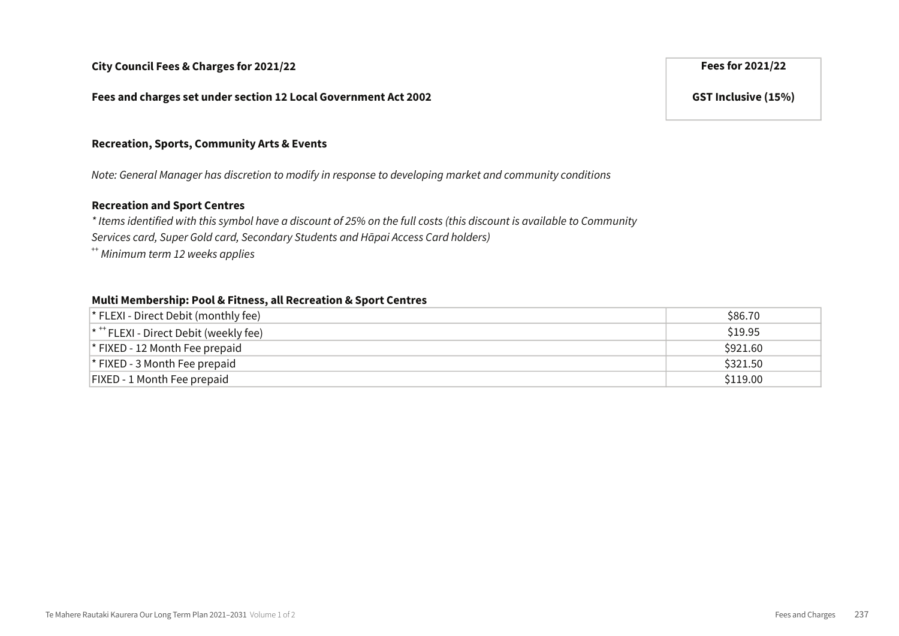**City Council Fees & Charges for 2021/22**

**Fees and charges set under section 12 Local Government Act 2002**

| | Fees for 2021/22 |
|---|---|
| | GST Inclusive (15%) |

### Recreation, Sports, Community Arts & Events

*Note: General Manager has discretion to modify in response to developing market and community conditions*

### Recreation and Sport Centres

*\* Items identified with this symbol have a discount of 25% on the full costs (this discount is available to Community Services card, Super Gold card, Secondary Students and Hāpai Access Card holders)*

*++ Minimum term 12 weeks applies*

**Multi Membership: Pool & Fitness, all Recreation & Sport Centres**

| Item | Fees for 2021/22 GST Inclusive (15%) |
|---|---|
| * FLEXI - Direct Debit (monthly fee) | $86.70 |
| * ++ FLEXI - Direct Debit (weekly fee) | $19.95 |
| * FIXED - 12 Month Fee prepaid | $921.60 |
| * FIXED - 3 Month Fee prepaid | $321.50 |
| FIXED - 1 Month Fee prepaid | $119.00 |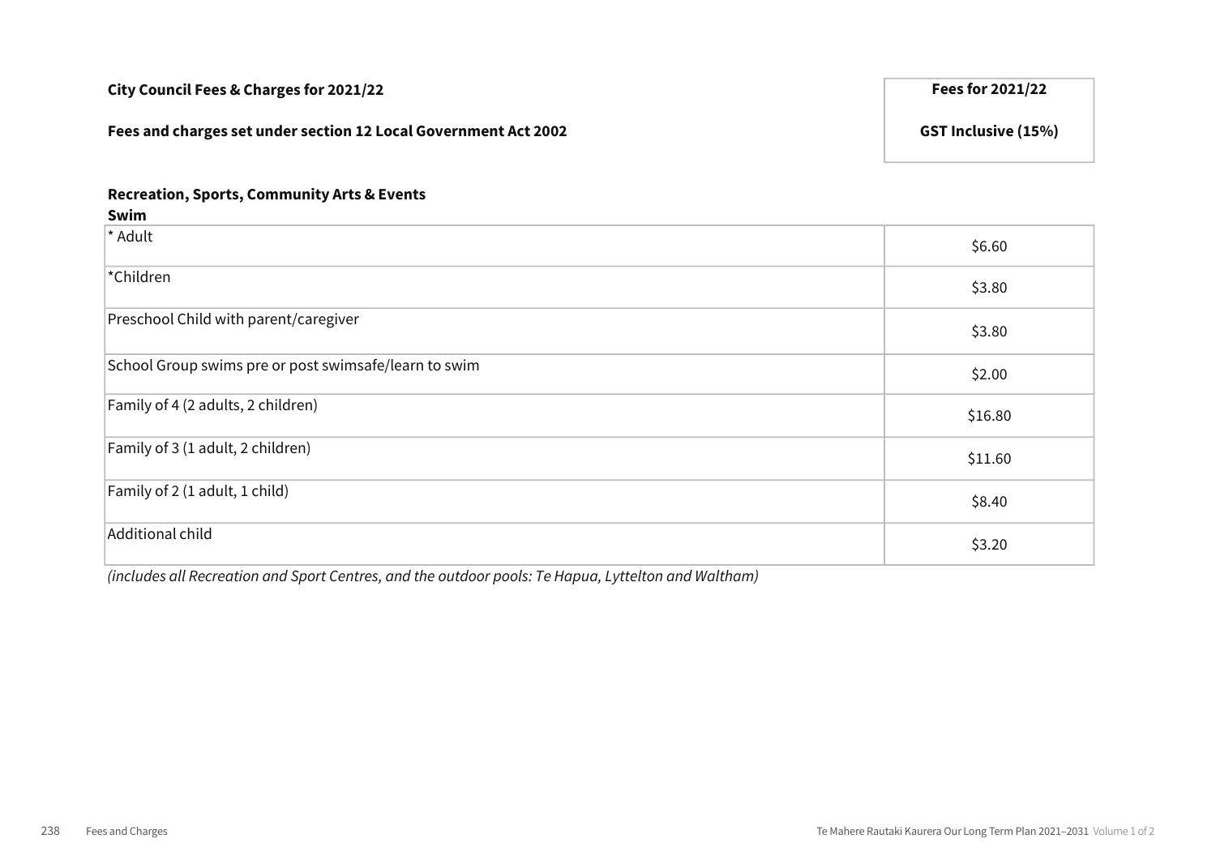| City Council Fees & Charges for 2021/22<br><br>Fees and charges set under section 12 Local Government Act 2002 | Fees for 2021/22<br><br>GST Inclusive (15%) |
|---|---|

**Recreation, Sports, Community Arts & Events**

**Swim**

| Item | Fees for 2021/22 GST Inclusive (15%) |
|---|---|
| * Adult | $6.60 |
| *Children | $3.80 |
| Preschool Child with parent/caregiver | $3.80 |
| School Group swims pre or post swimsafe/learn to swim | $2.00 |
| Family of 4 (2 adults, 2 children) | $16.80 |
| Family of 3 (1 adult, 2 children) | $11.60 |
| Family of 2 (1 adult, 1 child) | $8.40 |
| Additional child | $3.20 |

*(includes all Recreation and Sport Centres, and the outdoor pools: Te Hapua, Lyttelton and Waltham)*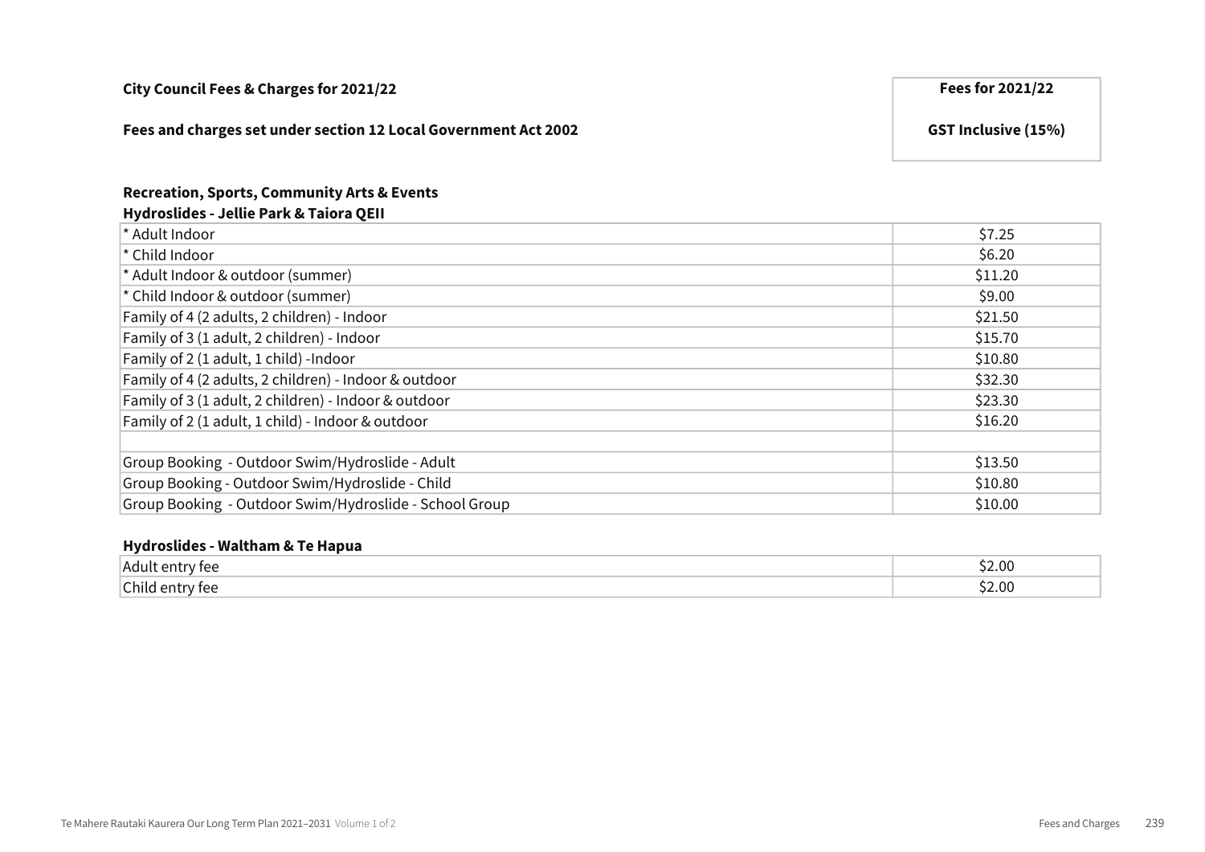| City Council Fees & Charges for 2021/22 | Fees for 2021/22 |
|---|---|
| Fees and charges set under section 12 Local Government Act 2002 | GST Inclusive (15%) |

**Recreation, Sports, Community Arts & Events**

**Hydroslides - Jellie Park & Taiora QEII**

| Item | Fee |
|---|---|
| * Adult Indoor | $7.25 |
| * Child Indoor | $6.20 |
| * Adult Indoor & outdoor (summer) | $11.20 |
| * Child Indoor & outdoor (summer) | $9.00 |
| Family of 4 (2 adults, 2 children) - Indoor | $21.50 |
| Family of 3 (1 adult, 2 children) - Indoor | $15.70 |
| Family of 2 (1 adult, 1 child) -Indoor | $10.80 |
| Family of 4 (2 adults, 2 children) - Indoor & outdoor | $32.30 |
| Family of 3 (1 adult, 2 children) - Indoor & outdoor | $23.30 |
| Family of 2 (1 adult, 1 child) - Indoor & outdoor | $16.20 |
| | |
| Group Booking - Outdoor Swim/Hydroslide - Adult | $13.50 |
| Group Booking - Outdoor Swim/Hydroslide - Child | $10.80 |
| Group Booking - Outdoor Swim/Hydroslide - School Group | $10.00 |

**Hydroslides - Waltham & Te Hapua**

| Item | Fee |
|---|---|
| Adult entry fee | $2.00 |
| Child entry fee | $2.00 |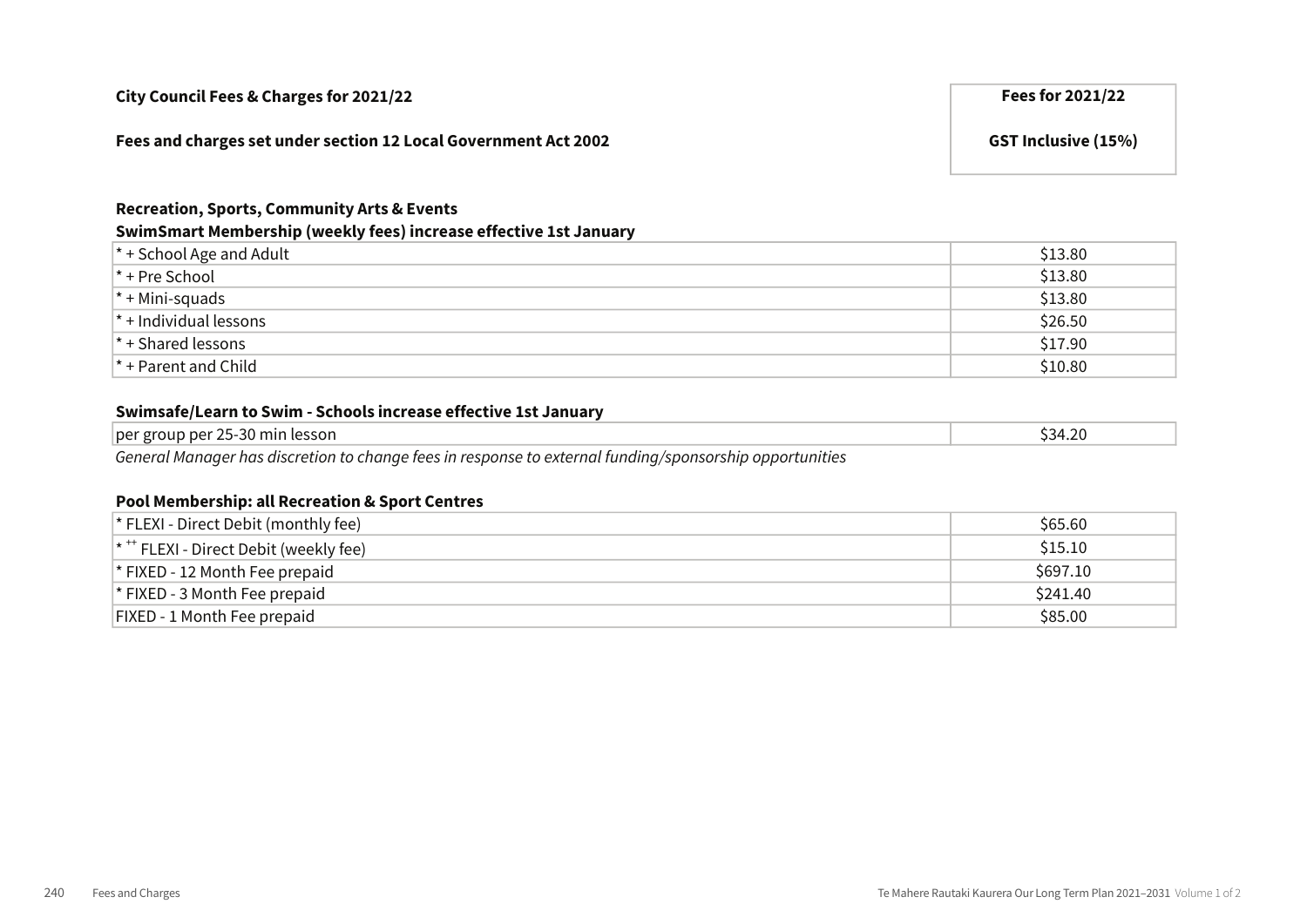| City Council Fees & Charges for 2021/22 | Fees for 2021/22 |
| --- | --- |
| **Fees and charges set under section 12 Local Government Act 2002** | **GST Inclusive (15%)** |

**Recreation, Sports, Community Arts & Events**

**SwimSmart Membership (weekly fees) increase effective 1st January**

| | |
| --- | --- |
| * + School Age and Adult | $13.80 |
| * + Pre School | $13.80 |
| * + Mini-squads | $13.80 |
| * + Individual lessons | $26.50 |
| * + Shared lessons | $17.90 |
| * + Parent and Child | $10.80 |

**Swimsafe/Learn to Swim - Schools increase effective 1st January**

| | |
| --- | --- |
| per group per 25-30 min lesson | $34.20 |

*General Manager has discretion to change fees in response to external funding/sponsorship opportunities*

**Pool Membership: all Recreation & Sport Centres**

| | |
| --- | --- |
| * FLEXI - Direct Debit (monthly fee) | $65.60 |
| * ++ FLEXI - Direct Debit (weekly fee) | $15.10 |
| * FIXED - 12 Month Fee prepaid | $697.10 |
| * FIXED - 3 Month Fee prepaid | $241.40 |
| FIXED - 1 Month Fee prepaid | $85.00 |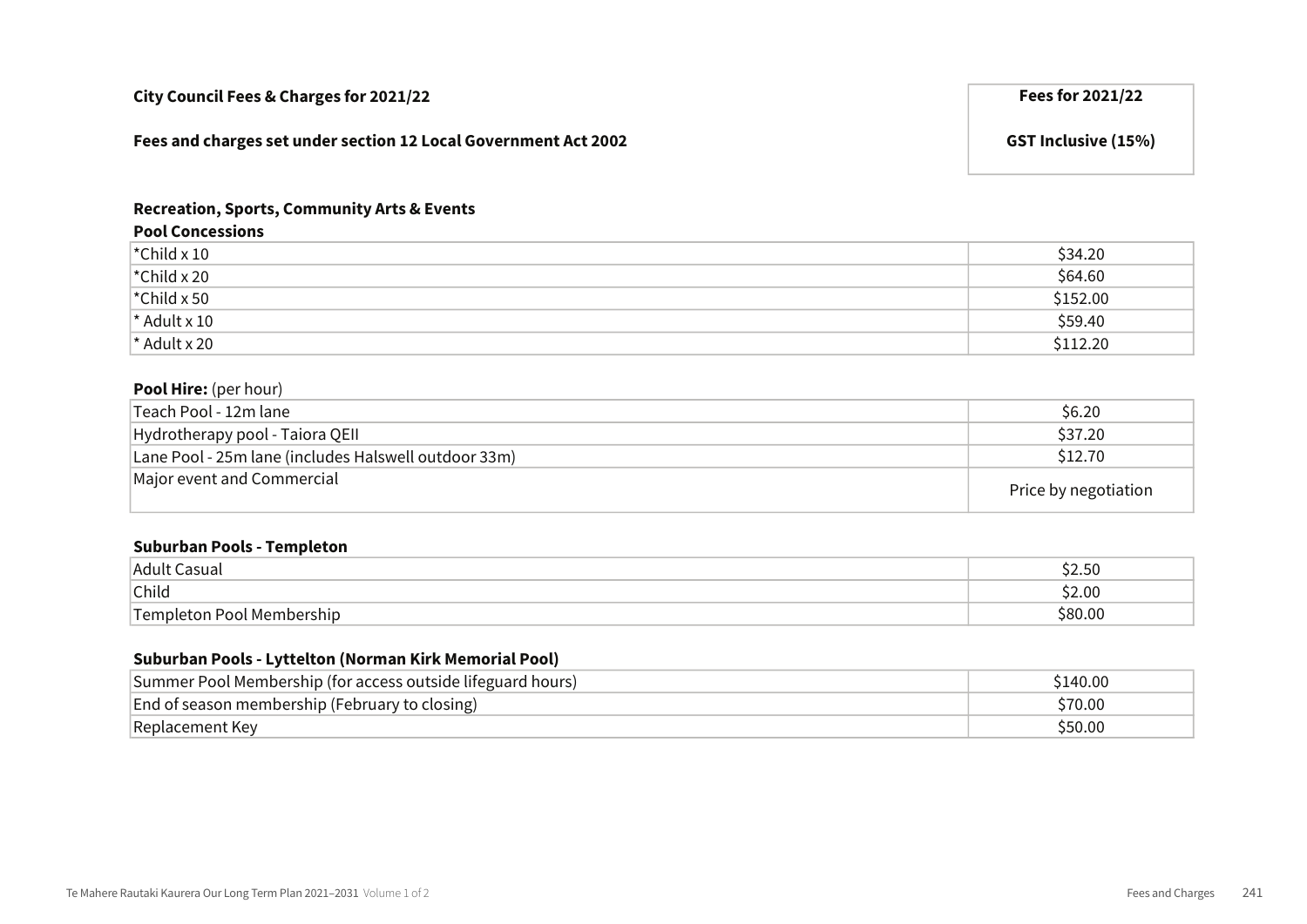| City Council Fees & Charges for 2021/22 | Fees for 2021/22 |
| --- | --- |
| Fees and charges set under section 12 Local Government Act 2002 | GST Inclusive (15%) |

**Recreation, Sports, Community Arts & Events**

**Pool Concessions**

| | |
| --- | --- |
| *Child x 10 | $34.20 |
| *Child x 20 | $64.60 |
| *Child x 50 | $152.00 |
| * Adult x 10 | $59.40 |
| * Adult x 20 | $112.20 |

**Pool Hire:** (per hour)

| | |
| --- | --- |
| Teach Pool - 12m lane | $6.20 |
| Hydrotherapy pool - Taiora QEII | $37.20 |
| Lane Pool - 25m lane (includes Halswell outdoor 33m) | $12.70 |
| Major event and Commercial | Price by negotiation |

**Suburban Pools - Templeton**

| | |
| --- | --- |
| Adult Casual | $2.50 |
| Child | $2.00 |
| Templeton Pool Membership | $80.00 |

**Suburban Pools - Lyttelton (Norman Kirk Memorial Pool)**

| | |
| --- | --- |
| Summer Pool Membership (for access outside lifeguard hours) | $140.00 |
| End of season membership (February to closing) | $70.00 |
| Replacement Key | $50.00 |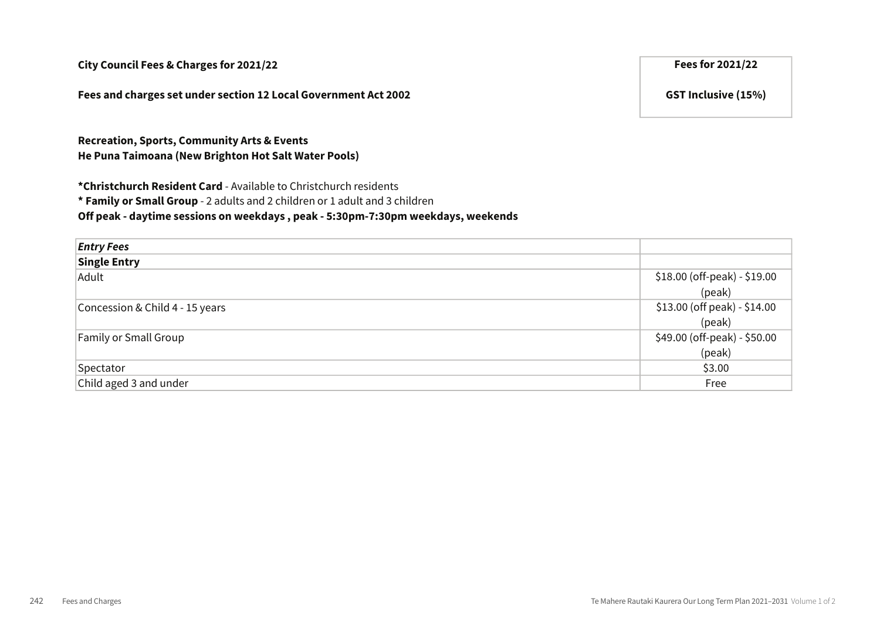**City Council Fees & Charges for 2021/22**

**Fees and charges set under section 12 Local Government Act 2002**

| | Fees for 2021/22 |
|---|---|
| | GST Inclusive (15%) |

**Recreation, Sports, Community Arts & Events**
**He Puna Taimoana (New Brighton Hot Salt Water Pools)**

***Christchurch Resident Card** - Available to Christchurch residents
*** Family or Small Group** - 2 adults and 2 children or 1 adult and 3 children
**Off peak - daytime sessions on weekdays , peak - 5:30pm-7:30pm weekdays, weekends**

| | |
|---|---|
| ***Entry Fees*** | |
| **Single Entry** | |
| Adult | $18.00 (off-peak) - $19.00 (peak) |
| Concession & Child 4 - 15 years | $13.00 (off peak) - $14.00 (peak) |
| Family or Small Group | $49.00 (off-peak) - $50.00 (peak) |
| Spectator | $3.00 |
| Child aged 3 and under | Free |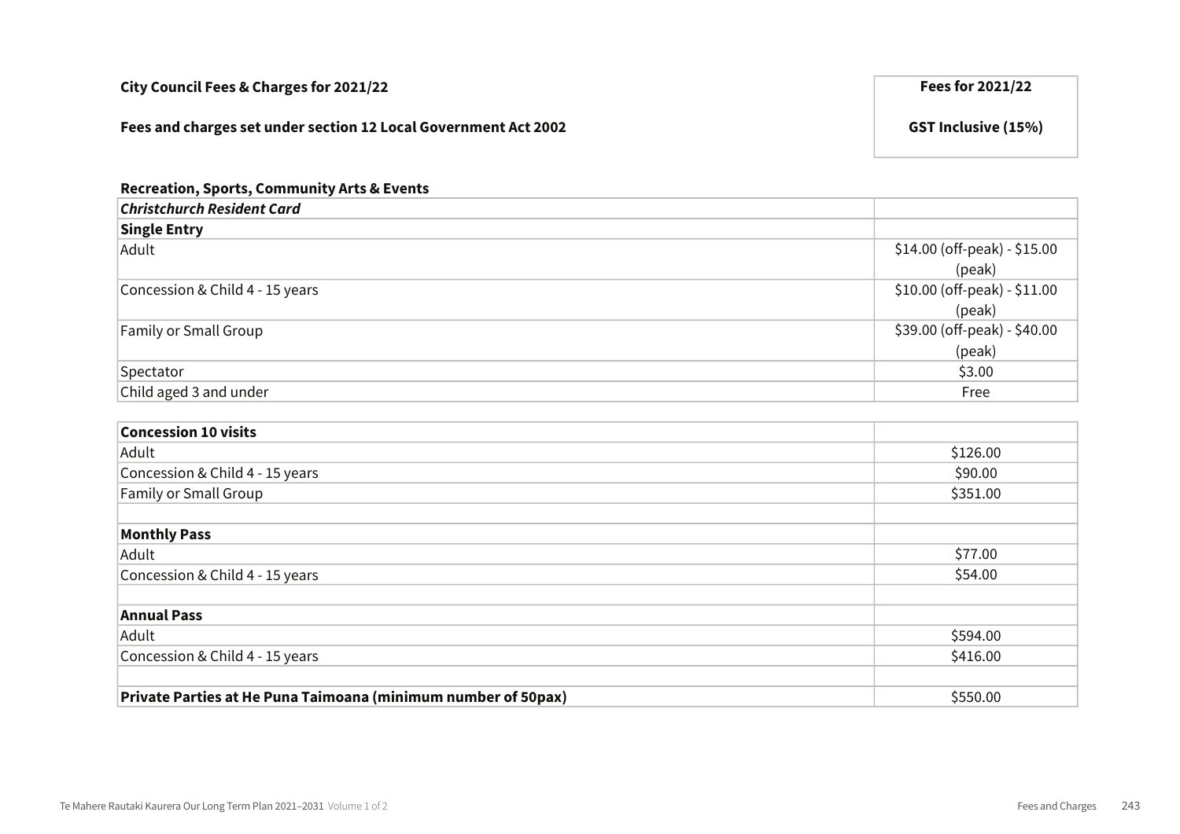| City Council Fees & Charges for 2021/22 | Fees for 2021/22 |
|---|---|
| **Fees and charges set under section 12 Local Government Act 2002** | **GST Inclusive (15%)** |

**Recreation, Sports, Community Arts & Events**

| ***Christchurch Resident Card*** | |
|---|---|
| **Single Entry** | |
| Adult | $14.00 (off-peak) - $15.00 (peak) |
| Concession & Child 4 - 15 years | $10.00 (off-peak) - $11.00 (peak) |
| Family or Small Group | $39.00 (off-peak) - $40.00 (peak) |
| Spectator | $3.00 |
| Child aged 3 and under | Free |

| **Concession 10 visits** | |
|---|---|
| Adult | $126.00 |
| Concession & Child 4 - 15 years | $90.00 |
| Family or Small Group | $351.00 |
| | |
| **Monthly Pass** | |
| Adult | $77.00 |
| Concession & Child 4 - 15 years | $54.00 |
| | |
| **Annual Pass** | |
| Adult | $594.00 |
| Concession & Child 4 - 15 years | $416.00 |
| | |
| **Private Parties at He Puna Taimoana (minimum number of 50pax)** | $550.00 |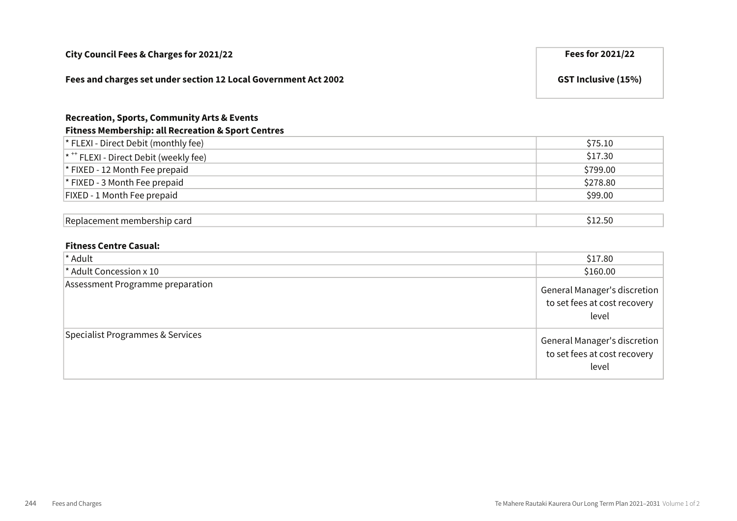**City Council Fees & Charges for 2021/22**

**Fees and charges set under section 12 Local Government Act 2002**

| | Fees for 2021/22 GST Inclusive (15%) |
|---|---|
| **Recreation, Sports, Community Arts & Events** | |
| **Fitness Membership: all Recreation & Sport Centres** | |
| * FLEXI - Direct Debit (monthly fee) | $75.10 |
| * ++ FLEXI - Direct Debit (weekly fee) | $17.30 |
| * FIXED - 12 Month Fee prepaid | $799.00 |
| * FIXED - 3 Month Fee prepaid | $278.80 |
| FIXED - 1 Month Fee prepaid | $99.00 |
| | |
| Replacement membership card | $12.50 |
| | |
| **Fitness Centre Casual:** | |
| * Adult | $17.80 |
| * Adult Concession x 10 | $160.00 |
| Assessment Programme preparation | General Manager's discretion to set fees at cost recovery level |
| Specialist Programmes & Services | General Manager's discretion to set fees at cost recovery level |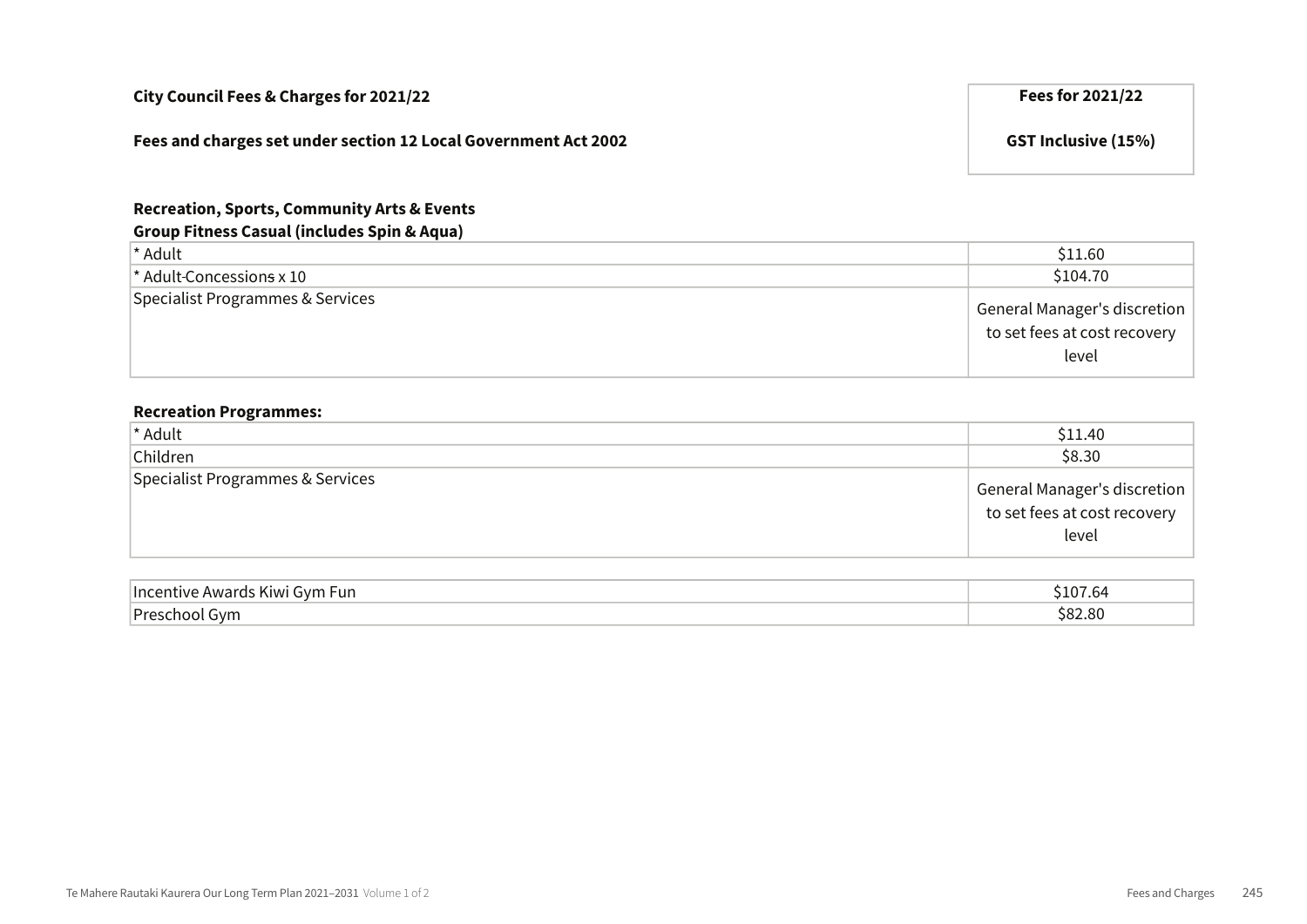| City Council Fees & Charges for 2021/22<br><br>Fees and charges set under section 12 Local Government Act 2002 | Fees for 2021/22<br><br>GST Inclusive (15%) |
|---|---|

**Recreation, Sports, Community Arts & Events**

**Group Fitness Casual (includes Spin & Aqua)**

| | |
|---|---|
| * Adult | $11.60 |
| * Adult Concessions x 10 | $104.70 |
| Specialist Programmes & Services | General Manager's discretion to set fees at cost recovery level |

**Recreation Programmes:**

| | |
|---|---|
| * Adult | $11.40 |
| Children | $8.30 |
| Specialist Programmes & Services | General Manager's discretion to set fees at cost recovery level |

| | |
|---|---|
| Incentive Awards Kiwi Gym Fun | $107.64 |
| Preschool Gym | $82.80 |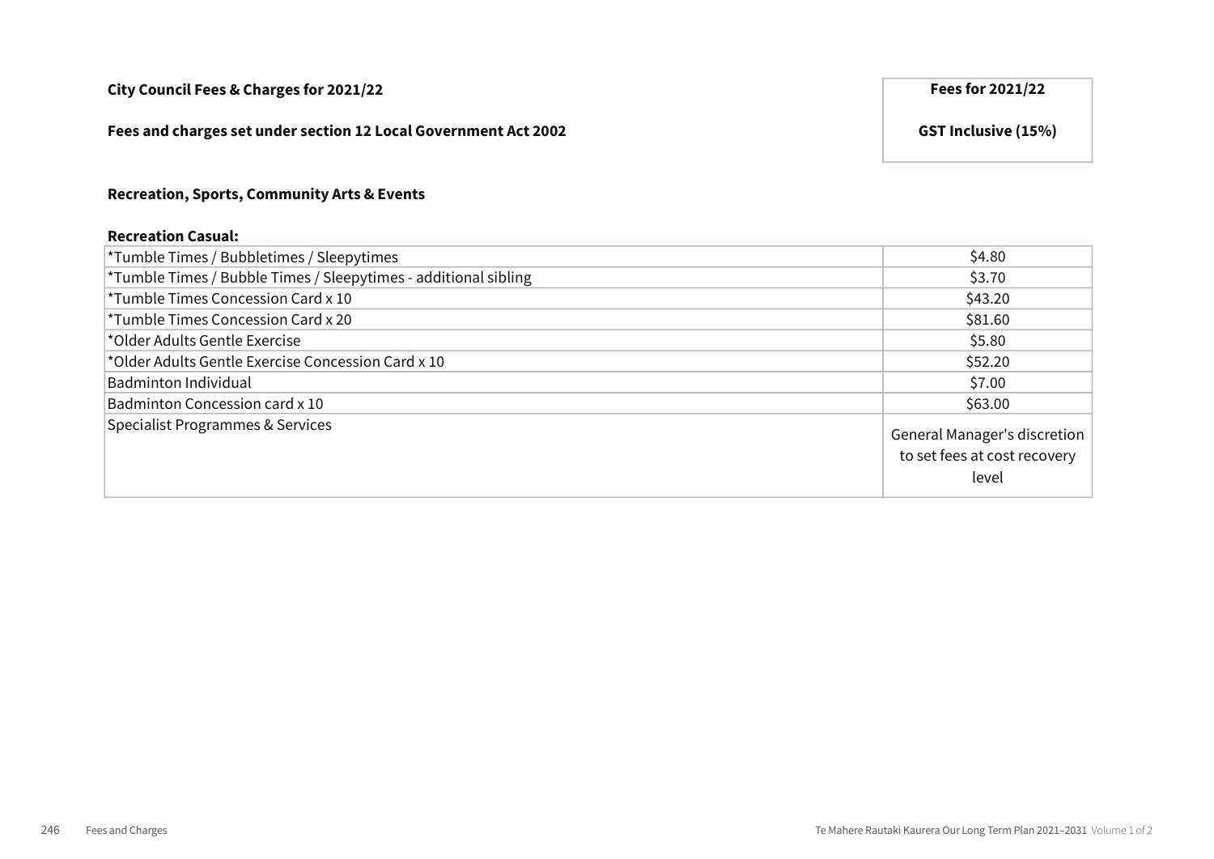**City Council Fees & Charges for 2021/22**

**Fees and charges set under section 12 Local Government Act 2002**

| | **Fees for 2021/22** |
|---|---|
| | **GST Inclusive (15%)** |

**Recreation, Sports, Community Arts & Events**

**Recreation Casual:**

| Item | Fees for 2021/22 GST Inclusive (15%) |
|---|---|
| *Tumble Times / Bubbletimes / Sleepytimes | $4.80 |
| *Tumble Times / Bubble Times / Sleepytimes - additional sibling | $3.70 |
| *Tumble Times Concession Card x 10 | $43.20 |
| *Tumble Times Concession Card x 20 | $81.60 |
| *Older Adults Gentle Exercise | $5.80 |
| *Older Adults Gentle Exercise Concession Card x 10 | $52.20 |
| Badminton Individual | $7.00 |
| Badminton Concession card x 10 | $63.00 |
| Specialist Programmes & Services | General Manager's discretion to set fees at cost recovery level |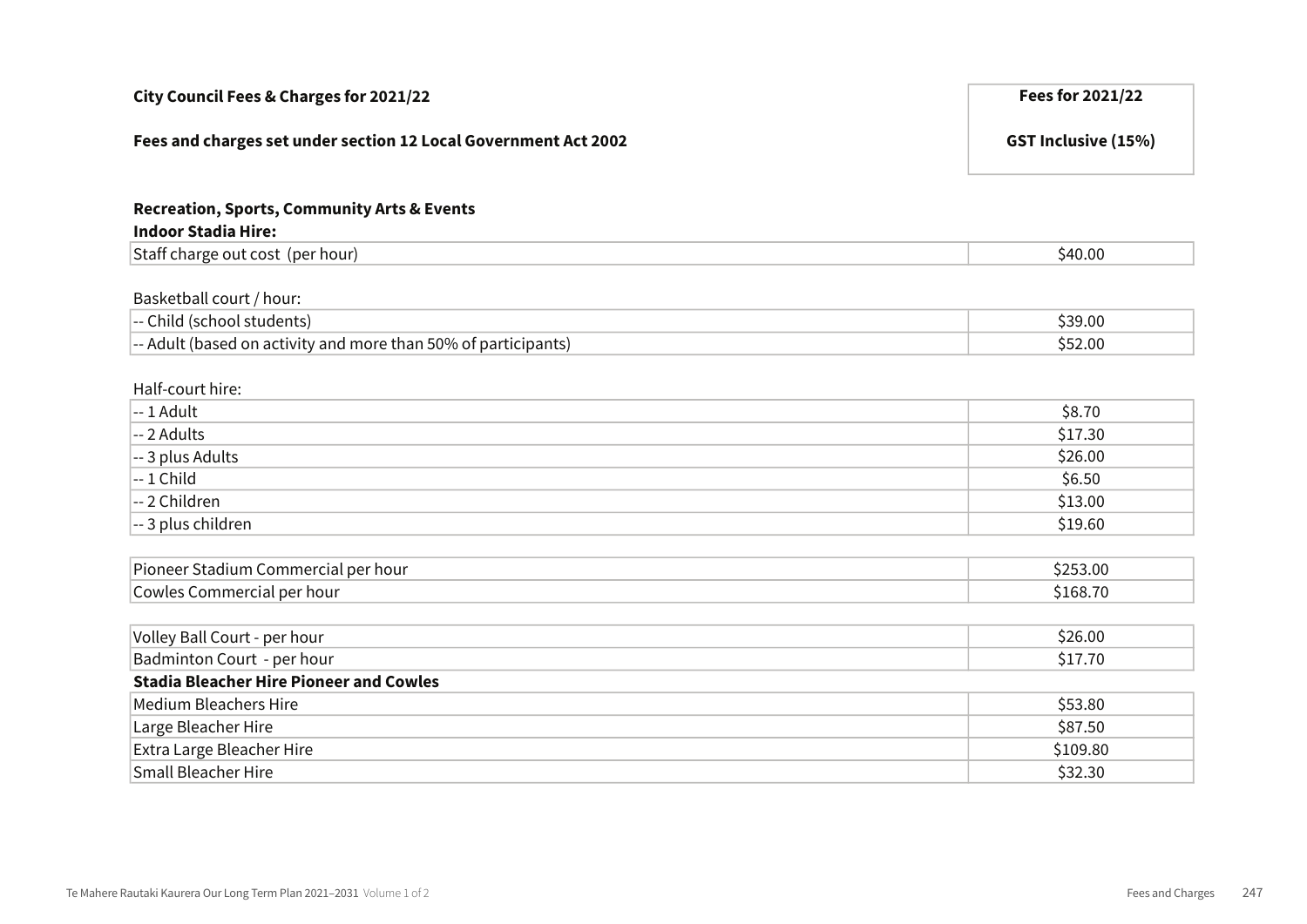| City Council Fees & Charges for 2021/22<br><br>Fees and charges set under section 12 Local Government Act 2002 | Fees for 2021/22<br><br>GST Inclusive (15%) |
|---|---|

**Recreation, Sports, Community Arts & Events**

**Indoor Stadia Hire:**

| | |
|---|---|
| Staff charge out cost (per hour) | $40.00 |

Basketball court / hour:

| | |
|---|---|
| -- Child (school students) | $39.00 |
| -- Adult (based on activity and more than 50% of participants) | $52.00 |

Half-court hire:

| | |
|---|---|
| -- 1 Adult | $8.70 |
| -- 2 Adults | $17.30 |
| -- 3 plus Adults | $26.00 |
| -- 1 Child | $6.50 |
| -- 2 Children | $13.00 |
| -- 3 plus children | $19.60 |

| | |
|---|---|
| Pioneer Stadium Commercial per hour | $253.00 |
| Cowles Commercial per hour | $168.70 |

| | |
|---|---|
| Volley Ball Court - per hour | $26.00 |
| Badminton Court - per hour | $17.70 |
| **Stadia Bleacher Hire Pioneer and Cowles** | |
| Medium Bleachers Hire | $53.80 |
| Large Bleacher Hire | $87.50 |
| Extra Large Bleacher Hire | $109.80 |
| Small Bleacher Hire | $32.30 |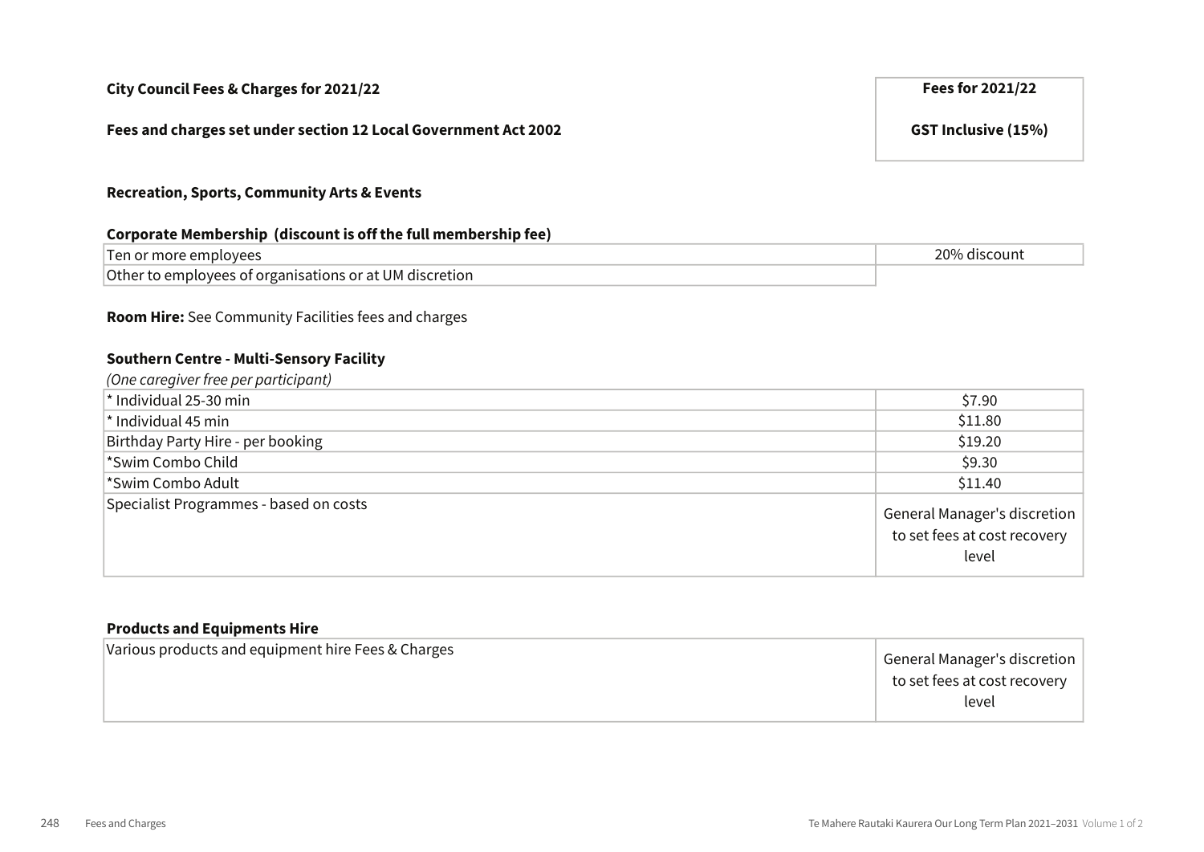| City Council Fees & Charges for 2021/22 | Fees for 2021/22 |
|---|---|
| Fees and charges set under section 12 Local Government Act 2002 | GST Inclusive (15%) |

**Recreation, Sports, Community Arts & Events**

**Corporate Membership (discount is off the full membership fee)**

| | |
|---|---|
| Ten or more employees | 20% discount |
| Other to employees of organisations or at UM discretion | |

**Room Hire:** See Community Facilities fees and charges

**Southern Centre - Multi-Sensory Facility**

*(One caregiver free per participant)*

| | |
|---|---|
| * Individual 25-30 min | $7.90 |
| * Individual 45 min | $11.80 |
| Birthday Party Hire - per booking | $19.20 |
| *Swim Combo Child | $9.30 |
| *Swim Combo Adult | $11.40 |
| Specialist Programmes - based on costs | General Manager's discretion to set fees at cost recovery level |

**Products and Equipments Hire**

| | |
|---|---|
| Various products and equipment hire Fees & Charges | General Manager's discretion to set fees at cost recovery level |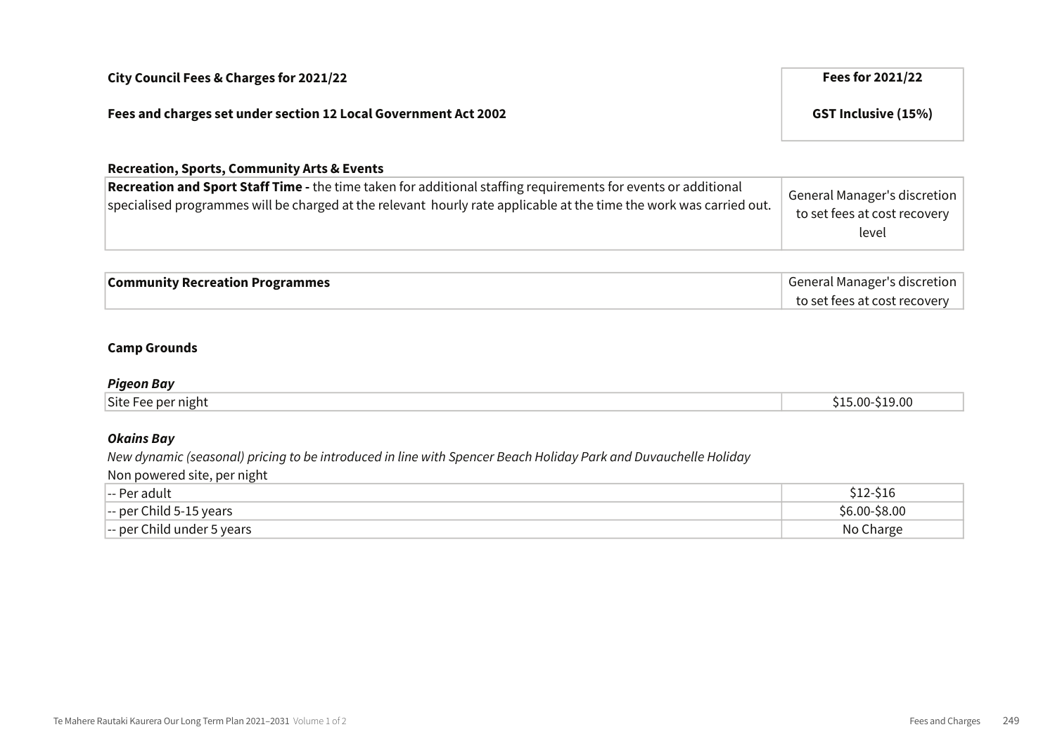| City Council Fees & Charges for 2021/22 | Fees for 2021/22 |
| --- | --- |
| Fees and charges set under section 12 Local Government Act 2002 | GST Inclusive (15%) |

**Recreation, Sports, Community Arts & Events**

| | |
| --- | --- |
| **Recreation and Sport Staff Time -** the time taken for additional staffing requirements for events or additional specialised programmes will be charged at the relevant hourly rate applicable at the time the work was carried out. | General Manager's discretion to set fees at cost recovery level |

| | |
| --- | --- |
| **Community Recreation Programmes** | General Manager's discretion to set fees at cost recovery |

**Camp Grounds**

***Pigeon Bay***

| | |
| --- | --- |
| Site Fee per night | $15.00-$19.00 |

***Okains Bay***

*New dynamic (seasonal) pricing to be introduced in line with Spencer Beach Holiday Park and Duvauchelle Holiday*

Non powered site, per night

| | |
| --- | --- |
| -- Per adult | $12-$16 |
| -- per Child 5-15 years | $6.00-$8.00 |
| -- per Child under 5 years | No Charge |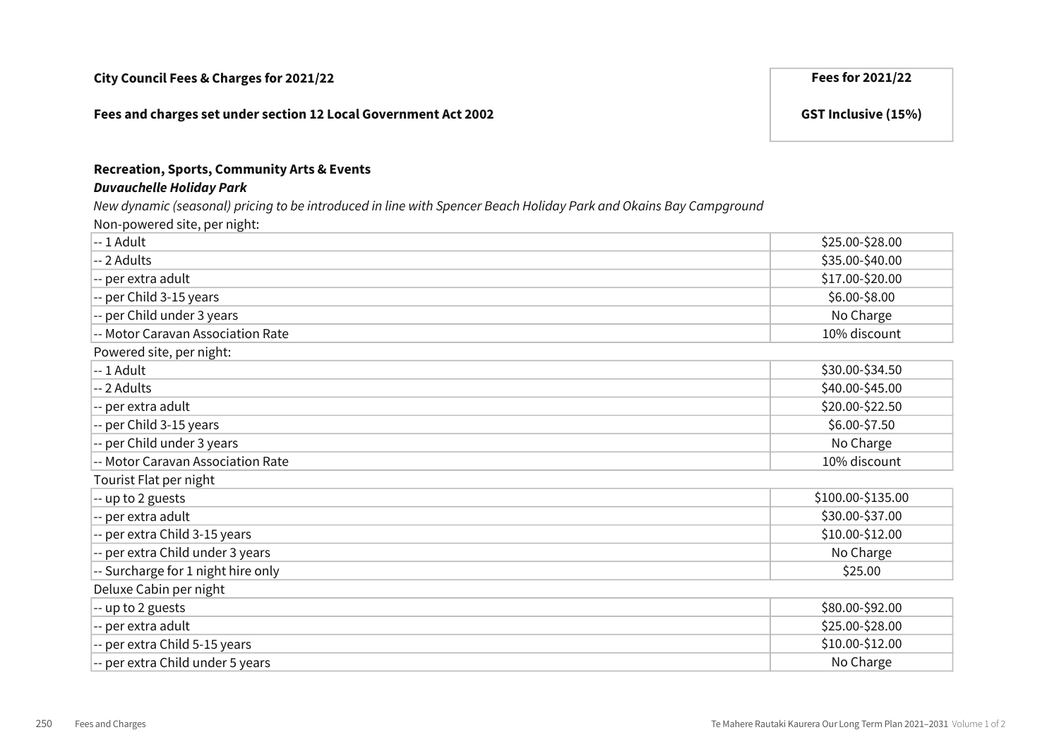| City Council Fees & Charges for 2021/22 | Fees for 2021/22 |
| --- | --- |
| **Fees and charges set under section 12 Local Government Act 2002** | **GST Inclusive (15%)** |

**Recreation, Sports, Community Arts & Events**

***Duvauchelle Holiday Park***

*New dynamic (seasonal) pricing to be introduced in line with Spencer Beach Holiday Park and Okains Bay Campground*

| Item | Fee |
| --- | --- |
| Non-powered site, per night: | |
| -- 1 Adult | $25.00-$28.00 |
| -- 2 Adults | $35.00-$40.00 |
| -- per extra adult | $17.00-$20.00 |
| -- per Child 3-15 years | $6.00-$8.00 |
| -- per Child under 3 years | No Charge |
| -- Motor Caravan Association Rate | 10% discount |
| Powered site, per night: | |
| -- 1 Adult | $30.00-$34.50 |
| -- 2 Adults | $40.00-$45.00 |
| -- per extra adult | $20.00-$22.50 |
| -- per Child 3-15 years | $6.00-$7.50 |
| -- per Child under 3 years | No Charge |
| -- Motor Caravan Association Rate | 10% discount |
| Tourist Flat per night | |
| -- up to 2 guests | $100.00-$135.00 |
| -- per extra adult | $30.00-$37.00 |
| -- per extra Child 3-15 years | $10.00-$12.00 |
| -- per extra Child under 3 years | No Charge |
| -- Surcharge for 1 night hire only | $25.00 |
| Deluxe Cabin per night | |
| -- up to 2 guests | $80.00-$92.00 |
| -- per extra adult | $25.00-$28.00 |
| -- per extra Child 5-15 years | $10.00-$12.00 |
| -- per extra Child under 5 years | No Charge |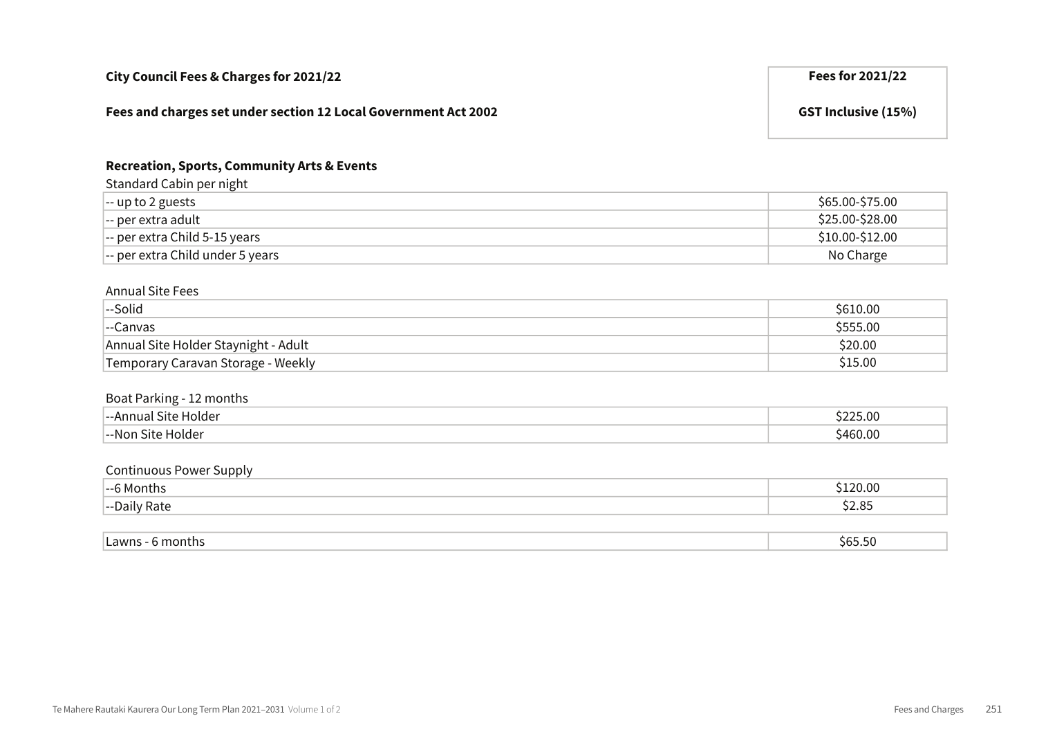| City Council Fees & Charges for 2021/22<br><br>Fees and charges set under section 12 Local Government Act 2002 | Fees for 2021/22<br><br>GST Inclusive (15%) |
|---|---|

### Recreation, Sports, Community Arts & Events

Standard Cabin per night

| | |
|---|---|
| -- up to 2 guests | $65.00-$75.00 |
| -- per extra adult | $25.00-$28.00 |
| -- per extra Child 5-15 years | $10.00-$12.00 |
| -- per extra Child under 5 years | No Charge |

Annual Site Fees

| | |
|---|---|
| --Solid | $610.00 |
| --Canvas | $555.00 |
| Annual Site Holder Staynight - Adult | $20.00 |
| Temporary Caravan Storage - Weekly | $15.00 |

Boat Parking - 12 months

| | |
|---|---|
| --Annual Site Holder | $225.00 |
| --Non Site Holder | $460.00 |

Continuous Power Supply

| | |
|---|---|
| --6 Months | $120.00 |
| --Daily Rate | $2.85 |

| | |
|---|---|
| Lawns - 6 months | $65.50 |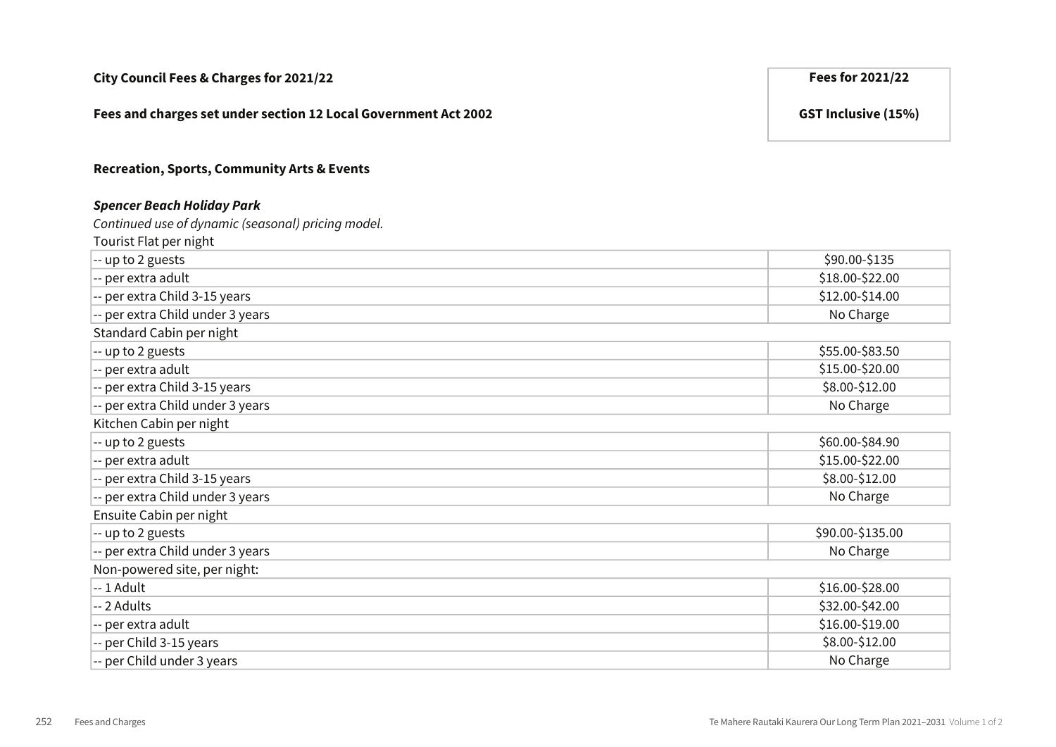**City Council Fees & Charges for 2021/22**

**Fees and charges set under section 12 Local Government Act 2002**

**Recreation, Sports, Community Arts & Events**

***Spencer Beach Holiday Park***

*Continued use of dynamic (seasonal) pricing model.*

| | Fees for 2021/22 GST Inclusive (15%) |
|---|---|
| Tourist Flat per night | |
| -- up to 2 guests | \$90.00-\$135 |
| -- per extra adult | \$18.00-\$22.00 |
| -- per extra Child 3-15 years | \$12.00-\$14.00 |
| -- per extra Child under 3 years | No Charge |
| Standard Cabin per night | |
| -- up to 2 guests | \$55.00-\$83.50 |
| -- per extra adult | \$15.00-\$20.00 |
| -- per extra Child 3-15 years | \$8.00-\$12.00 |
| -- per extra Child under 3 years | No Charge |
| Kitchen Cabin per night | |
| -- up to 2 guests | \$60.00-\$84.90 |
| -- per extra adult | \$15.00-\$22.00 |
| -- per extra Child 3-15 years | \$8.00-\$12.00 |
| -- per extra Child under 3 years | No Charge |
| Ensuite Cabin per night | |
| -- up to 2 guests | \$90.00-\$135.00 |
| -- per extra Child under 3 years | No Charge |
| Non-powered site, per night: | |
| -- 1 Adult | \$16.00-\$28.00 |
| -- 2 Adults | \$32.00-\$42.00 |
| -- per extra adult | \$16.00-\$19.00 |
| -- per Child 3-15 years | \$8.00-\$12.00 |
| -- per Child under 3 years | No Charge |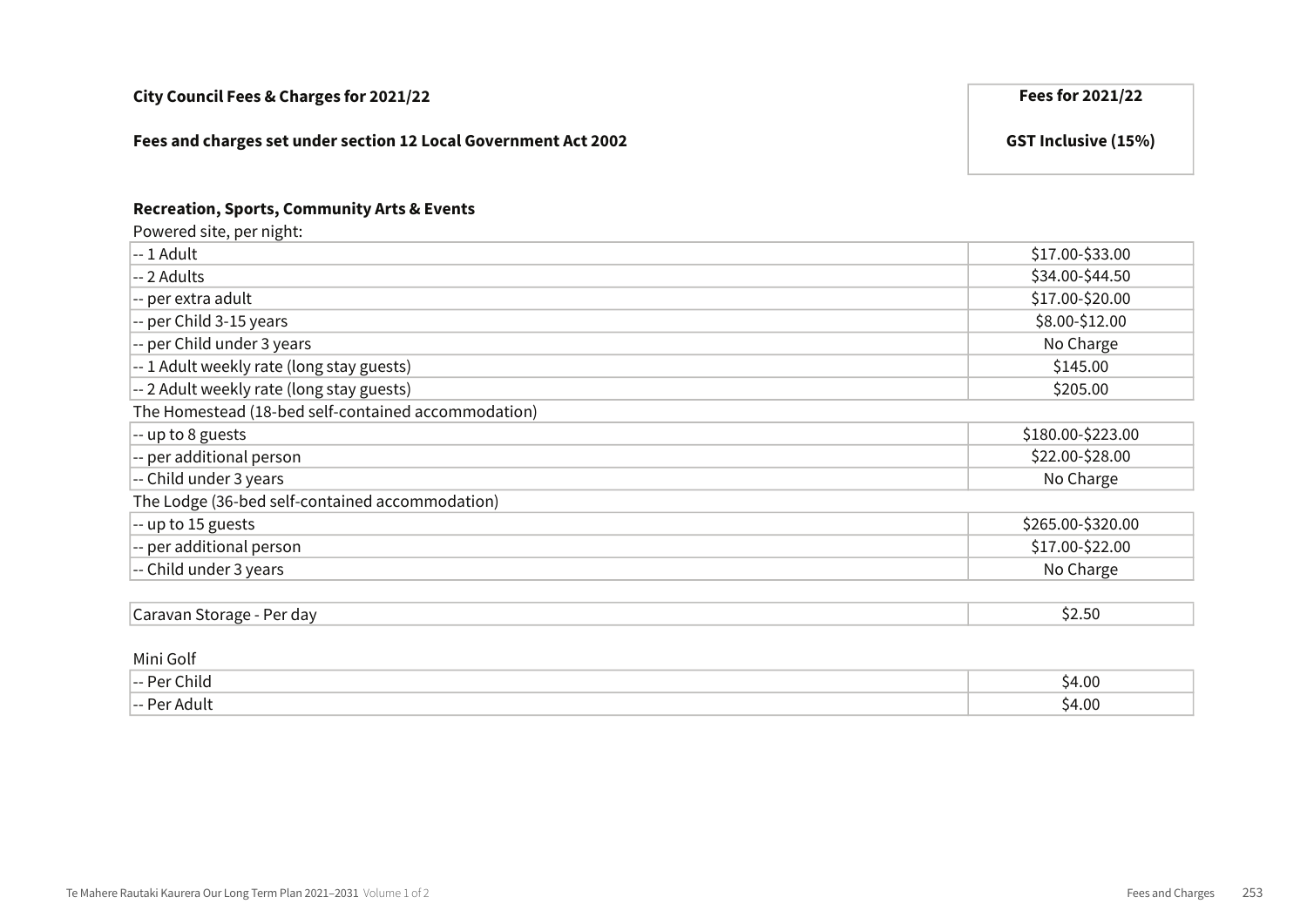| City Council Fees & Charges for 2021/22<br><br>Fees and charges set under section 12 Local Government Act 2002 | Fees for 2021/22<br><br>GST Inclusive (15%) |
|---|---|
| **Recreation, Sports, Community Arts & Events** | |
| Powered site, per night: | |
| -- 1 Adult | $17.00-$33.00 |
| -- 2 Adults | $34.00-$44.50 |
| -- per extra adult | $17.00-$20.00 |
| -- per Child 3-15 years | $8.00-$12.00 |
| -- per Child under 3 years | No Charge |
| -- 1 Adult weekly rate (long stay guests) | $145.00 |
| -- 2 Adult weekly rate (long stay guests) | $205.00 |
| The Homestead (18-bed self-contained accommodation) | |
| -- up to 8 guests | $180.00-$223.00 |
| -- per additional person | $22.00-$28.00 |
| -- Child under 3 years | No Charge |
| The Lodge (36-bed self-contained accommodation) | |
| -- up to 15 guests | $265.00-$320.00 |
| -- per additional person | $17.00-$22.00 |
| -- Child under 3 years | No Charge |
| Caravan Storage - Per day | $2.50 |
| Mini Golf | |
| -- Per Child | $4.00 |
| -- Per Adult | $4.00 |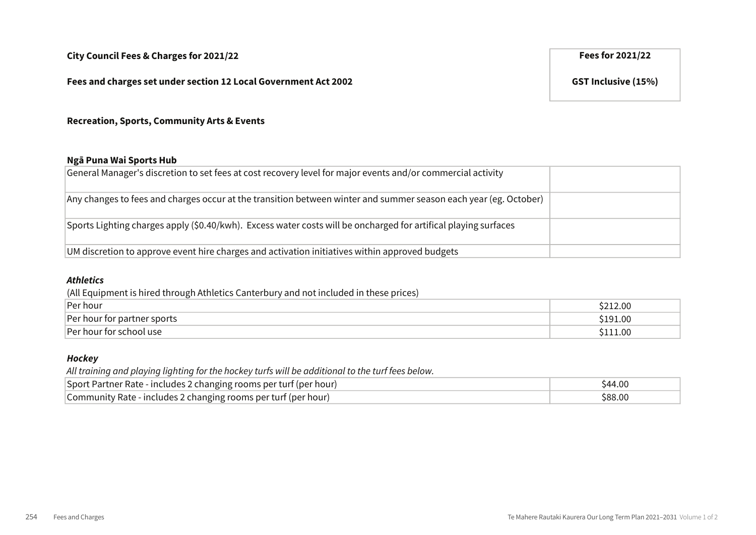| City Council Fees & Charges for 2021/22 | Fees for 2021/22 |
|---|---|
| Fees and charges set under section 12 Local Government Act 2002 | GST Inclusive (15%) |

**Recreation, Sports, Community Arts & Events**

**Ngā Puna Wai Sports Hub**

| | |
|---|---|
| General Manager's discretion to set fees at cost recovery level for major events and/or commercial activity | |
| Any changes to fees and charges occur at the transition between winter and summer season each year (eg. October) | |
| Sports Lighting charges apply ($0.40/kwh). Excess water costs will be oncharged for artifical playing surfaces | |
| UM discretion to approve event hire charges and activation initiatives within approved budgets | |

***Athletics***

(All Equipment is hired through Athletics Canterbury and not included in these prices)

| | |
|---|---|
| Per hour | $212.00 |
| Per hour for partner sports | $191.00 |
| Per hour for school use | $111.00 |

***Hockey***

*All training and playing lighting for the hockey turfs will be additional to the turf fees below.*

| | |
|---|---|
| Sport Partner Rate - includes 2 changing rooms per turf (per hour) | $44.00 |
| Community Rate - includes 2 changing rooms per turf (per hour) | $88.00 |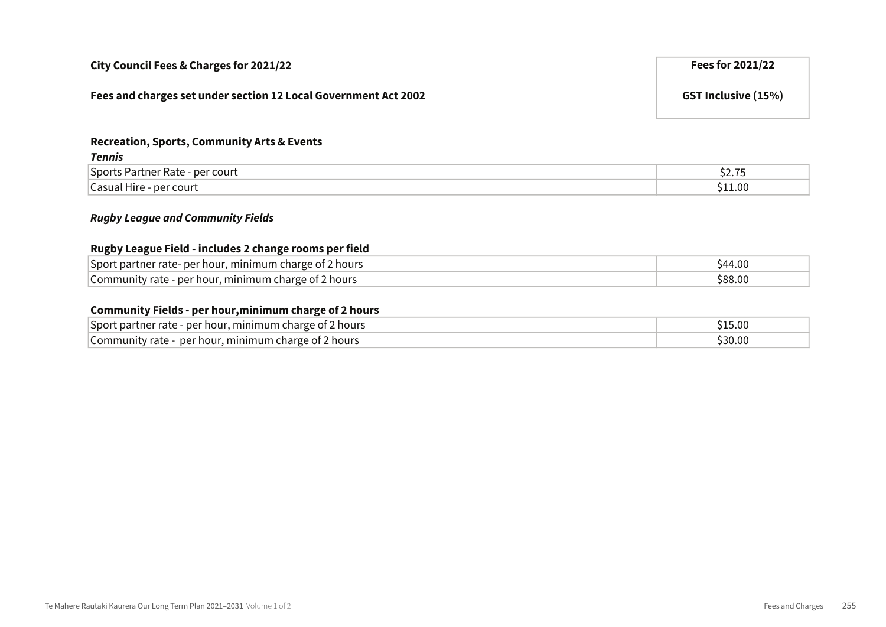| City Council Fees & Charges for 2021/22 | Fees for 2021/22 |
| --- | --- |
| Fees and charges set under section 12 Local Government Act 2002 | GST Inclusive (15%) |

**Recreation, Sports, Community Arts & Events**

***Tennis***

| | |
| --- | --- |
| Sports Partner Rate - per court | $2.75 |
| Casual Hire - per court | $11.00 |

***Rugby League and Community Fields***

**Rugby League Field - includes 2 change rooms per field**

| | |
| --- | --- |
| Sport partner rate- per hour, minimum charge of 2 hours | $44.00 |
| Community rate - per hour, minimum charge of 2 hours | $88.00 |

**Community Fields - per hour,minimum charge of 2 hours**

| | |
| --- | --- |
| Sport partner rate - per hour, minimum charge of 2 hours | $15.00 |
| Community rate - per hour, minimum charge of 2 hours | $30.00 |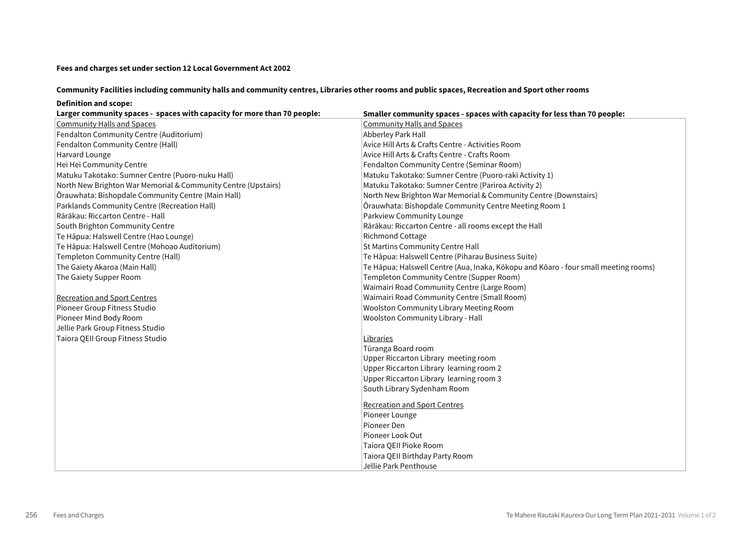**Fees and charges set under section 12 Local Government Act 2002**

**Community Facilities including community halls and community centres, Libraries other rooms and public spaces, Recreation and Sport other rooms**

**Definition and scope:**

| **Larger community spaces - spaces with capacity for more than 70 people:** | **Smaller community spaces - spaces with capacity for less than 70 people:** |
|---|---|
| Community Halls and Spaces | Community Halls and Spaces |
| Fendalton Community Centre (Auditorium) | Abberley Park Hall |
| Fendalton Community Centre (Hall) | Avice Hill Arts & Crafts Centre - Activities Room |
| Harvard Lounge | Avice Hill Arts & Crafts Centre - Crafts Room |
| Hei Hei Community Centre | Fendalton Community Centre (Seminar Room) |
| Matuku Takotako: Sumner Centre (Puoro-nuku Hall) | Matuku Takotako: Sumner Centre (Puoro-raki Activity 1) |
| North New Brighton War Memorial & Community Centre (Upstairs) | Matuku Takotako: Sumner Centre (Pariroa Activity 2) |
| Ōrauwhata: Bishopdale Community Centre (Main Hall) | North New Brighton War Memorial & Community Centre (Downstairs) |
| Parklands Community Centre (Recreation Hall) | Ōrauwhata: Bishopdale Community Centre Meeting Room 1 |
| Rārākau: Riccarton Centre - Hall | Parkview Community Lounge |
| South Brighton Community Centre | Rārākau: Riccarton Centre - all rooms except the Hall |
| Te Hāpua: Halswell Centre (Hao Lounge) | Richmond Cottage |
| Te Hāpua: Halswell Centre (Mohoao Auditorium) | St Martins Community Centre Hall |
| Templeton Community Centre (Hall) | Te Hāpua: Halswell Centre (Piharau Business Suite) |
| The Gaiety Akaroa (Main Hall) | Te Hāpua: Halswell Centre (Aua, Inaka, Kōkopu and Kōaro - four small meeting rooms) |
| The Gaiety Supper Room | Templeton Community Centre (Supper Room) |
| | Waimairi Road Community Centre (Large Room) |
| Recreation and Sport Centres | Waimairi Road Community Centre (Small Room) |
| Pioneer Group Fitness Studio | Woolston Community Library Meeting Room |
| Pioneer Mind Body Room | Woolston Community Library - Hall |
| Jellie Park Group Fitness Studio | |
| Taiora QEII Group Fitness Studio | Libraries |
| | Tūranga Board room |
| | Upper Riccarton Library meeting room |
| | Upper Riccarton Library learning room 2 |
| | Upper Riccarton Library learning room 3 |
| | South Library Sydenham Room |
| | |
| | Recreation and Sport Centres |
| | Pioneer Lounge |
| | Pioneer Den |
| | Pioneer Look Out |
| | Taiora QEII Pioke Room |
| | Taiora QEII Birthday Party Room |
| | Jellie Park Penthouse |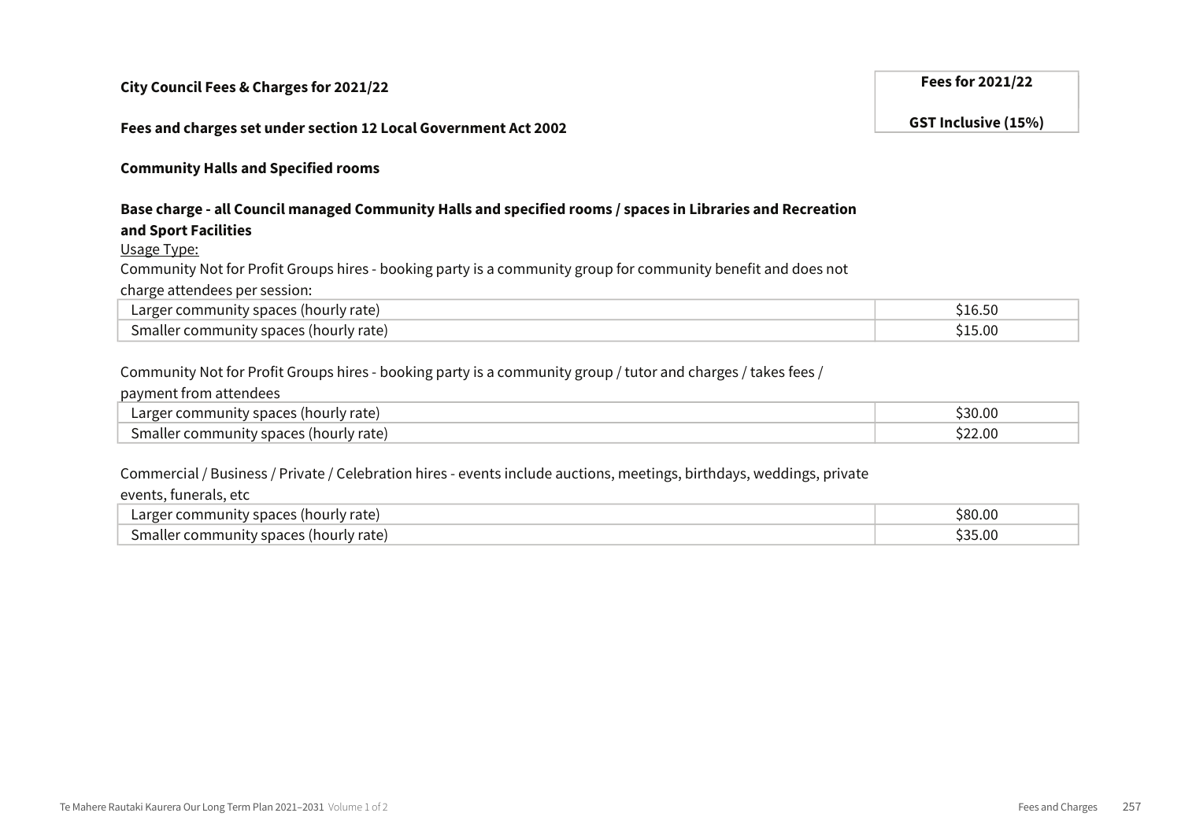**City Council Fees & Charges for 2021/22**

**Fees and charges set under section 12 Local Government Act 2002**

**Community Halls and Specified rooms**

**Base charge - all Council managed Community Halls and specified rooms / spaces in Libraries and Recreation and Sport Facilities**

Usage Type:

Community Not for Profit Groups hires - booking party is a community group for community benefit and does not charge attendees per session:

| | Fees for 2021/22 GST Inclusive (15%) |
|---|---|
| Larger community spaces (hourly rate) | $16.50 |
| Smaller community spaces (hourly rate) | $15.00 |

Community Not for Profit Groups hires - booking party is a community group / tutor and charges / takes fees / payment from attendees

| | Fees for 2021/22 GST Inclusive (15%) |
|---|---|
| Larger community spaces (hourly rate) | $30.00 |
| Smaller community spaces (hourly rate) | $22.00 |

Commercial / Business / Private / Celebration hires - events include auctions, meetings, birthdays, weddings, private events, funerals, etc

| | Fees for 2021/22 GST Inclusive (15%) |
|---|---|
| Larger community spaces (hourly rate) | $80.00 |
| Smaller community spaces (hourly rate) | $35.00 |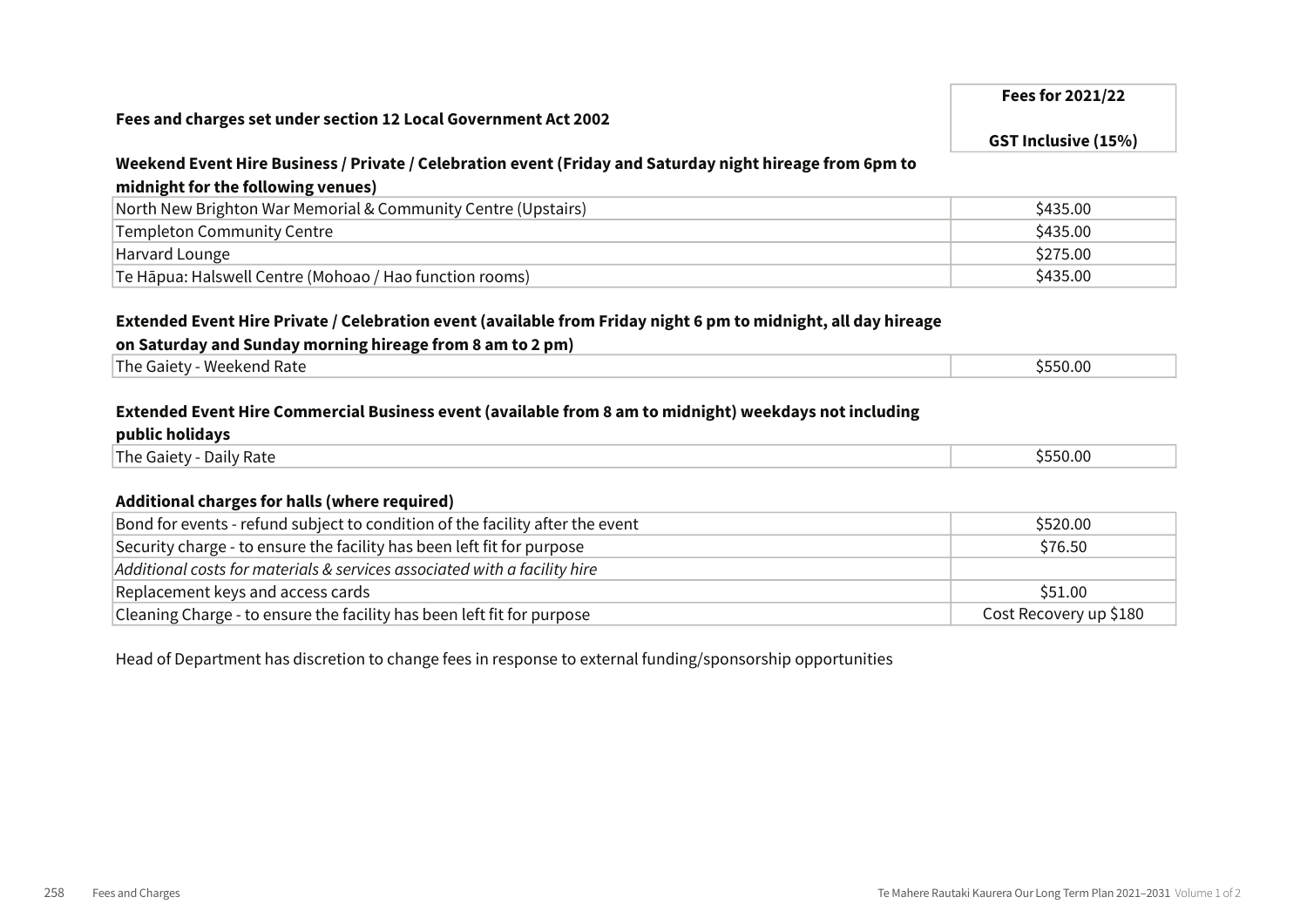| Fees and charges set under section 12 Local Government Act 2002 | Fees for 2021/22 GST Inclusive (15%) |
|---|---|

**Weekend Event Hire Business / Private / Celebration event (Friday and Saturday night hireage from 6pm to midnight for the following venues)**

| | |
|---|---|
| North New Brighton War Memorial & Community Centre (Upstairs) | $435.00 |
| Templeton Community Centre | $435.00 |
| Harvard Lounge | $275.00 |
| Te Hāpua: Halswell Centre (Mohoao / Hao function rooms) | $435.00 |

**Extended Event Hire Private / Celebration event (available from Friday night 6 pm to midnight, all day hireage on Saturday and Sunday morning hireage from 8 am to 2 pm)**

| | |
|---|---|
| The Gaiety - Weekend Rate | $550.00 |

**Extended Event Hire Commercial Business event (available from 8 am to midnight) weekdays not including public holidays**

| | |
|---|---|
| The Gaiety - Daily Rate | $550.00 |

**Additional charges for halls (where required)**

| | |
|---|---|
| Bond for events - refund subject to condition of the facility after the event | $520.00 |
| Security charge - to ensure the facility has been left fit for purpose | $76.50 |
| *Additional costs for materials & services associated with a facility hire* | |
| Replacement keys and access cards | $51.00 |
| Cleaning Charge - to ensure the facility has been left fit for purpose | Cost Recovery up $180 |

Head of Department has discretion to change fees in response to external funding/sponsorship opportunities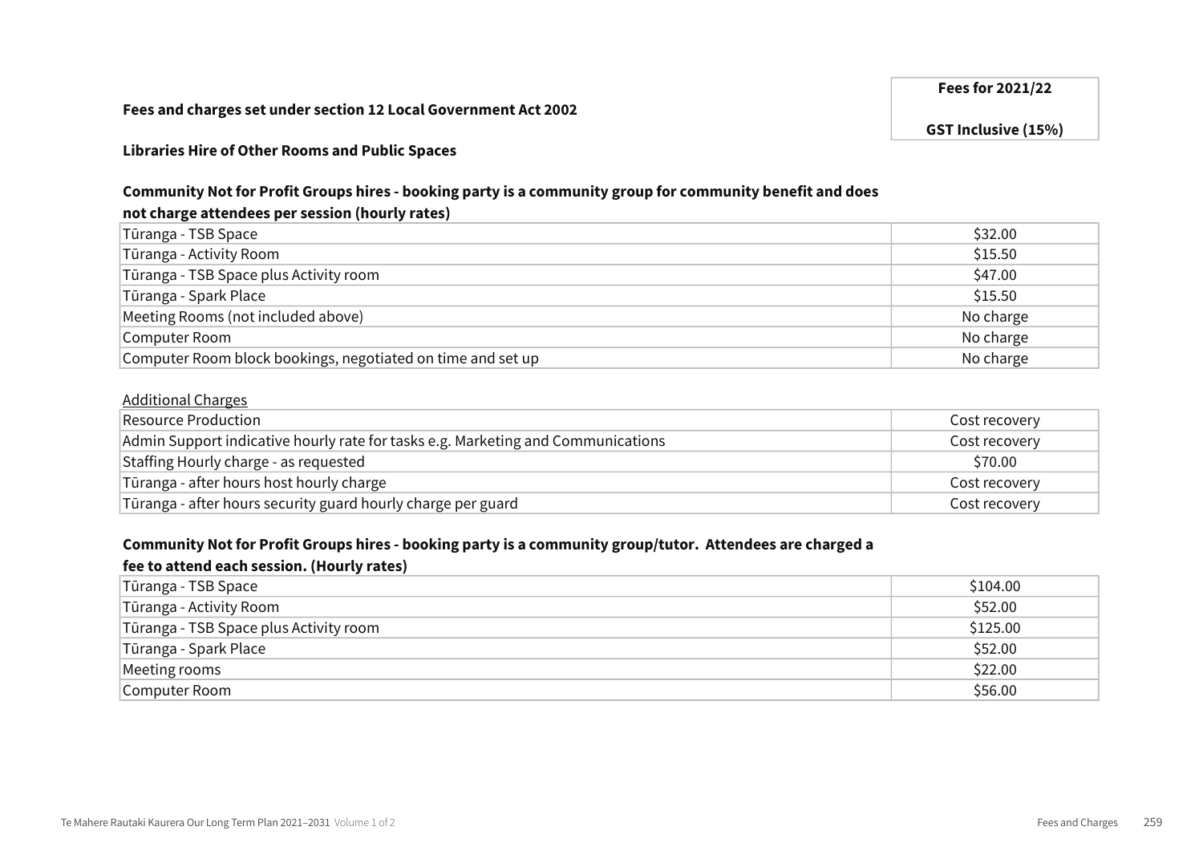**Fees and charges set under section 12 Local Government Act 2002**

**Libraries Hire of Other Rooms and Public Spaces**

| | Fees for 2021/22 GST Inclusive (15%) |
|---|---|
| **Community Not for Profit Groups hires - booking party is a community group for community benefit and does not charge attendees per session (hourly rates)** | |
| Tūranga - TSB Space | $32.00 |
| Tūranga - Activity Room | $15.50 |
| Tūranga - TSB Space plus Activity room | $47.00 |
| Tūranga - Spark Place | $15.50 |
| Meeting Rooms (not included above) | No charge |
| Computer Room | No charge |
| Computer Room block bookings, negotiated on time and set up | No charge |
| Additional Charges | |
| Resource Production | Cost recovery |
| Admin Support indicative hourly rate for tasks e.g. Marketing and Communications | Cost recovery |
| Staffing Hourly charge - as requested | $70.00 |
| Tūranga - after hours host hourly charge | Cost recovery |
| Tūranga - after hours security guard hourly charge per guard | Cost recovery |
| **Community Not for Profit Groups hires - booking party is a community group/tutor. Attendees are charged a fee to attend each session. (Hourly rates)** | |
| Tūranga - TSB Space | $104.00 |
| Tūranga - Activity Room | $52.00 |
| Tūranga - TSB Space plus Activity room | $125.00 |
| Tūranga - Spark Place | $52.00 |
| Meeting rooms | $22.00 |
| Computer Room | $56.00 |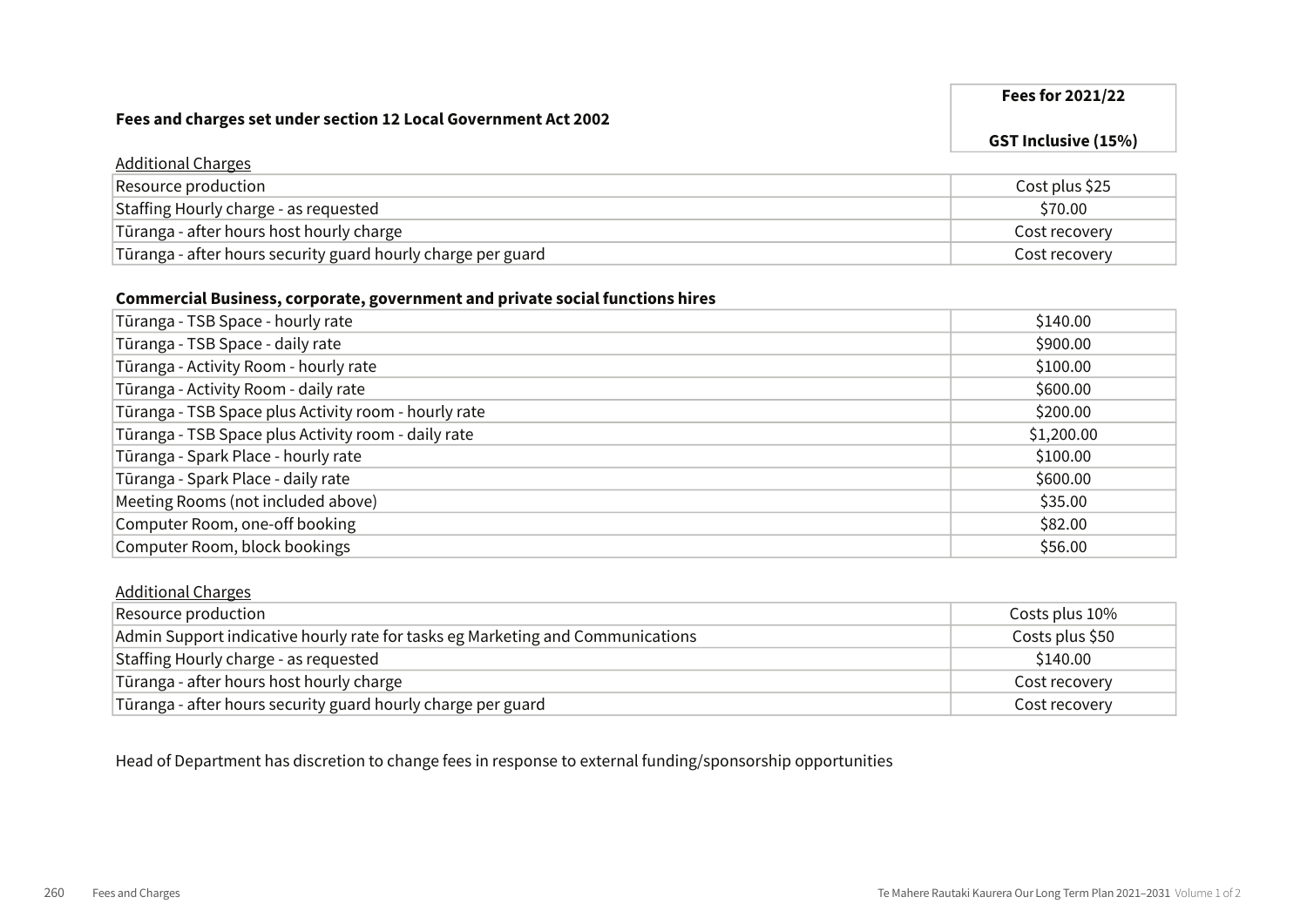| Fees and charges set under section 12 Local Government Act 2002 | Fees for 2021/22<br>GST Inclusive (15%) |
|---|---|

Additional Charges

| | |
|---|---|
| Resource production | Cost plus $25 |
| Staffing Hourly charge - as requested | $70.00 |
| Tūranga - after hours host hourly charge | Cost recovery |
| Tūranga - after hours security guard hourly charge per guard | Cost recovery |

**Commercial Business, corporate, government and private social functions hires**

| | |
|---|---|
| Tūranga - TSB Space - hourly rate | $140.00 |
| Tūranga - TSB Space - daily rate | $900.00 |
| Tūranga - Activity Room - hourly rate | $100.00 |
| Tūranga - Activity Room - daily rate | $600.00 |
| Tūranga - TSB Space plus Activity room - hourly rate | $200.00 |
| Tūranga - TSB Space plus Activity room - daily rate | $1,200.00 |
| Tūranga - Spark Place - hourly rate | $100.00 |
| Tūranga - Spark Place - daily rate | $600.00 |
| Meeting Rooms (not included above) | $35.00 |
| Computer Room, one-off booking | $82.00 |
| Computer Room, block bookings | $56.00 |

Additional Charges

| | |
|---|---|
| Resource production | Costs plus 10% |
| Admin Support indicative hourly rate for tasks eg Marketing and Communications | Costs plus $50 |
| Staffing Hourly charge - as requested | $140.00 |
| Tūranga - after hours host hourly charge | Cost recovery |
| Tūranga - after hours security guard hourly charge per guard | Cost recovery |

Head of Department has discretion to change fees in response to external funding/sponsorship opportunities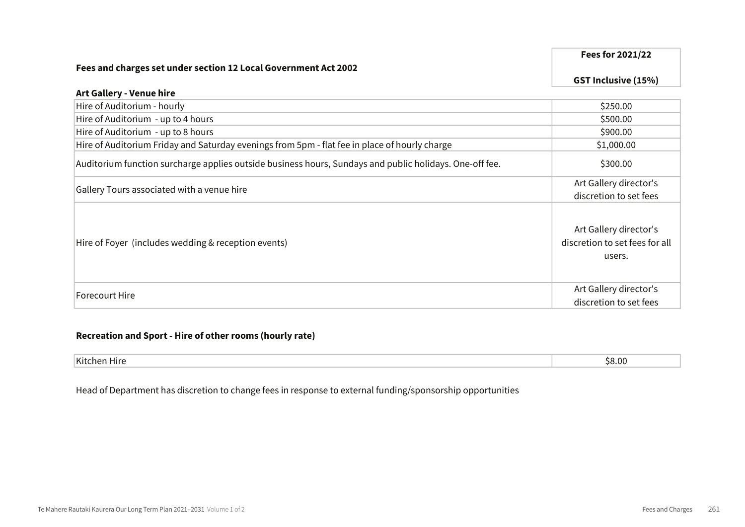| Fees and charges set under section 12 Local Government Act 2002 | Fees for 2021/22 GST Inclusive (15%) |
| --- | --- |
| **Art Gallery - Venue hire** | |
| Hire of Auditorium - hourly | $250.00 |
| Hire of Auditorium - up to 4 hours | $500.00 |
| Hire of Auditorium - up to 8 hours | $900.00 |
| Hire of Auditorium Friday and Saturday evenings from 5pm - flat fee in place of hourly charge | $1,000.00 |
| Auditorium function surcharge applies outside business hours, Sundays and public holidays. One-off fee. | $300.00 |
| Gallery Tours associated with a venue hire | Art Gallery director's discretion to set fees |
| Hire of Foyer (includes wedding & reception events) | Art Gallery director's discretion to set fees for all users. |
| Forecourt Hire | Art Gallery director's discretion to set fees |

**Recreation and Sport - Hire of other rooms (hourly rate)**

| Item | Fee |
| --- | --- |
| Kitchen Hire | $8.00 |

Head of Department has discretion to change fees in response to external funding/sponsorship opportunities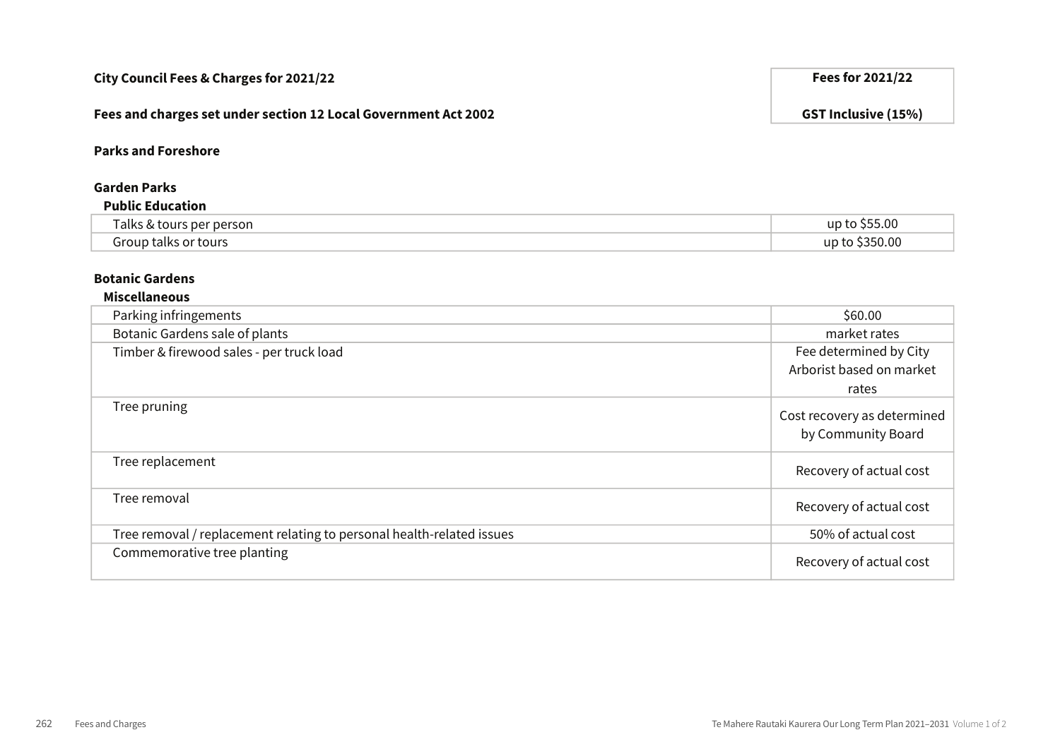| City Council Fees & Charges for 2021/22 | Fees for 2021/22 |
| --- | --- |
| **Fees and charges set under section 12 Local Government Act 2002** | **GST Inclusive (15%)** |

**Parks and Foreshore**

**Garden Parks**

**Public Education**

| | |
| --- | --- |
| Talks & tours per person | up to $55.00 |
| Group talks or tours | up to $350.00 |

**Botanic Gardens**

**Miscellaneous**

| | |
| --- | --- |
| Parking infringements | $60.00 |
| Botanic Gardens sale of plants | market rates |
| Timber & firewood sales - per truck load | Fee determined by City Arborist based on market rates |
| Tree pruning | Cost recovery as determined by Community Board |
| Tree replacement | Recovery of actual cost |
| Tree removal | Recovery of actual cost |
| Tree removal / replacement relating to personal health-related issues | 50% of actual cost |
| Commemorative tree planting | Recovery of actual cost |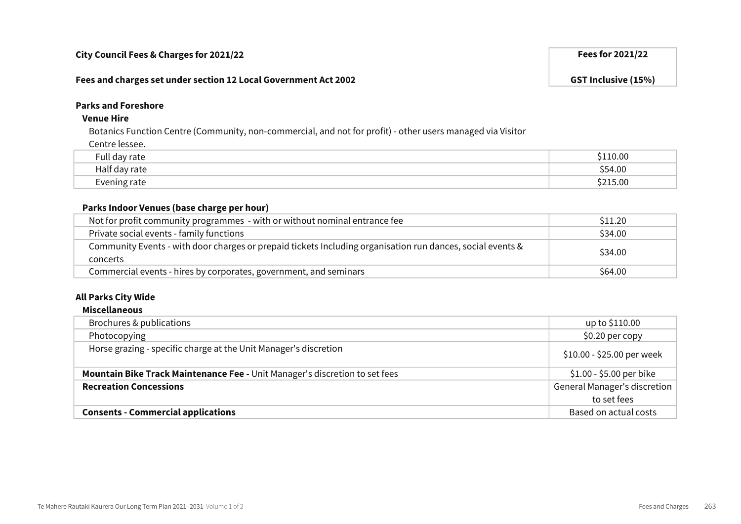| City Council Fees & Charges for 2021/22 | Fees for 2021/22 |
|---|---|
| Fees and charges set under section 12 Local Government Act 2002 | GST Inclusive (15%) |

**Parks and Foreshore**

**Venue Hire**

Botanics Function Centre (Community, non-commercial, and not for profit) - other users managed via Visitor Centre lessee.

| Item | Fee |
|---|---|
| Full day rate | $110.00 |
| Half day rate | $54.00 |
| Evening rate | $215.00 |

**Parks Indoor Venues (base charge per hour)**

| Item | Fee |
|---|---|
| Not for profit community programmes - with or without nominal entrance fee | $11.20 |
| Private social events - family functions | $34.00 |
| Community Events - with door charges or prepaid tickets Including organisation run dances, social events & concerts | $34.00 |
| Commercial events - hires by corporates, government, and seminars | $64.00 |

**All Parks City Wide**

**Miscellaneous**

| Item | Fee |
|---|---|
| Brochures & publications | up to $110.00 |
| Photocopying | $0.20 per copy |
| Horse grazing - specific charge at the Unit Manager's discretion | $10.00 - $25.00 per week |
| **Mountain Bike Track Maintenance Fee -** Unit Manager's discretion to set fees | $1.00 - $5.00 per bike |
| **Recreation Concessions** | General Manager's discretion to set fees |
| **Consents - Commercial applications** | Based on actual costs |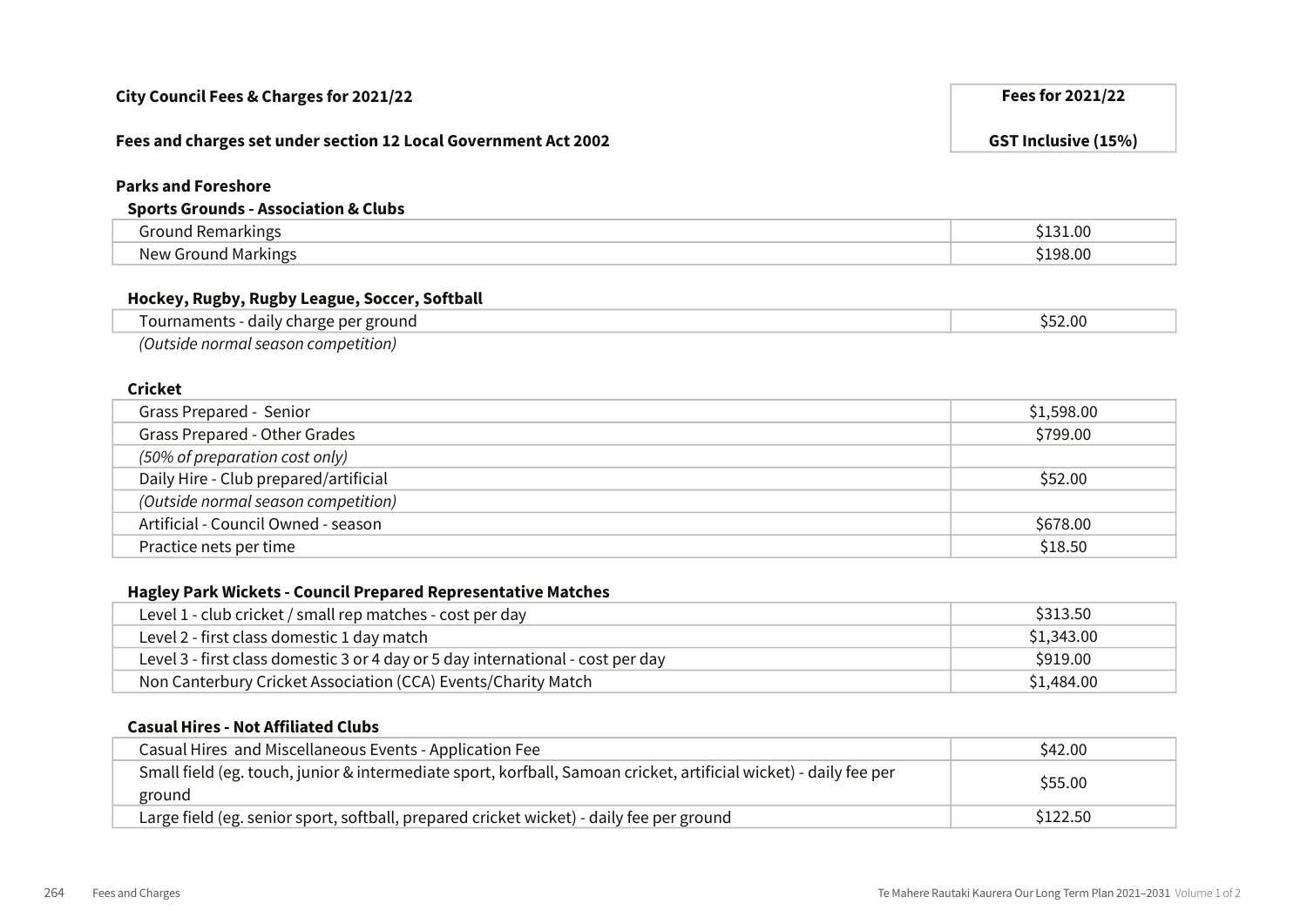| City Council Fees & Charges for 2021/22<br><br>Fees and charges set under section 12 Local Government Act 2002 | Fees for 2021/22<br><br>GST Inclusive (15%) |
|---|---|

## Parks and Foreshore

### Sports Grounds - Association & Clubs

| Item | Fee |
|---|---|
| Ground Remarkings | $131.00 |
| New Ground Markings | $198.00 |

### Hockey, Rugby, Rugby League, Soccer, Softball

| Item | Fee |
|---|---|
| Tournaments - daily charge per ground | $52.00 |

*(Outside normal season competition)*

### Cricket

| Item | Fee |
|---|---|
| Grass Prepared - Senior | $1,598.00 |
| Grass Prepared - Other Grades | $799.00 |
| *(50% of preparation cost only)* | |
| Daily Hire - Club prepared/artificial | $52.00 |
| *(Outside normal season competition)* | |
| Artificial - Council Owned - season | $678.00 |
| Practice nets per time | $18.50 |

### Hagley Park Wickets - Council Prepared Representative Matches

| Item | Fee |
|---|---|
| Level 1 - club cricket / small rep matches - cost per day | $313.50 |
| Level 2 - first class domestic 1 day match | $1,343.00 |
| Level 3 - first class domestic 3 or 4 day or 5 day international - cost per day | $919.00 |
| Non Canterbury Cricket Association (CCA) Events/Charity Match | $1,484.00 |

### Casual Hires - Not Affiliated Clubs

| Item | Fee |
|---|---|
| Casual Hires and Miscellaneous Events - Application Fee | $42.00 |
| Small field (eg. touch, junior & intermediate sport, korfball, Samoan cricket, artificial wicket) - daily fee per ground | $55.00 |
| Large field (eg. senior sport, softball, prepared cricket wicket) - daily fee per ground | $122.50 |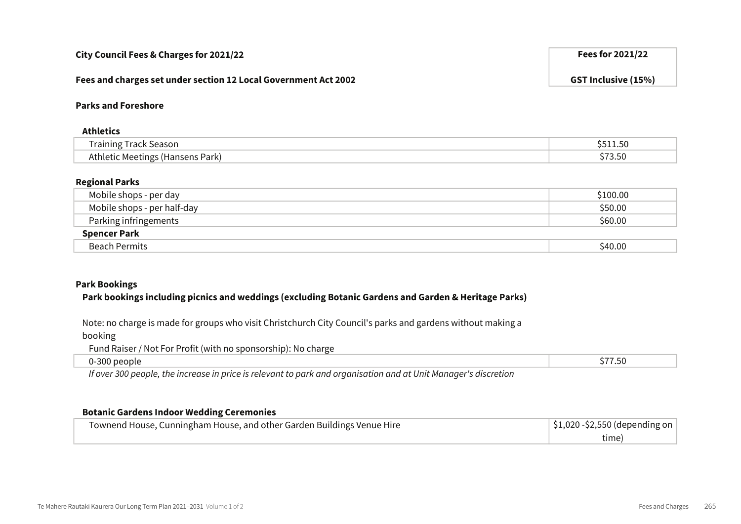| City Council Fees & Charges for 2021/22 | Fees for 2021/22 |
| --- | --- |
| Fees and charges set under section 12 Local Government Act 2002 | GST Inclusive (15%) |

**Parks and Foreshore**

**Athletics**

| Item | Fee |
| --- | --- |
| Training Track Season | $511.50 |
| Athletic Meetings (Hansens Park) | $73.50 |

**Regional Parks**

| Item | Fee |
| --- | --- |
| Mobile shops - per day | $100.00 |
| Mobile shops - per half-day | $50.00 |
| Parking infringements | $60.00 |
| **Spencer Park** | |
| Beach Permits | $40.00 |

**Park Bookings**

**Park bookings including picnics and weddings (excluding Botanic Gardens and Garden & Heritage Parks)**

Note: no charge is made for groups who visit Christchurch City Council's parks and gardens without making a booking

Fund Raiser / Not For Profit (with no sponsorship): No charge

| Item | Fee |
| --- | --- |
| 0-300 people | $77.50 |

*If over 300 people, the increase in price is relevant to park and organisation and at Unit Manager's discretion*

**Botanic Gardens Indoor Wedding Ceremonies**

| Item | Fee |
| --- | --- |
| Townend House, Cunningham House, and other Garden Buildings Venue Hire | $1,020 -$2,550 (depending on time) |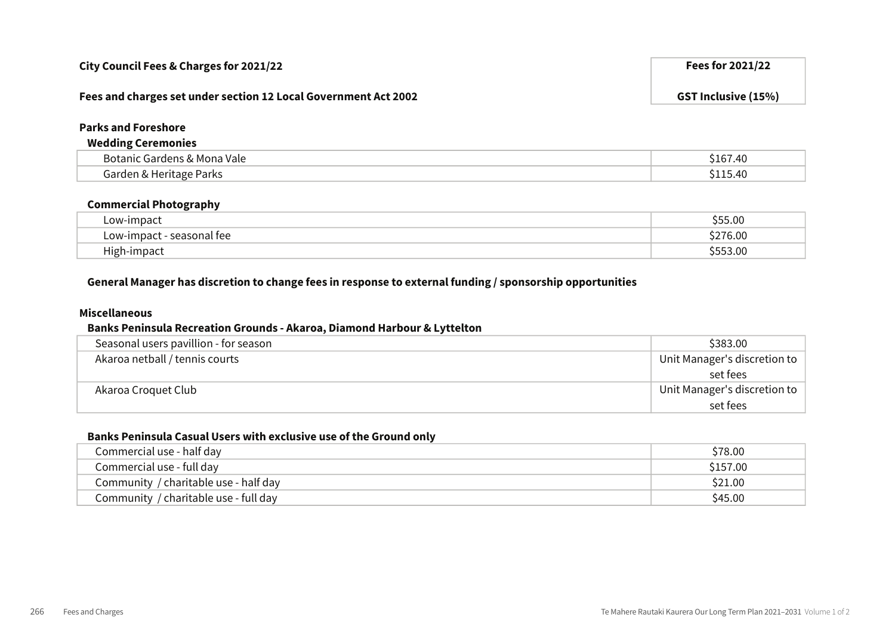| City Council Fees & Charges for 2021/22 | Fees for 2021/22 |
| --- | --- |
| Fees and charges set under section 12 Local Government Act 2002 | GST Inclusive (15%) |

**Parks and Foreshore**

**Wedding Ceremonies**

| | |
| --- | --- |
| Botanic Gardens & Mona Vale | $167.40 |
| Garden & Heritage Parks | $115.40 |

**Commercial Photography**

| | |
| --- | --- |
| Low-impact | $55.00 |
| Low-impact - seasonal fee | $276.00 |
| High-impact | $553.00 |

**General Manager has discretion to change fees in response to external funding / sponsorship opportunities**

**Miscellaneous**

**Banks Peninsula Recreation Grounds - Akaroa, Diamond Harbour & Lyttelton**

| | |
| --- | --- |
| Seasonal users pavillion - for season | $383.00 |
| Akaroa netball / tennis courts | Unit Manager's discretion to set fees |
| Akaroa Croquet Club | Unit Manager's discretion to set fees |

**Banks Peninsula Casual Users with exclusive use of the Ground only**

| | |
| --- | --- |
| Commercial use - half day | $78.00 |
| Commercial use - full day | $157.00 |
| Community / charitable use - half day | $21.00 |
| Community / charitable use - full day | $45.00 |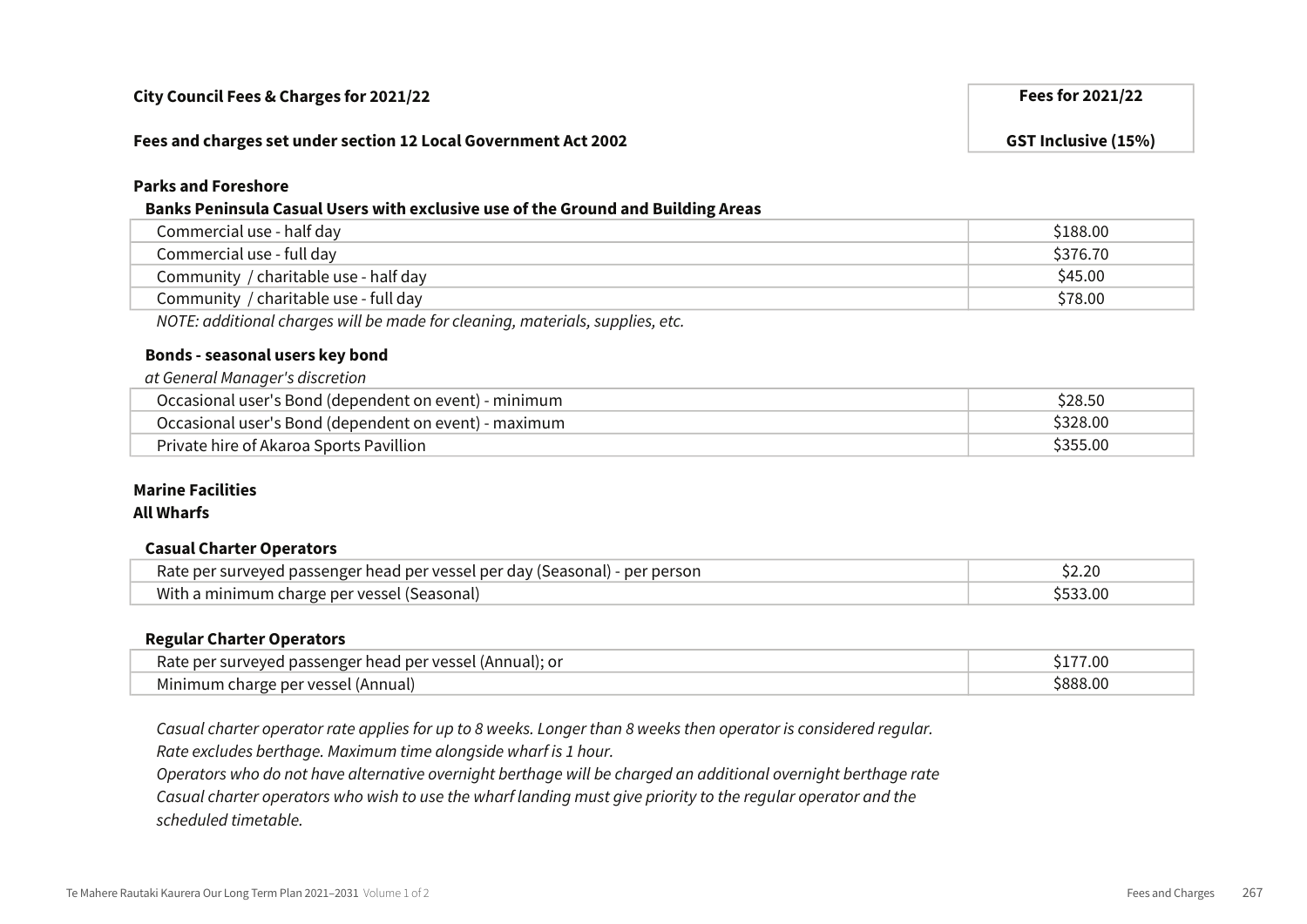| City Council Fees & Charges for 2021/22 | Fees for 2021/22 |
|---|---|
| Fees and charges set under section 12 Local Government Act 2002 | GST Inclusive (15%) |

**Parks and Foreshore**

**Banks Peninsula Casual Users with exclusive use of the Ground and Building Areas**

| Item | Fee |
|---|---|
| Commercial use - half day | $188.00 |
| Commercial use - full day | $376.70 |
| Community / charitable use - half day | $45.00 |
| Community / charitable use - full day | $78.00 |

*NOTE: additional charges will be made for cleaning, materials, supplies, etc.*

**Bonds - seasonal users key bond**

*at General Manager's discretion*

| Item | Fee |
|---|---|
| Occasional user's Bond (dependent on event) - minimum | $28.50 |
| Occasional user's Bond (dependent on event) - maximum | $328.00 |
| Private hire of Akaroa Sports Pavillion | $355.00 |

**Marine Facilities**

**All Wharfs**

**Casual Charter Operators**

| Item | Fee |
|---|---|
| Rate per surveyed passenger head per vessel per day (Seasonal) - per person | $2.20 |
| With a minimum charge per vessel (Seasonal) | $533.00 |

**Regular Charter Operators**

| Item | Fee |
|---|---|
| Rate per surveyed passenger head per vessel (Annual); or | $177.00 |
| Minimum charge per vessel (Annual) | $888.00 |

*Casual charter operator rate applies for up to 8 weeks. Longer than 8 weeks then operator is considered regular.*
*Rate excludes berthage. Maximum time alongside wharf is 1 hour.*
*Operators who do not have alternative overnight berthage will be charged an additional overnight berthage rate*
*Casual charter operators who wish to use the wharf landing must give priority to the regular operator and the scheduled timetable.*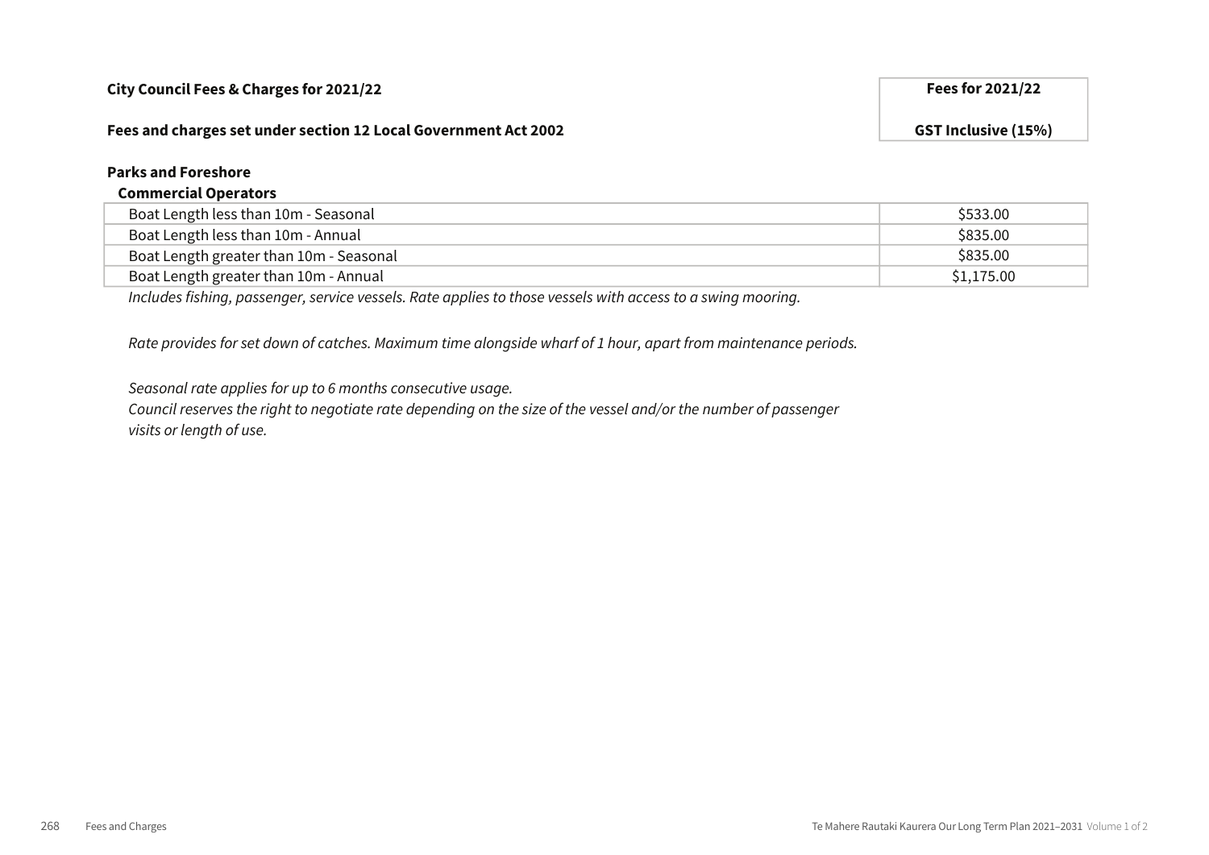| City Council Fees & Charges for 2021/22<br><br>Fees and charges set under section 12 Local Government Act 2002 | Fees for 2021/22<br><br>GST Inclusive (15%) |
|---|---|

**Parks and Foreshore**

**Commercial Operators**

| Item | Fee |
|---|---|
| Boat Length less than 10m - Seasonal | $533.00 |
| Boat Length less than 10m - Annual | $835.00 |
| Boat Length greater than 10m - Seasonal | $835.00 |
| Boat Length greater than 10m - Annual | $1,175.00 |

*Includes fishing, passenger, service vessels. Rate applies to those vessels with access to a swing mooring.*

*Rate provides for set down of catches. Maximum time alongside wharf of 1 hour, apart from maintenance periods.*

*Seasonal rate applies for up to 6 months consecutive usage.*
*Council reserves the right to negotiate rate depending on the size of the vessel and/or the number of passenger visits or length of use.*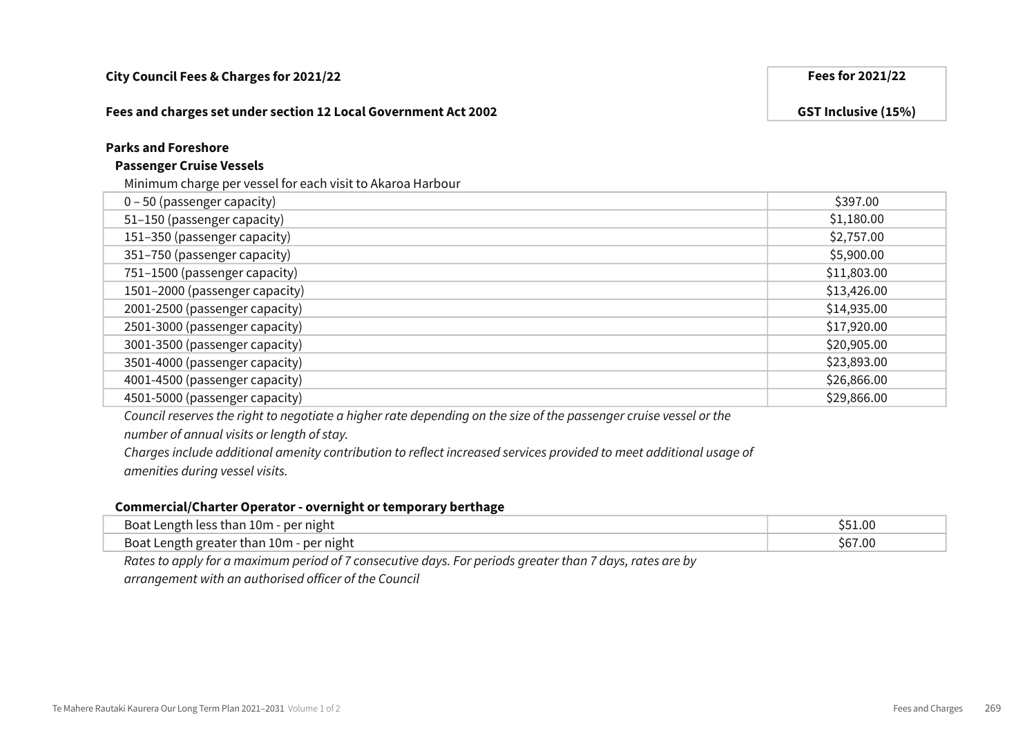| City Council Fees & Charges for 2021/22 | Fees for 2021/22 |
|---|---|
| **Fees and charges set under section 12 Local Government Act 2002** | **GST Inclusive (15%)** |

**Parks and Foreshore**

**Passenger Cruise Vessels**

Minimum charge per vessel for each visit to Akaroa Harbour

| Passenger capacity | Fee |
|---|---|
| 0 – 50 (passenger capacity) | $397.00 |
| 51–150 (passenger capacity) | $1,180.00 |
| 151–350 (passenger capacity) | $2,757.00 |
| 351–750 (passenger capacity) | $5,900.00 |
| 751–1500 (passenger capacity) | $11,803.00 |
| 1501–2000 (passenger capacity) | $13,426.00 |
| 2001-2500 (passenger capacity) | $14,935.00 |
| 2501-3000 (passenger capacity) | $17,920.00 |
| 3001-3500 (passenger capacity) | $20,905.00 |
| 3501-4000 (passenger capacity) | $23,893.00 |
| 4001-4500 (passenger capacity) | $26,866.00 |
| 4501-5000 (passenger capacity) | $29,866.00 |

*Council reserves the right to negotiate a higher rate depending on the size of the passenger cruise vessel or the number of annual visits or length of stay.*

*Charges include additional amenity contribution to reflect increased services provided to meet additional usage of amenities during vessel visits.*

**Commercial/Charter Operator - overnight or temporary berthage**

| Boat length | Fee |
|---|---|
| Boat Length less than 10m - per night | $51.00 |
| Boat Length greater than 10m - per night | $67.00 |

*Rates to apply for a maximum period of 7 consecutive days. For periods greater than 7 days, rates are by arrangement with an authorised officer of the Council*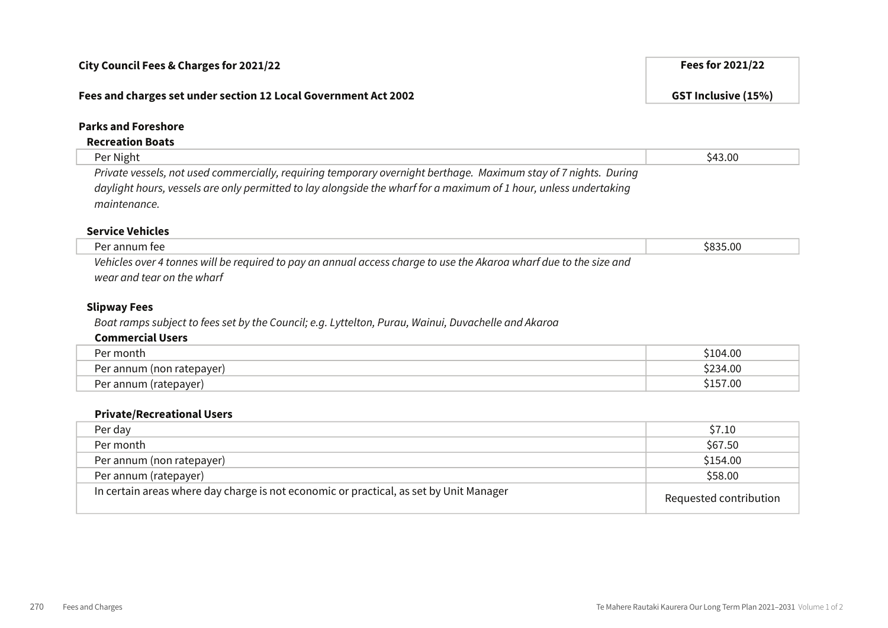**City Council Fees & Charges for 2021/22**

**Fees and charges set under section 12 Local Government Act 2002**

| | Fees for 2021/22 GST Inclusive (15%) |
|---|---|

**Parks and Foreshore**

**Recreation Boats**

| | |
|---|---|
| Per Night | $43.00 |

*Private vessels, not used commercially, requiring temporary overnight berthage. Maximum stay of 7 nights. During daylight hours, vessels are only permitted to lay alongside the wharf for a maximum of 1 hour, unless undertaking maintenance.*

**Service Vehicles**

| | |
|---|---|
| Per annum fee | $835.00 |

*Vehicles over 4 tonnes will be required to pay an annual access charge to use the Akaroa wharf due to the size and wear and tear on the wharf*

**Slipway Fees**

*Boat ramps subject to fees set by the Council; e.g. Lyttelton, Purau, Wainui, Duvachelle and Akaroa*

**Commercial Users**

| | |
|---|---|
| Per month | $104.00 |
| Per annum (non ratepayer) | $234.00 |
| Per annum (ratepayer) | $157.00 |

**Private/Recreational Users**

| | |
|---|---|
| Per day | $7.10 |
| Per month | $67.50 |
| Per annum (non ratepayer) | $154.00 |
| Per annum (ratepayer) | $58.00 |
| In certain areas where day charge is not economic or practical, as set by Unit Manager | Requested contribution |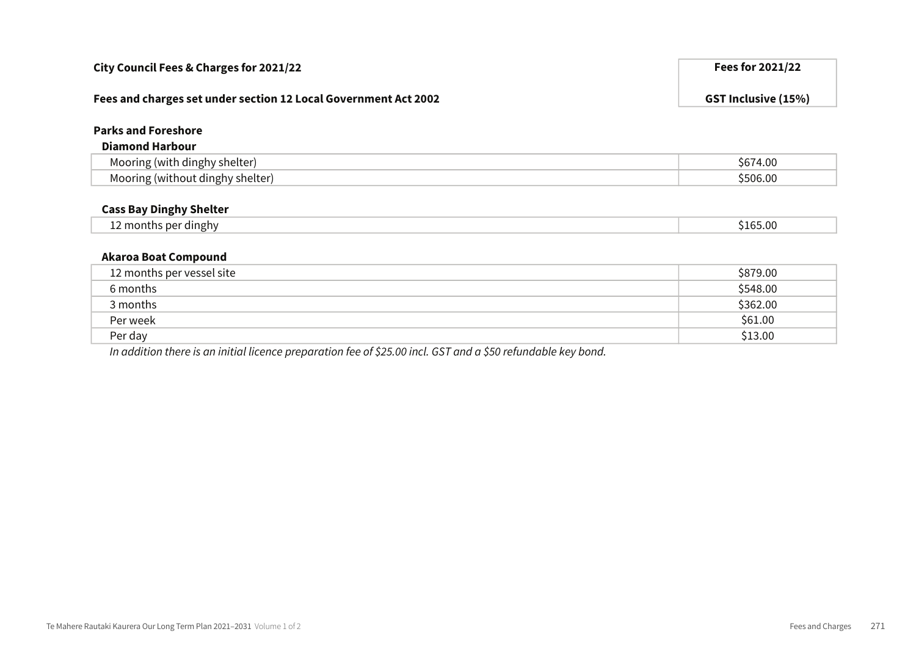| City Council Fees & Charges for 2021/22<br><br>Fees and charges set under section 12 Local Government Act 2002 | Fees for 2021/22<br><br>GST Inclusive (15%) |
|---|---|
| **Parks and Foreshore** | |
| **Diamond Harbour** | |
| Mooring (with dinghy shelter) | $674.00 |
| Mooring (without dinghy shelter) | $506.00 |
| **Cass Bay Dinghy Shelter** | |
| 12 months per dinghy | $165.00 |
| **Akaroa Boat Compound** | |
| 12 months per vessel site | $879.00 |
| 6 months | $548.00 |
| 3 months | $362.00 |
| Per week | $61.00 |
| Per day | $13.00 |

*In addition there is an initial licence preparation fee of $25.00 incl. GST and a $50 refundable key bond.*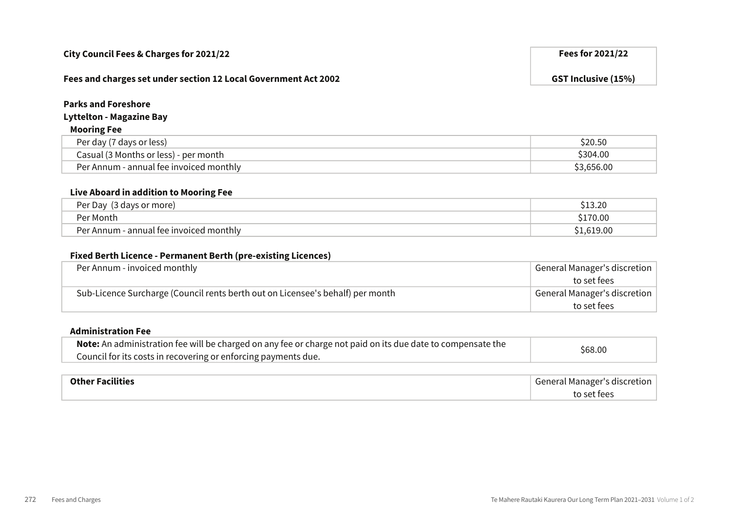| City Council Fees & Charges for 2021/22 | Fees for 2021/22 |
|---|---|
| Fees and charges set under section 12 Local Government Act 2002 | GST Inclusive (15%) |
| **Parks and Foreshore** | |
| **Lyttelton - Magazine Bay** | |
| **Mooring Fee** | |
| Per day (7 days or less) | $20.50 |
| Casual (3 Months or less) - per month | $304.00 |
| Per Annum - annual fee invoiced monthly | $3,656.00 |
| **Live Aboard in addition to Mooring Fee** | |
| Per Day (3 days or more) | $13.20 |
| Per Month | $170.00 |
| Per Annum - annual fee invoiced monthly | $1,619.00 |
| **Fixed Berth Licence - Permanent Berth (pre-existing Licences)** | |
| Per Annum - invoiced monthly | General Manager's discretion to set fees |
| Sub-Licence Surcharge (Council rents berth out on Licensee's behalf) per month | General Manager's discretion to set fees |
| **Administration Fee** | |
| **Note:** An administration fee will be charged on any fee or charge not paid on its due date to compensate the Council for its costs in recovering or enforcing payments due. | $68.00 |
| **Other Facilities** | General Manager's discretion to set fees |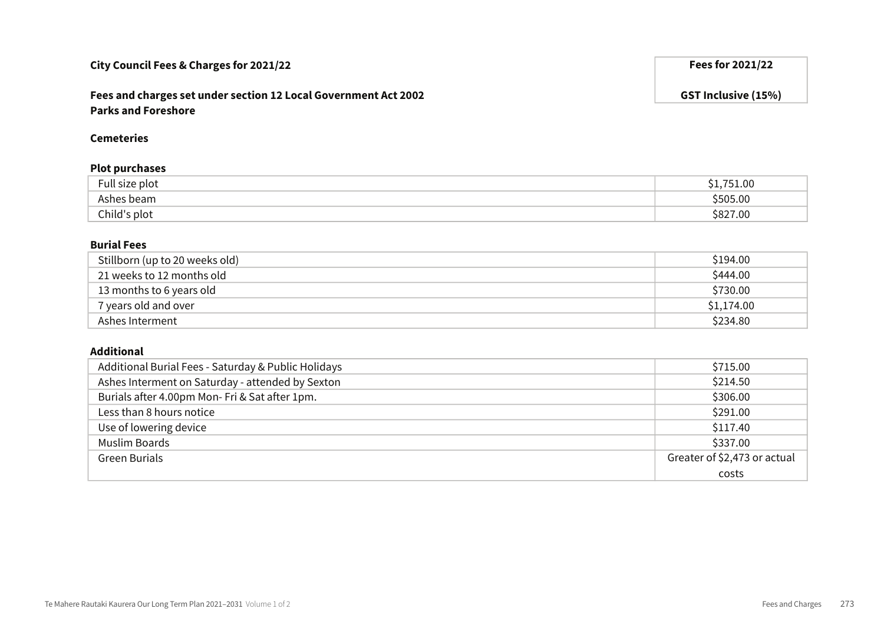**City Council Fees & Charges for 2021/22**

**Fees and charges set under section 12 Local Government Act 2002**
**Parks and Foreshore**

| | Fees for 2021/22 GST Inclusive (15%) |
|---|---|

**Cemeteries**

**Plot purchases**

| | |
|---|---|
| Full size plot | $1,751.00 |
| Ashes beam | $505.00 |
| Child's plot | $827.00 |

**Burial Fees**

| | |
|---|---|
| Stillborn (up to 20 weeks old) | $194.00 |
| 21 weeks to 12 months old | $444.00 |
| 13 months to 6 years old | $730.00 |
| 7 years old and over | $1,174.00 |
| Ashes Interment | $234.80 |

**Additional**

| | |
|---|---|
| Additional Burial Fees - Saturday & Public Holidays | $715.00 |
| Ashes Interment on Saturday - attended by Sexton | $214.50 |
| Burials after 4.00pm Mon- Fri & Sat after 1pm. | $306.00 |
| Less than 8 hours notice | $291.00 |
| Use of lowering device | $117.40 |
| Muslim Boards | $337.00 |
| Green Burials | Greater of $2,473 or actual costs |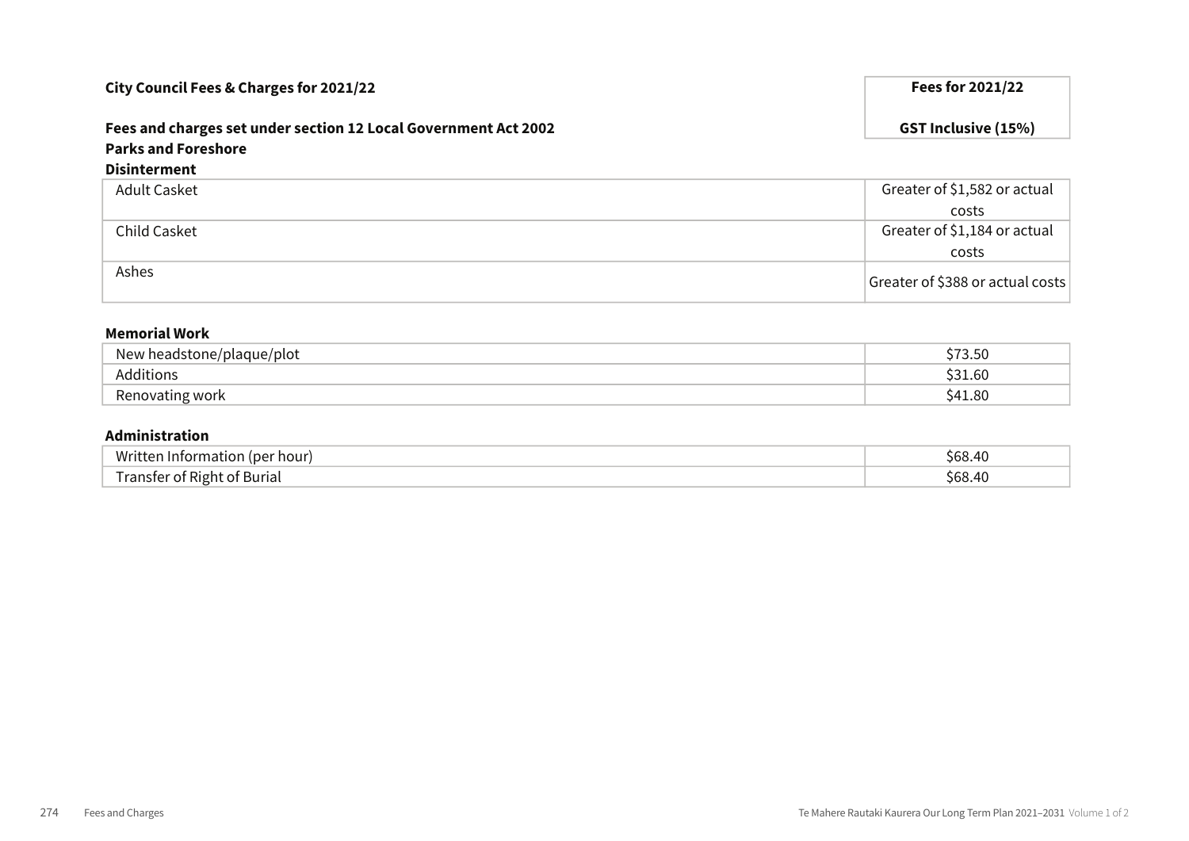| City Council Fees & Charges for 2021/22 | Fees for 2021/22 |
|---|---|
| **Fees and charges set under section 12 Local Government Act 2002** | **GST Inclusive (15%)** |

**Parks and Foreshore**

**Disinterment**

| | |
|---|---|
| Adult Casket | Greater of $1,582 or actual costs |
| Child Casket | Greater of $1,184 or actual costs |
| Ashes | Greater of $388 or actual costs |

**Memorial Work**

| | |
|---|---|
| New headstone/plaque/plot | $73.50 |
| Additions | $31.60 |
| Renovating work | $41.80 |

**Administration**

| | |
|---|---|
| Written Information (per hour) | $68.40 |
| Transfer of Right of Burial | $68.40 |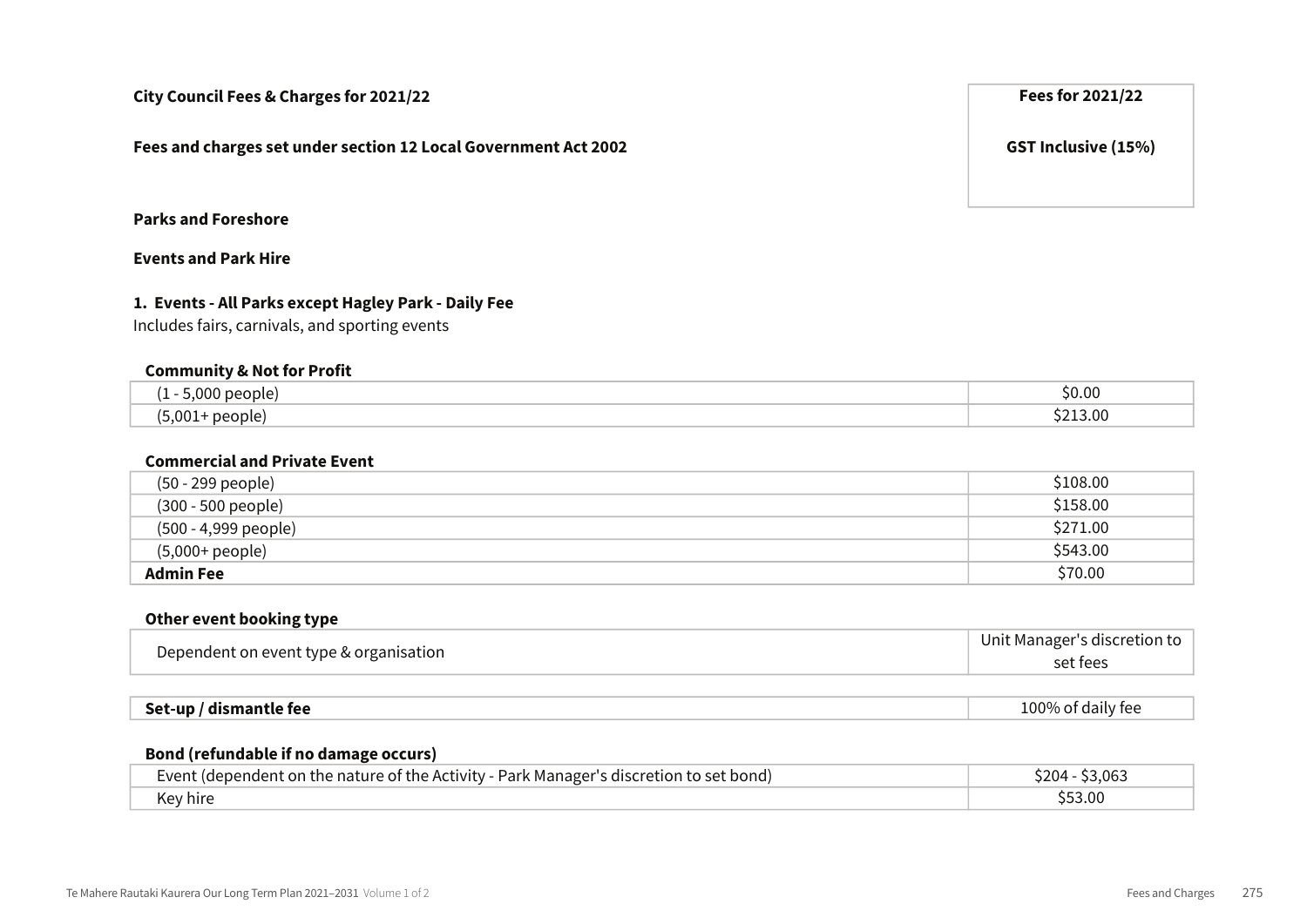**City Council Fees & Charges for 2021/22**

**Fees and charges set under section 12 Local Government Act 2002**

| | Fees for 2021/22<br>GST Inclusive (15%) |
|---|---|

## Parks and Foreshore

### Events and Park Hire

#### 1. Events - All Parks except Hagley Park - Daily Fee

Includes fairs, carnivals, and sporting events

**Community & Not for Profit**

| | |
|---|---|
| (1 - 5,000 people) | $0.00 |
| (5,001+ people) | $213.00 |

**Commercial and Private Event**

| | |
|---|---|
| (50 - 299 people) | $108.00 |
| (300 - 500 people) | $158.00 |
| (500 - 4,999 people) | $271.00 |
| (5,000+ people) | $543.00 |
| **Admin Fee** | $70.00 |

**Other event booking type**

| | |
|---|---|
| Dependent on event type & organisation | Unit Manager's discretion to set fees |

| | |
|---|---|
| **Set-up / dismantle fee** | 100% of daily fee |

**Bond (refundable if no damage occurs)**

| | |
|---|---|
| Event (dependent on the nature of the Activity - Park Manager's discretion to set bond) | $204 - $3,063 |
| Key hire | $53.00 |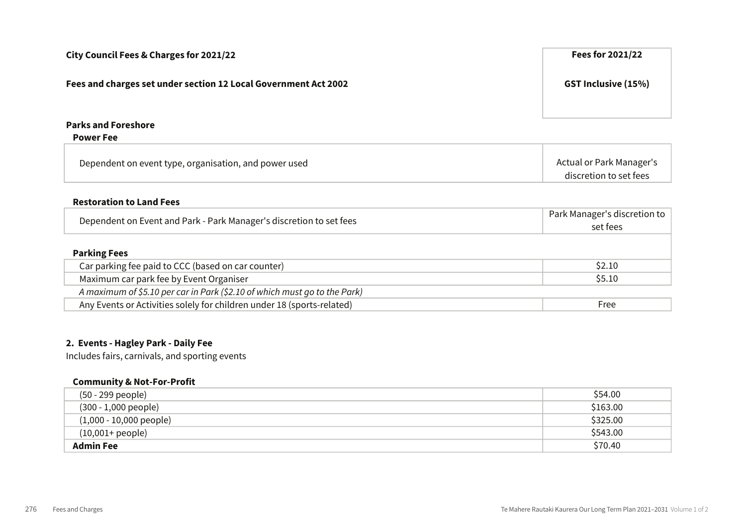| City Council Fees & Charges for 2021/22 | Fees for 2021/22 |
| --- | --- |
| Fees and charges set under section 12 Local Government Act 2002 | GST Inclusive (15%) |

**Parks and Foreshore**

**Power Fee**

| | |
| --- | --- |
| Dependent on event type, organisation, and power used | Actual or Park Manager's discretion to set fees |

**Restoration to Land Fees**

| | |
| --- | --- |
| Dependent on Event and Park - Park Manager's discretion to set fees | Park Manager's discretion to set fees |

**Parking Fees**

| | |
| --- | --- |
| Car parking fee paid to CCC (based on car counter) | $2.10 |
| Maximum car park fee by Event Organiser | $5.10 |
| *A maximum of $5.10 per car in Park ($2.10 of which must go to the Park)* | |
| Any Events or Activities solely for children under 18 (sports-related) | Free |

**2. Events - Hagley Park - Daily Fee**

Includes fairs, carnivals, and sporting events

**Community & Not-For-Profit**

| | |
| --- | --- |
| (50 - 299 people) | $54.00 |
| (300 - 1,000 people) | $163.00 |
| (1,000 - 10,000 people) | $325.00 |
| (10,001+ people) | $543.00 |
| **Admin Fee** | $70.40 |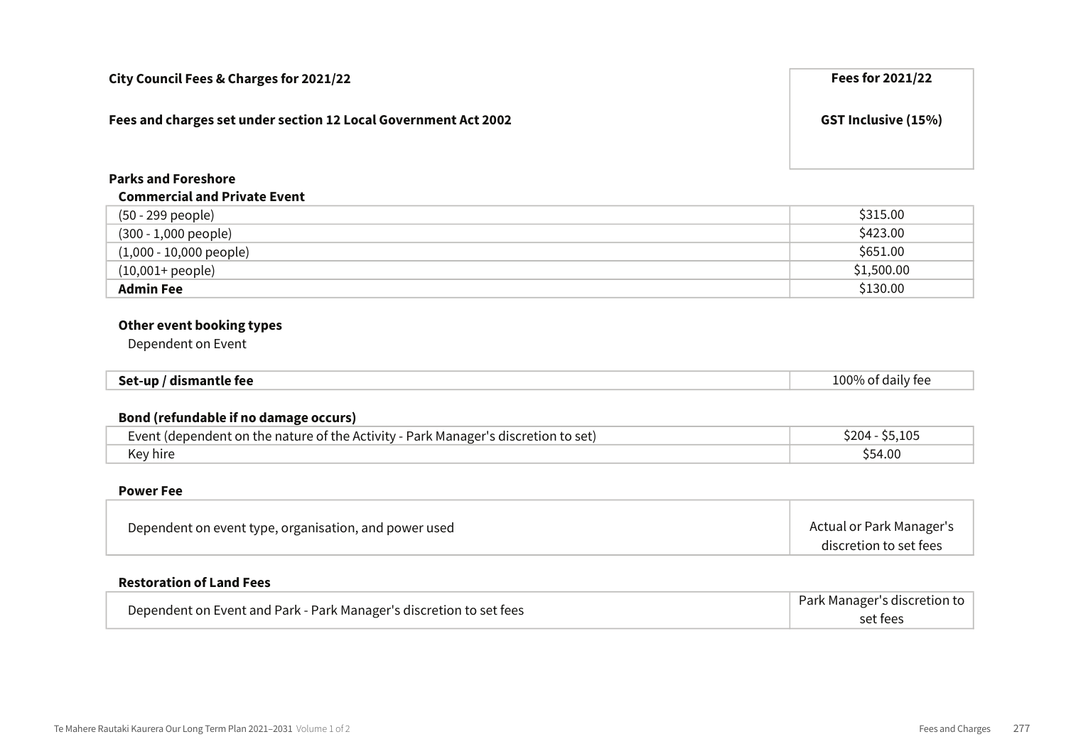| City Council Fees & Charges for 2021/22 | Fees for 2021/22 |
|---|---|
| **Fees and charges set under section 12 Local Government Act 2002** | **GST Inclusive (15%)** |

**Parks and Foreshore**

**Commercial and Private Event**

| | |
|---|---|
| (50 - 299 people) | $315.00 |
| (300 - 1,000 people) | $423.00 |
| (1,000 - 10,000 people) | $651.00 |
| (10,001+ people) | $1,500.00 |
| **Admin Fee** | $130.00 |

**Other event booking types**

Dependent on Event

| | |
|---|---|
| **Set-up / dismantle fee** | 100% of daily fee |

**Bond (refundable if no damage occurs)**

| | |
|---|---|
| Event (dependent on the nature of the Activity - Park Manager's discretion to set) | $204 - $5,105 |
| Key hire | $54.00 |

**Power Fee**

| | |
|---|---|
| Dependent on event type, organisation, and power used | Actual or Park Manager's discretion to set fees |

**Restoration of Land Fees**

| | |
|---|---|
| Dependent on Event and Park - Park Manager's discretion to set fees | Park Manager's discretion to set fees |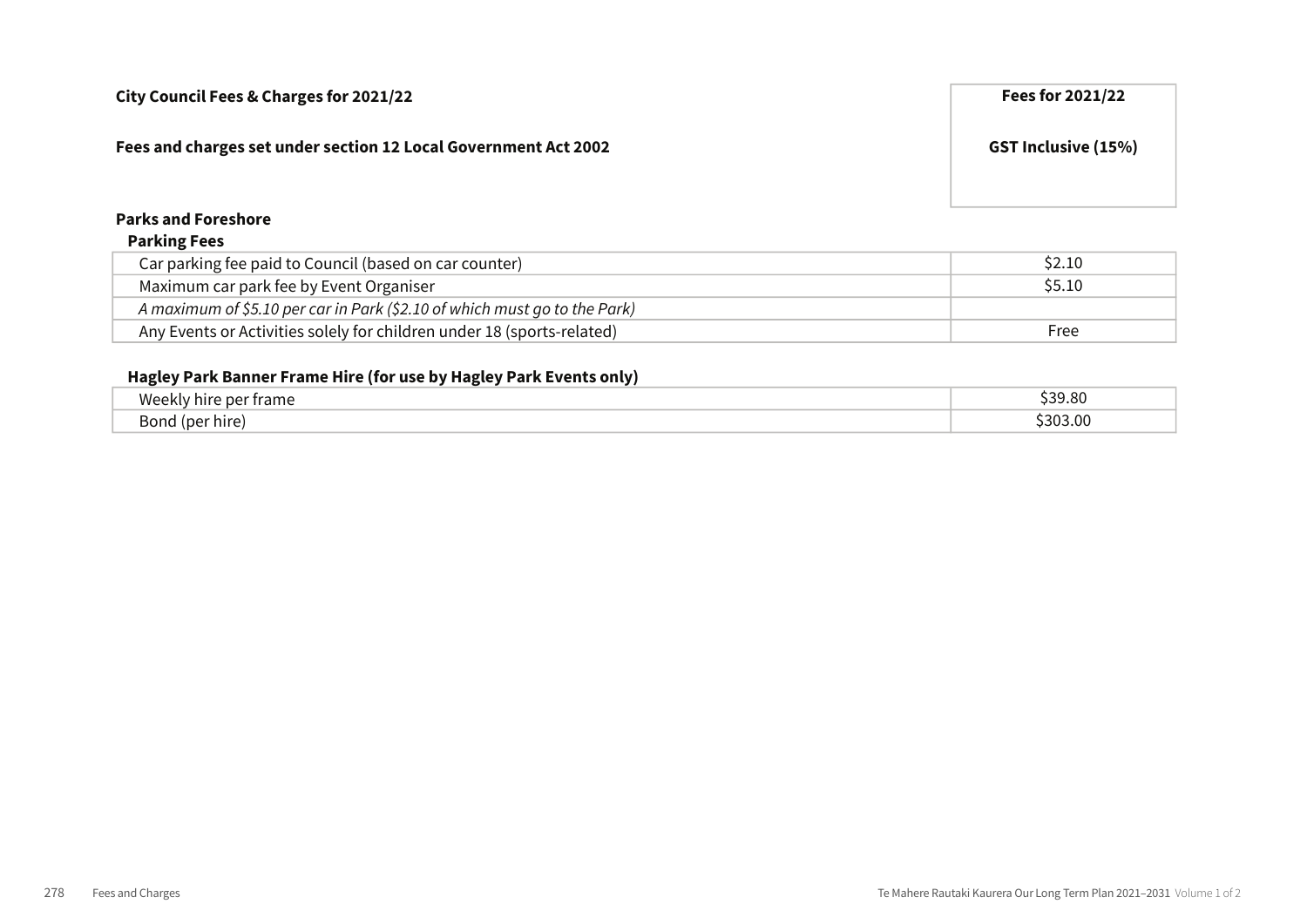**City Council Fees & Charges for 2021/22**

**Fees and charges set under section 12 Local Government Act 2002**

| | Fees for 2021/22 GST Inclusive (15%) |
|---|---|

## Parks and Foreshore

### Parking Fees

| | |
|---|---|
| Car parking fee paid to Council (based on car counter) | $2.10 |
| Maximum car park fee by Event Organiser | $5.10 |
| *A maximum of $5.10 per car in Park ($2.10 of which must go to the Park)* | |
| Any Events or Activities solely for children under 18 (sports-related) | Free |

### Hagley Park Banner Frame Hire (for use by Hagley Park Events only)

| | |
|---|---|
| Weekly hire per frame | $39.80 |
| Bond (per hire) | $303.00 |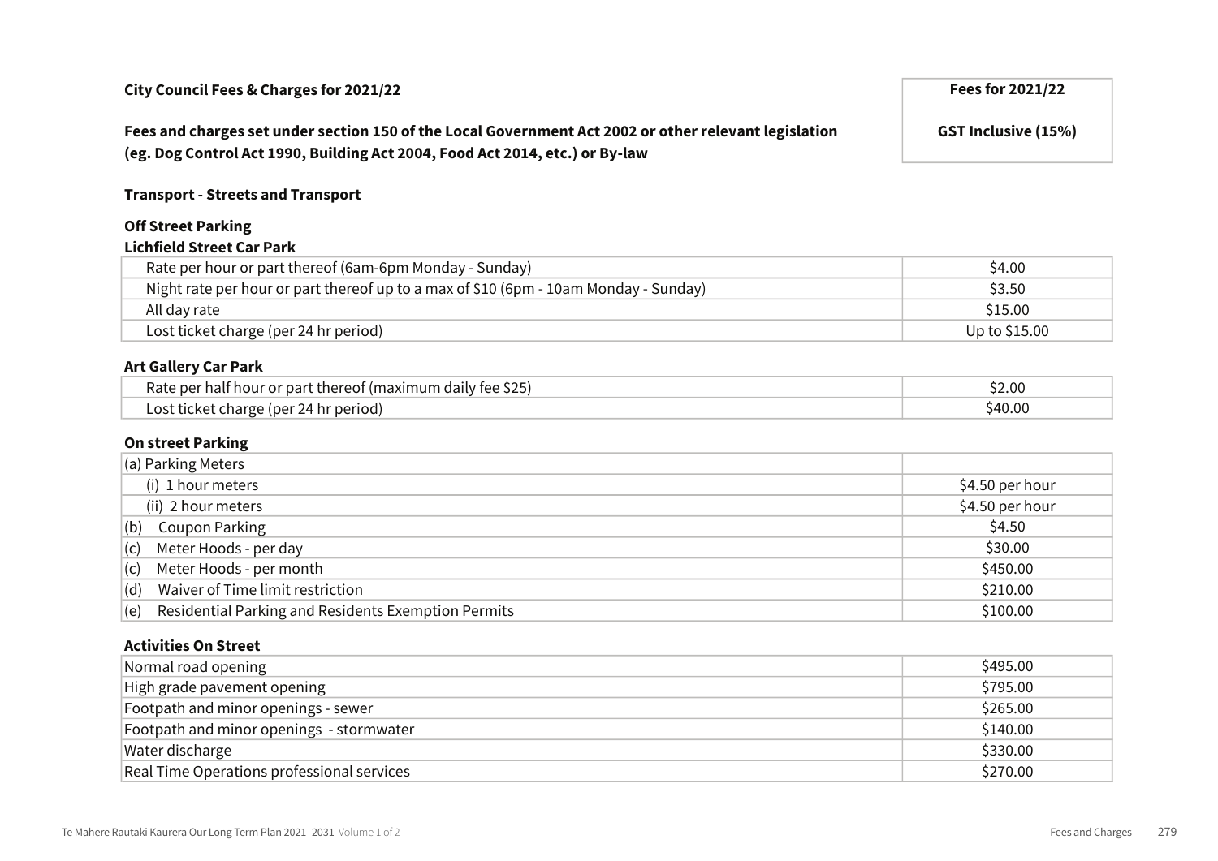| City Council Fees & Charges for 2021/22 | Fees for 2021/22 |
|---|---|
| **Fees and charges set under section 150 of the Local Government Act 2002 or other relevant legislation (eg. Dog Control Act 1990, Building Act 2004, Food Act 2014, etc.) or By-law** | **GST Inclusive (15%)** |

**Transport - Streets and Transport**

**Off Street Parking**

**Lichfield Street Car Park**

| Item | Fee |
|---|---|
| Rate per hour or part thereof (6am-6pm Monday - Sunday) | $4.00 |
| Night rate per hour or part thereof up to a max of $10 (6pm - 10am Monday - Sunday) | $3.50 |
| All day rate | $15.00 |
| Lost ticket charge (per 24 hr period) | Up to $15.00 |

**Art Gallery Car Park**

| Item | Fee |
|---|---|
| Rate per half hour or part thereof (maximum daily fee $25) | $2.00 |
| Lost ticket charge (per 24 hr period) | $40.00 |

**On street Parking**

| Item | Fee |
|---|---|
| (a) Parking Meters | |
| (i) 1 hour meters | $4.50 per hour |
| (ii) 2 hour meters | $4.50 per hour |
| (b) Coupon Parking | $4.50 |
| (c) Meter Hoods - per day | $30.00 |
| (c) Meter Hoods - per month | $450.00 |
| (d) Waiver of Time limit restriction | $210.00 |
| (e) Residential Parking and Residents Exemption Permits | $100.00 |

**Activities On Street**

| Item | Fee |
|---|---|
| Normal road opening | $495.00 |
| High grade pavement opening | $795.00 |
| Footpath and minor openings - sewer | $265.00 |
| Footpath and minor openings - stormwater | $140.00 |
| Water discharge | $330.00 |
| Real Time Operations professional services | $270.00 |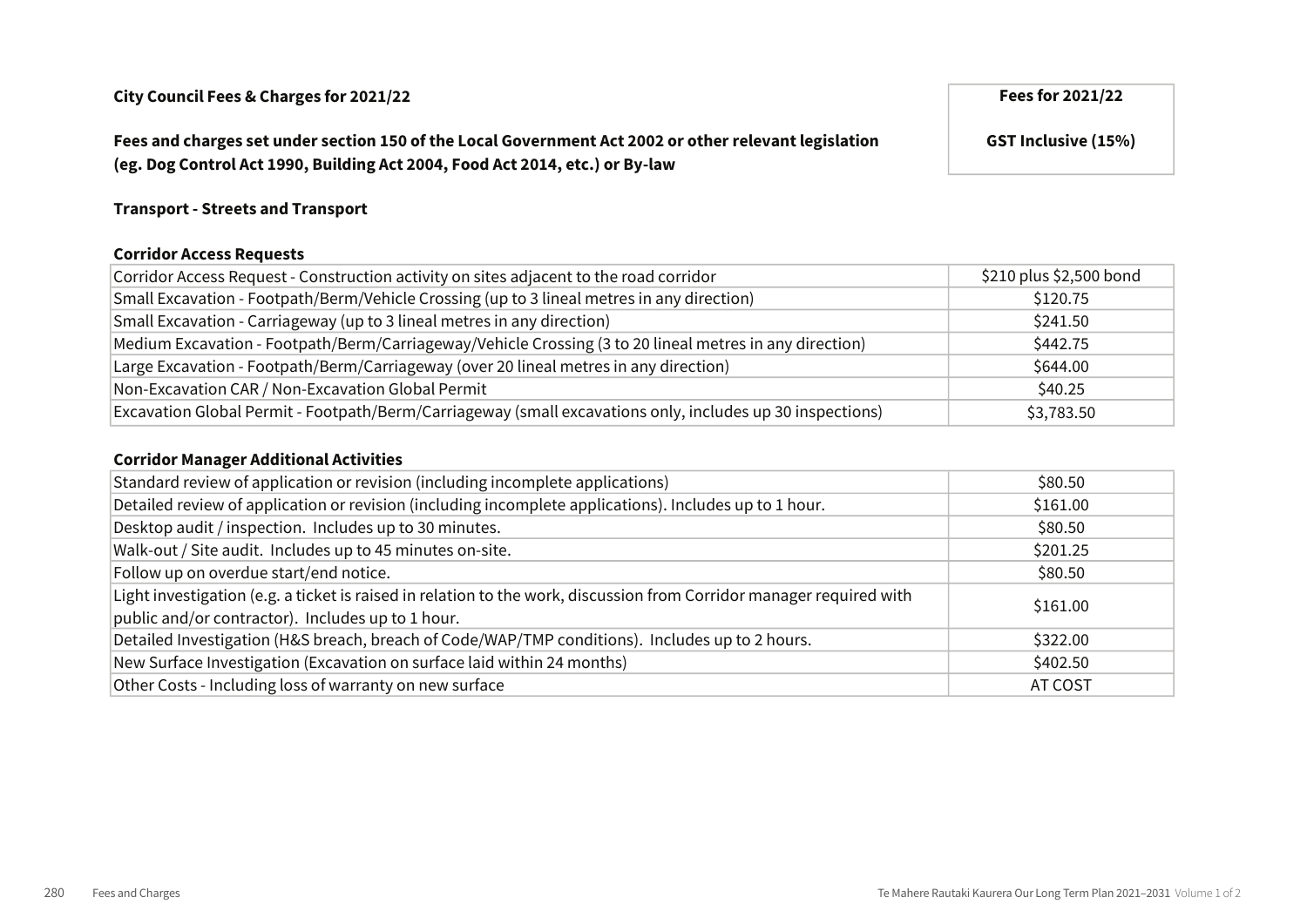**City Council Fees & Charges for 2021/22**

**Fees and charges set under section 150 of the Local Government Act 2002 or other relevant legislation (eg. Dog Control Act 1990, Building Act 2004, Food Act 2014, etc.) or By-law**

| | Fees for 2021/22 GST Inclusive (15%) |
|---|---|

**Transport - Streets and Transport**

**Corridor Access Requests**

| Item | Fee |
|---|---|
| Corridor Access Request - Construction activity on sites adjacent to the road corridor | $210 plus $2,500 bond |
| Small Excavation - Footpath/Berm/Vehicle Crossing (up to 3 lineal metres in any direction) | $120.75 |
| Small Excavation - Carriageway (up to 3 lineal metres in any direction) | $241.50 |
| Medium Excavation - Footpath/Berm/Carriageway/Vehicle Crossing (3 to 20 lineal metres in any direction) | $442.75 |
| Large Excavation - Footpath/Berm/Carriageway (over 20 lineal metres in any direction) | $644.00 |
| Non-Excavation CAR / Non-Excavation Global Permit | $40.25 |
| Excavation Global Permit - Footpath/Berm/Carriageway (small excavations only, includes up 30 inspections) | $3,783.50 |

**Corridor Manager Additional Activities**

| Item | Fee |
|---|---|
| Standard review of application or revision (including incomplete applications) | $80.50 |
| Detailed review of application or revision (including incomplete applications). Includes up to 1 hour. | $161.00 |
| Desktop audit / inspection. Includes up to 30 minutes. | $80.50 |
| Walk-out / Site audit. Includes up to 45 minutes on-site. | $201.25 |
| Follow up on overdue start/end notice. | $80.50 |
| Light investigation (e.g. a ticket is raised in relation to the work, discussion from Corridor manager required with public and/or contractor). Includes up to 1 hour. | $161.00 |
| Detailed Investigation (H&S breach, breach of Code/WAP/TMP conditions). Includes up to 2 hours. | $322.00 |
| New Surface Investigation (Excavation on surface laid within 24 months) | $402.50 |
| Other Costs - Including loss of warranty on new surface | AT COST |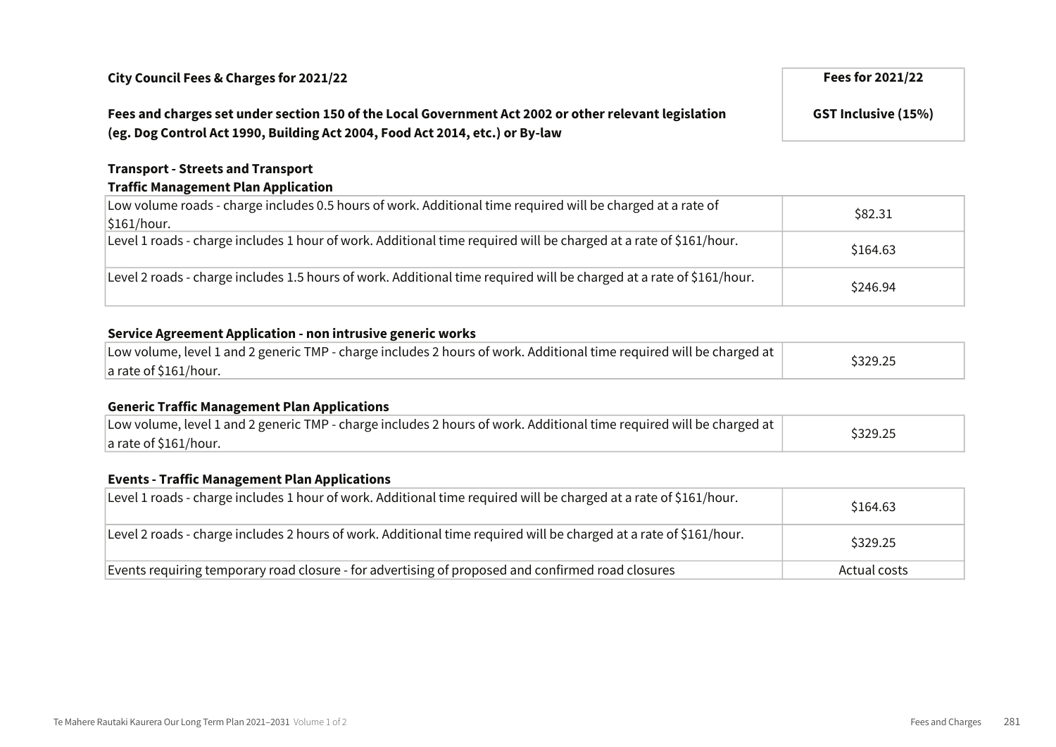| City Council Fees & Charges for 2021/22 | Fees for 2021/22 |
| --- | --- |
| **Fees and charges set under section 150 of the Local Government Act 2002 or other relevant legislation (eg. Dog Control Act 1990, Building Act 2004, Food Act 2014, etc.) or By-law** | **GST Inclusive (15%)** |

**Transport - Streets and Transport**

**Traffic Management Plan Application**

| | |
| --- | --- |
| Low volume roads - charge includes 0.5 hours of work. Additional time required will be charged at a rate of $161/hour. | $82.31 |
| Level 1 roads - charge includes 1 hour of work. Additional time required will be charged at a rate of $161/hour. | $164.63 |
| Level 2 roads - charge includes 1.5 hours of work. Additional time required will be charged at a rate of $161/hour. | $246.94 |

**Service Agreement Application - non intrusive generic works**

| | |
| --- | --- |
| Low volume, level 1 and 2 generic TMP - charge includes 2 hours of work. Additional time required will be charged at a rate of $161/hour. | $329.25 |

**Generic Traffic Management Plan Applications**

| | |
| --- | --- |
| Low volume, level 1 and 2 generic TMP - charge includes 2 hours of work. Additional time required will be charged at a rate of $161/hour. | $329.25 |

**Events - Traffic Management Plan Applications**

| | |
| --- | --- |
| Level 1 roads - charge includes 1 hour of work. Additional time required will be charged at a rate of $161/hour. | $164.63 |
| Level 2 roads - charge includes 2 hours of work. Additional time required will be charged at a rate of $161/hour. | $329.25 |
| Events requiring temporary road closure - for advertising of proposed and confirmed road closures | Actual costs |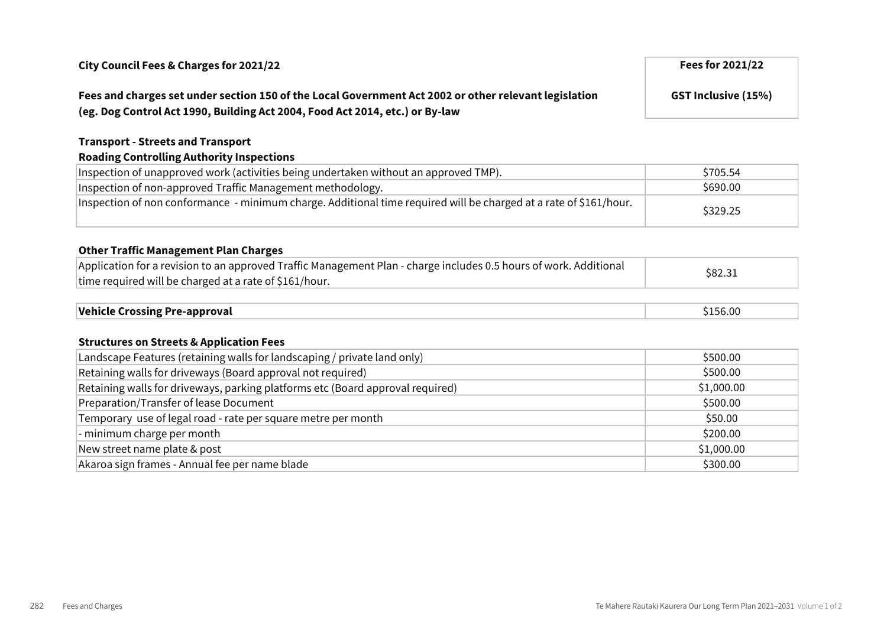| City Council Fees & Charges for 2021/22 | Fees for 2021/22 |
|---|---|
| **Fees and charges set under section 150 of the Local Government Act 2002 or other relevant legislation (eg. Dog Control Act 1990, Building Act 2004, Food Act 2014, etc.) or By-law** | **GST Inclusive (15%)** |

**Transport - Streets and Transport**

**Roading Controlling Authority Inspections**

| | |
|---|---|
| Inspection of unapproved work (activities being undertaken without an approved TMP). | $705.54 |
| Inspection of non-approved Traffic Management methodology. | $690.00 |
| Inspection of non conformance - minimum charge. Additional time required will be charged at a rate of $161/hour. | $329.25 |

**Other Traffic Management Plan Charges**

| | |
|---|---|
| Application for a revision to an approved Traffic Management Plan - charge includes 0.5 hours of work. Additional time required will be charged at a rate of $161/hour. | $82.31 |

| | |
|---|---|
| **Vehicle Crossing Pre-approval** | $156.00 |

**Structures on Streets & Application Fees**

| | |
|---|---|
| Landscape Features (retaining walls for landscaping / private land only) | $500.00 |
| Retaining walls for driveways (Board approval not required) | $500.00 |
| Retaining walls for driveways, parking platforms etc (Board approval required) | $1,000.00 |
| Preparation/Transfer of lease Document | $500.00 |
| Temporary use of legal road - rate per square metre per month | $50.00 |
| - minimum charge per month | $200.00 |
| New street name plate & post | $1,000.00 |
| Akaroa sign frames - Annual fee per name blade | $300.00 |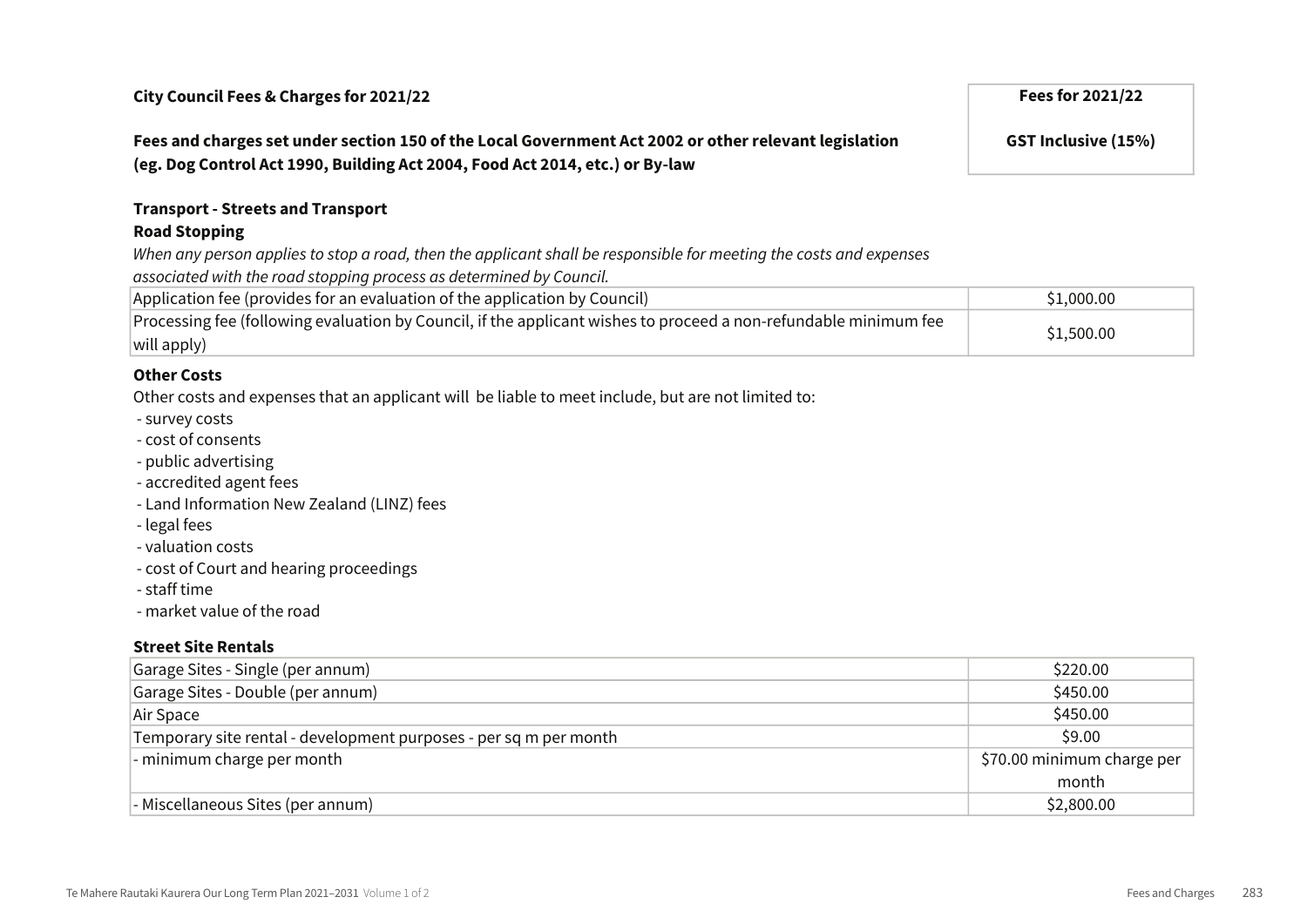| City Council Fees & Charges for 2021/22 | Fees for 2021/22 |
|---|---|
| **Fees and charges set under section 150 of the Local Government Act 2002 or other relevant legislation (eg. Dog Control Act 1990, Building Act 2004, Food Act 2014, etc.) or By-law** | **GST Inclusive (15%)** |

### Transport - Streets and Transport

#### Road Stopping

*When any person applies to stop a road, then the applicant shall be responsible for meeting the costs and expenses associated with the road stopping process as determined by Council.*

| | |
|---|---|
| Application fee (provides for an evaluation of the application by Council) | $1,000.00 |
| Processing fee (following evaluation by Council, if the applicant wishes to proceed a non-refundable minimum fee will apply) | $1,500.00 |

#### Other Costs

Other costs and expenses that an applicant will be liable to meet include, but are not limited to:

- survey costs
- cost of consents
- public advertising
- accredited agent fees
- Land Information New Zealand (LINZ) fees
- legal fees
- valuation costs
- cost of Court and hearing proceedings
- staff time
- market value of the road

#### Street Site Rentals

| | |
|---|---|
| Garage Sites - Single (per annum) | $220.00 |
| Garage Sites - Double (per annum) | $450.00 |
| Air Space | $450.00 |
| Temporary site rental - development purposes - per sq m per month | $9.00 |
| - minimum charge per month | $70.00 minimum charge per month |
| - Miscellaneous Sites (per annum) | $2,800.00 |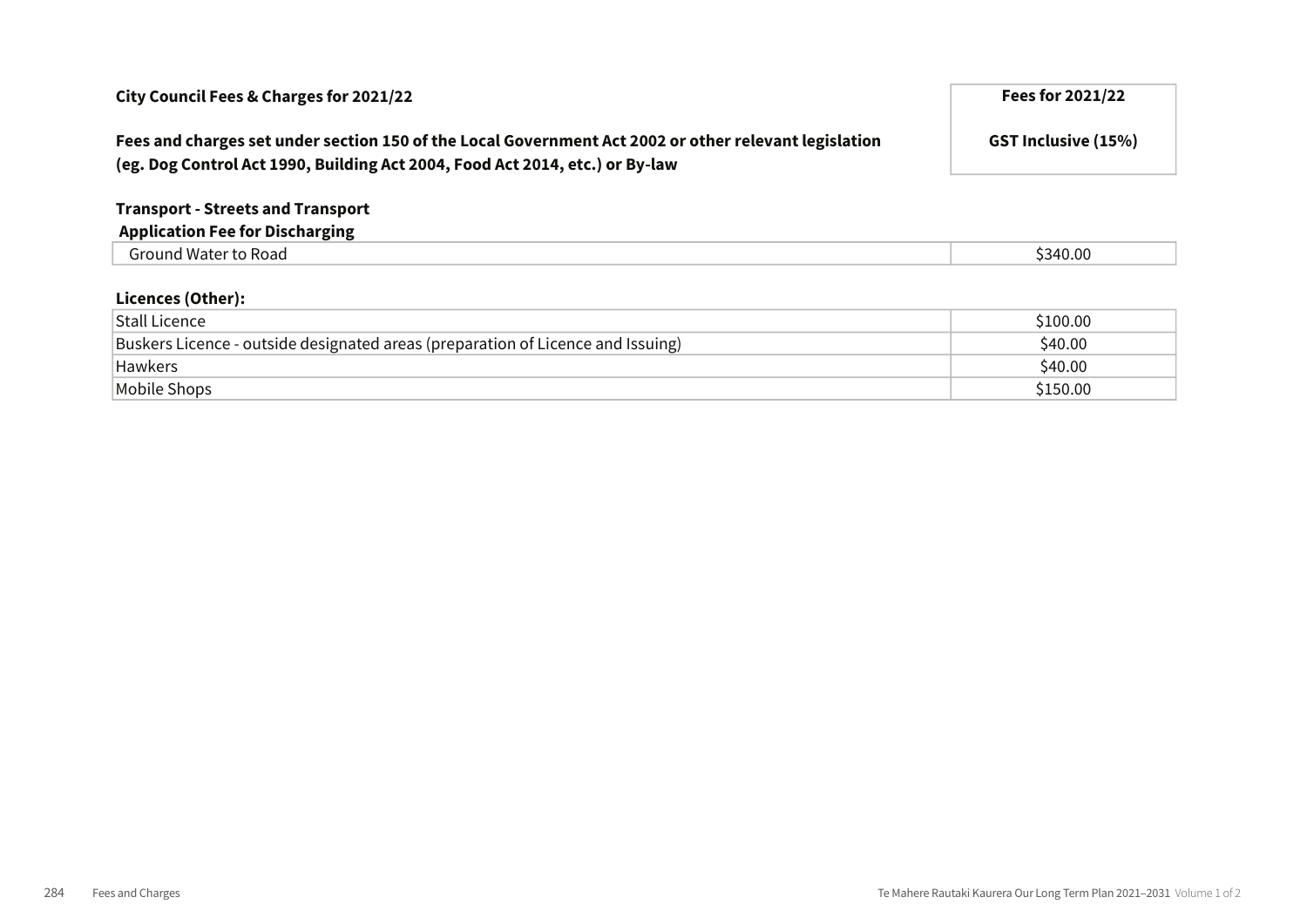| City Council Fees & Charges for 2021/22 | Fees for 2021/22 |
|---|---|
| **Fees and charges set under section 150 of the Local Government Act 2002 or other relevant legislation (eg. Dog Control Act 1990, Building Act 2004, Food Act 2014, etc.) or By-law** | **GST Inclusive (15%)** |

**Transport - Streets and Transport**

**Application Fee for Discharging**

| Item | Fee |
|---|---|
| Ground Water to Road | $340.00 |

**Licences (Other):**

| Item | Fee |
|---|---|
| Stall Licence | $100.00 |
| Buskers Licence - outside designated areas (preparation of Licence and Issuing) | $40.00 |
| Hawkers | $40.00 |
| Mobile Shops | $150.00 |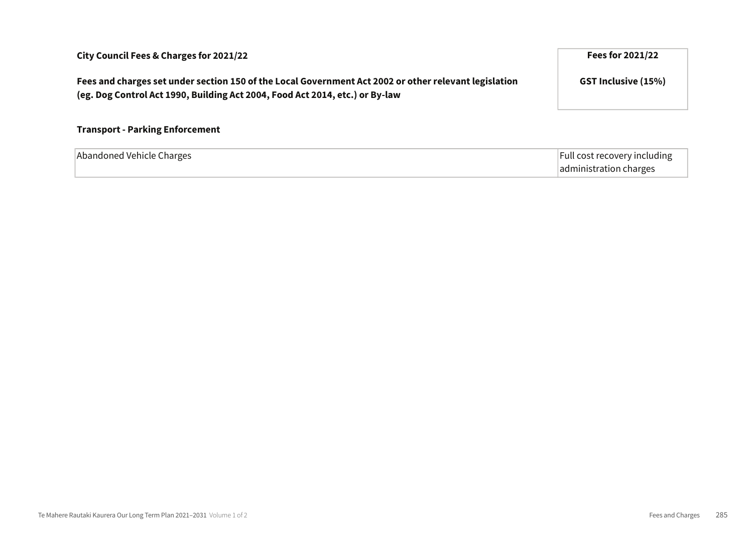| City Council Fees & Charges for 2021/22<br><br>Fees and charges set under section 150 of the Local Government Act 2002 or other relevant legislation (eg. Dog Control Act 1990, Building Act 2004, Food Act 2014, etc.) or By-law | Fees for 2021/22<br><br>GST Inclusive (15%) |
|---|---|

**Transport - Parking Enforcement**

| | |
|---|---|
| Abandoned Vehicle Charges | Full cost recovery including administration charges |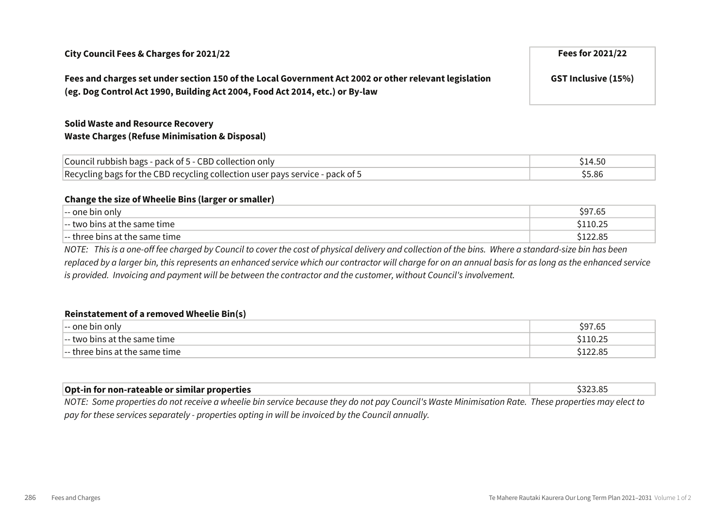**City Council Fees & Charges for 2021/22**

**Fees and charges set under section 150 of the Local Government Act 2002 or other relevant legislation (eg. Dog Control Act 1990, Building Act 2004, Food Act 2014, etc.) or By-law**

| | **Fees for 2021/22** **GST Inclusive (15%)** |
|---|---|

**Solid Waste and Resource Recovery**
**Waste Charges (Refuse Minimisation & Disposal)**

| | |
|---|---|
| Council rubbish bags - pack of 5 - CBD collection only | $14.50 |
| Recycling bags for the CBD recycling collection user pays service - pack of 5 | $5.86 |

**Change the size of Wheelie Bins (larger or smaller)**

| | |
|---|---|
| -- one bin only | $97.65 |
| -- two bins at the same time | $110.25 |
| -- three bins at the same time | $122.85 |

*NOTE: This is a one-off fee charged by Council to cover the cost of physical delivery and collection of the bins. Where a standard-size bin has been replaced by a larger bin, this represents an enhanced service which our contractor will charge for on an annual basis for as long as the enhanced service is provided. Invoicing and payment will be between the contractor and the customer, without Council's involvement.*

**Reinstatement of a removed Wheelie Bin(s)**

| | |
|---|---|
| -- one bin only | $97.65 |
| -- two bins at the same time | $110.25 |
| -- three bins at the same time | $122.85 |

| | |
|---|---|
| **Opt-in for non-rateable or similar properties** | $323.85 |

*NOTE: Some properties do not receive a wheelie bin service because they do not pay Council's Waste Minimisation Rate. These properties may elect to pay for these services separately - properties opting in will be invoiced by the Council annually.*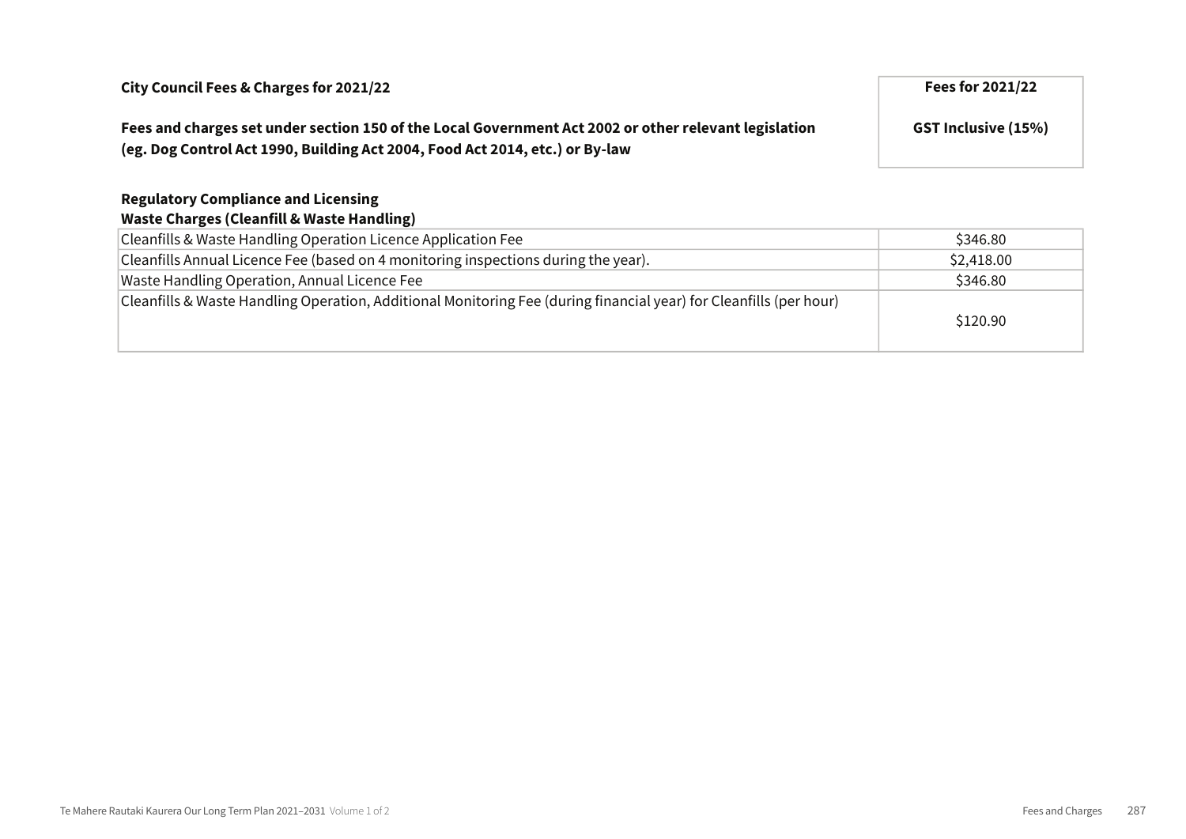| City Council Fees & Charges for 2021/22<br><br>Fees and charges set under section 150 of the Local Government Act 2002 or other relevant legislation (eg. Dog Control Act 1990, Building Act 2004, Food Act 2014, etc.) or By-law | Fees for 2021/22<br><br>GST Inclusive (15%) |
|---|---|

**Regulatory Compliance and Licensing**
**Waste Charges (Cleanfill & Waste Handling)**

| Item | Fee |
|---|---|
| Cleanfills & Waste Handling Operation Licence Application Fee | $346.80 |
| Cleanfills Annual Licence Fee (based on 4 monitoring inspections during the year). | $2,418.00 |
| Waste Handling Operation, Annual Licence Fee | $346.80 |
| Cleanfills & Waste Handling Operation, Additional Monitoring Fee (during financial year) for Cleanfills (per hour) | $120.90 |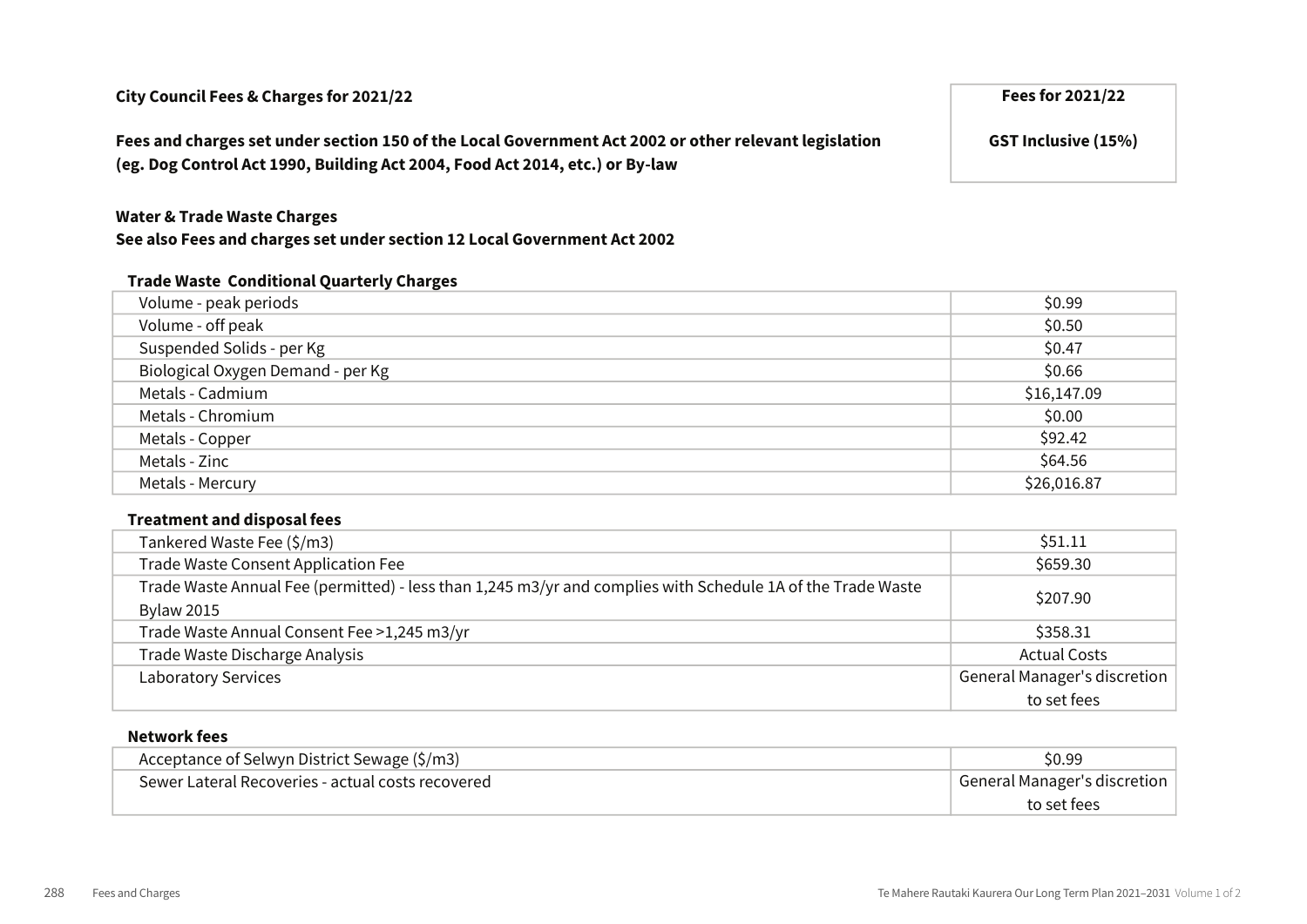**City Council Fees & Charges for 2021/22**

**Fees and charges set under section 150 of the Local Government Act 2002 or other relevant legislation (eg. Dog Control Act 1990, Building Act 2004, Food Act 2014, etc.) or By-law**

| | **Fees for 2021/22** |
|---|---|
| | **GST Inclusive (15%)** |

**Water & Trade Waste Charges**
**See also Fees and charges set under section 12 Local Government Act 2002**

**Trade Waste Conditional Quarterly Charges**

| | |
|---|---|
| Volume - peak periods | $0.99 |
| Volume - off peak | $0.50 |
| Suspended Solids - per Kg | $0.47 |
| Biological Oxygen Demand - per Kg | $0.66 |
| Metals - Cadmium | $16,147.09 |
| Metals - Chromium | $0.00 |
| Metals - Copper | $92.42 |
| Metals - Zinc | $64.56 |
| Metals - Mercury | $26,016.87 |

**Treatment and disposal fees**

| | |
|---|---|
| Tankered Waste Fee ($/m3) | $51.11 |
| Trade Waste Consent Application Fee | $659.30 |
| Trade Waste Annual Fee (permitted) - less than 1,245 m3/yr and complies with Schedule 1A of the Trade Waste Bylaw 2015 | $207.90 |
| Trade Waste Annual Consent Fee >1,245 m3/yr | $358.31 |
| Trade Waste Discharge Analysis | Actual Costs |
| Laboratory Services | General Manager's discretion to set fees |

**Network fees**

| | |
|---|---|
| Acceptance of Selwyn District Sewage ($/m3) | $0.99 |
| Sewer Lateral Recoveries - actual costs recovered | General Manager's discretion to set fees |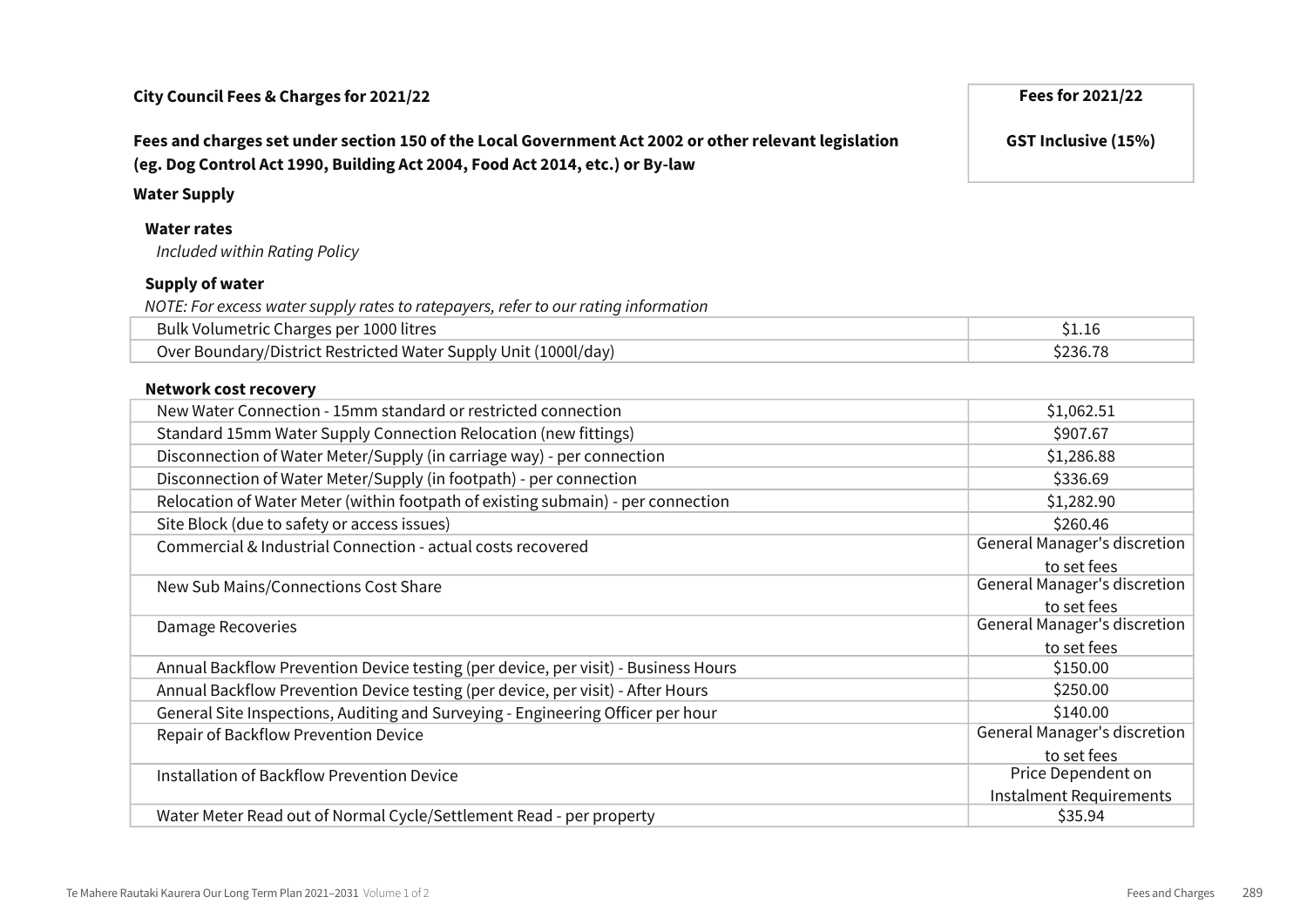| City Council Fees & Charges for 2021/22 | Fees for 2021/22 |
| --- | --- |
| **Fees and charges set under section 150 of the Local Government Act 2002 or other relevant legislation (eg. Dog Control Act 1990, Building Act 2004, Food Act 2014, etc.) or By-law** | **GST Inclusive (15%)** |

**Water Supply**

**Water rates**

*Included within Rating Policy*

**Supply of water**

*NOTE: For excess water supply rates to ratepayers, refer to our rating information*

| Item | Fee |
| --- | --- |
| Bulk Volumetric Charges per 1000 litres | $1.16 |
| Over Boundary/District Restricted Water Supply Unit (1000l/day) | $236.78 |

**Network cost recovery**

| Item | Fee |
| --- | --- |
| New Water Connection - 15mm standard or restricted connection | $1,062.51 |
| Standard 15mm Water Supply Connection Relocation (new fittings) | $907.67 |
| Disconnection of Water Meter/Supply (in carriage way) - per connection | $1,286.88 |
| Disconnection of Water Meter/Supply (in footpath) - per connection | $336.69 |
| Relocation of Water Meter (within footpath of existing submain) - per connection | $1,282.90 |
| Site Block (due to safety or access issues) | $260.46 |
| Commercial & Industrial Connection - actual costs recovered | General Manager's discretion to set fees |
| New Sub Mains/Connections Cost Share | General Manager's discretion to set fees |
| Damage Recoveries | General Manager's discretion to set fees |
| Annual Backflow Prevention Device testing (per device, per visit) - Business Hours | $150.00 |
| Annual Backflow Prevention Device testing (per device, per visit) - After Hours | $250.00 |
| General Site Inspections, Auditing and Surveying - Engineering Officer per hour | $140.00 |
| Repair of Backflow Prevention Device | General Manager's discretion to set fees |
| Installation of Backflow Prevention Device | Price Dependent on Instalment Requirements |
| Water Meter Read out of Normal Cycle/Settlement Read - per property | $35.94 |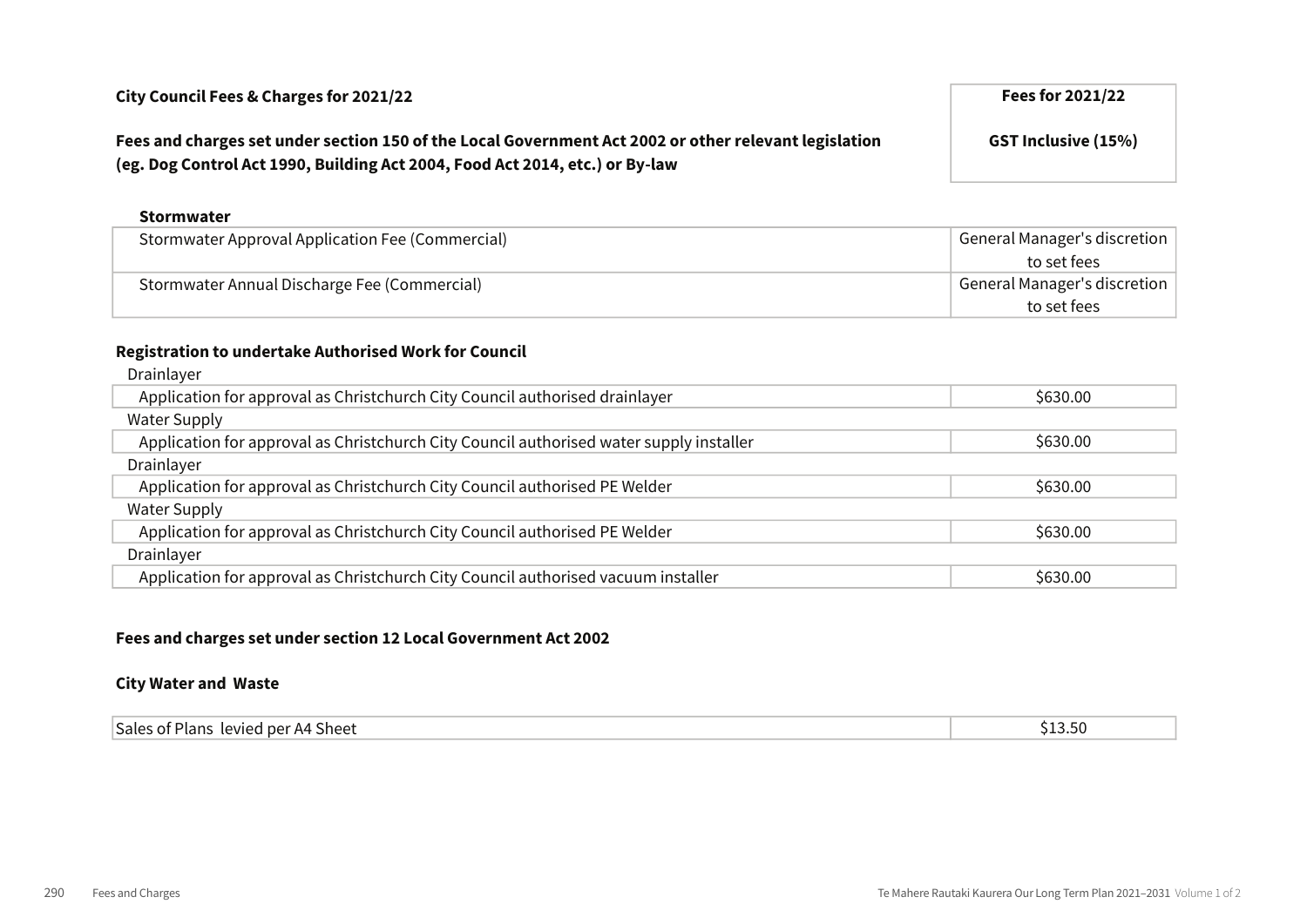| City Council Fees & Charges for 2021/22 | Fees for 2021/22 |
|---|---|
| **Fees and charges set under section 150 of the Local Government Act 2002 or other relevant legislation (eg. Dog Control Act 1990, Building Act 2004, Food Act 2014, etc.) or By-law** | **GST Inclusive (15%)** |

**Stormwater**

| Item | Fee |
|---|---|
| Stormwater Approval Application Fee (Commercial) | General Manager's discretion to set fees |
| Stormwater Annual Discharge Fee (Commercial) | General Manager's discretion to set fees |

**Registration to undertake Authorised Work for Council**

| Item | Fee |
|---|---|
| Drainlayer | |
| Application for approval as Christchurch City Council authorised drainlayer | $630.00 |
| Water Supply | |
| Application for approval as Christchurch City Council authorised water supply installer | $630.00 |
| Drainlayer | |
| Application for approval as Christchurch City Council authorised PE Welder | $630.00 |
| Water Supply | |
| Application for approval as Christchurch City Council authorised PE Welder | $630.00 |
| Drainlayer | |
| Application for approval as Christchurch City Council authorised vacuum installer | $630.00 |

**Fees and charges set under section 12 Local Government Act 2002**

**City Water and Waste**

| Item | Fee |
|---|---|
| Sales of Plans levied per A4 Sheet | $13.50 |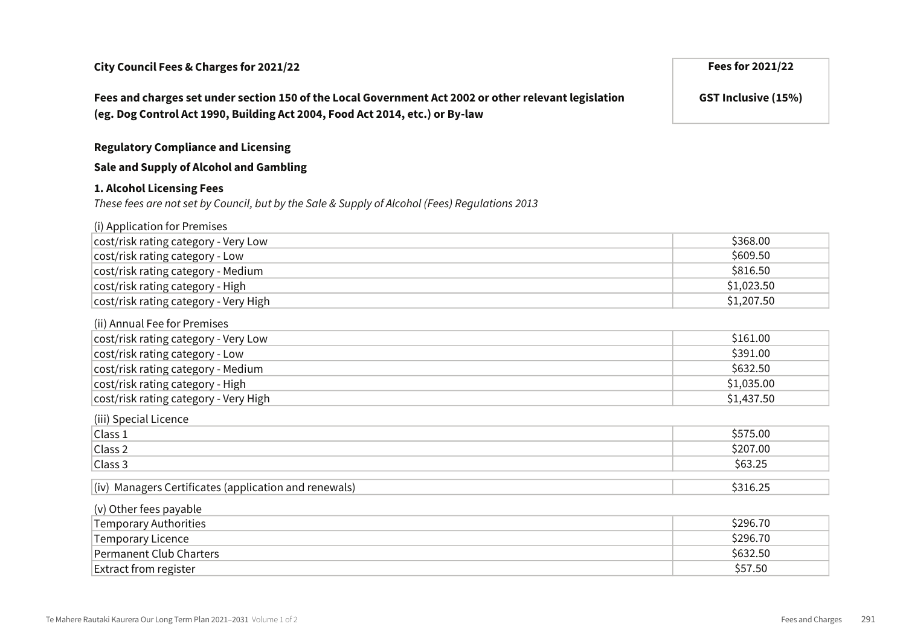| City Council Fees & Charges for 2021/22 | Fees for 2021/22 |
| --- | --- |
| **Fees and charges set under section 150 of the Local Government Act 2002 or other relevant legislation (eg. Dog Control Act 1990, Building Act 2004, Food Act 2014, etc.) or By-law** | **GST Inclusive (15%)** |

**Regulatory Compliance and Licensing**

**Sale and Supply of Alcohol and Gambling**

**1. Alcohol Licensing Fees**

*These fees are not set by Council, but by the Sale & Supply of Alcohol (Fees) Regulations 2013*

(i) Application for Premises

| | |
| --- | --- |
| cost/risk rating category - Very Low | $368.00 |
| cost/risk rating category - Low | $609.50 |
| cost/risk rating category - Medium | $816.50 |
| cost/risk rating category - High | $1,023.50 |
| cost/risk rating category - Very High | $1,207.50 |

(ii) Annual Fee for Premises

| | |
| --- | --- |
| cost/risk rating category - Very Low | $161.00 |
| cost/risk rating category - Low | $391.00 |
| cost/risk rating category - Medium | $632.50 |
| cost/risk rating category - High | $1,035.00 |
| cost/risk rating category - Very High | $1,437.50 |

(iii) Special Licence

| | |
| --- | --- |
| Class 1 | $575.00 |
| Class 2 | $207.00 |
| Class 3 | $63.25 |

| | |
| --- | --- |
| (iv) Managers Certificates (application and renewals) | $316.25 |

(v) Other fees payable

| | |
| --- | --- |
| Temporary Authorities | $296.70 |
| Temporary Licence | $296.70 |
| Permanent Club Charters | $632.50 |
| Extract from register | $57.50 |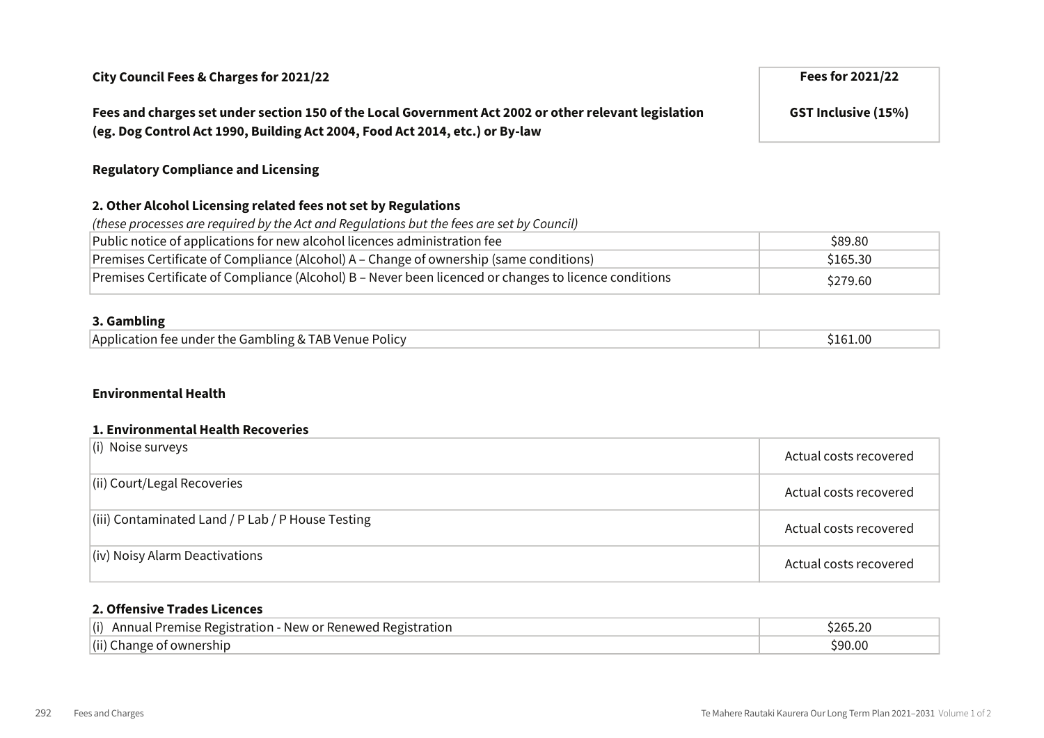| City Council Fees & Charges for 2021/22 | Fees for 2021/22 |
|---|---|
| **Fees and charges set under section 150 of the Local Government Act 2002 or other relevant legislation (eg. Dog Control Act 1990, Building Act 2004, Food Act 2014, etc.) or By-law** | **GST Inclusive (15%)** |

## Regulatory Compliance and Licensing

### 2. Other Alcohol Licensing related fees not set by Regulations

*(these processes are required by the Act and Regulations but the fees are set by Council)*

| Item | Fee |
|---|---|
| Public notice of applications for new alcohol licences administration fee | $89.80 |
| Premises Certificate of Compliance (Alcohol) A – Change of ownership (same conditions) | $165.30 |
| Premises Certificate of Compliance (Alcohol) B – Never been licenced or changes to licence conditions | $279.60 |

### 3. Gambling

| Item | Fee |
|---|---|
| Application fee under the Gambling & TAB Venue Policy | $161.00 |

## Environmental Health

### 1. Environmental Health Recoveries

| Item | Fee |
|---|---|
| (i) Noise surveys | Actual costs recovered |
| (ii) Court/Legal Recoveries | Actual costs recovered |
| (iii) Contaminated Land / P Lab / P House Testing | Actual costs recovered |
| (iv) Noisy Alarm Deactivations | Actual costs recovered |

### 2. Offensive Trades Licences

| Item | Fee |
|---|---|
| (i) Annual Premise Registration - New or Renewed Registration | $265.20 |
| (ii) Change of ownership | $90.00 |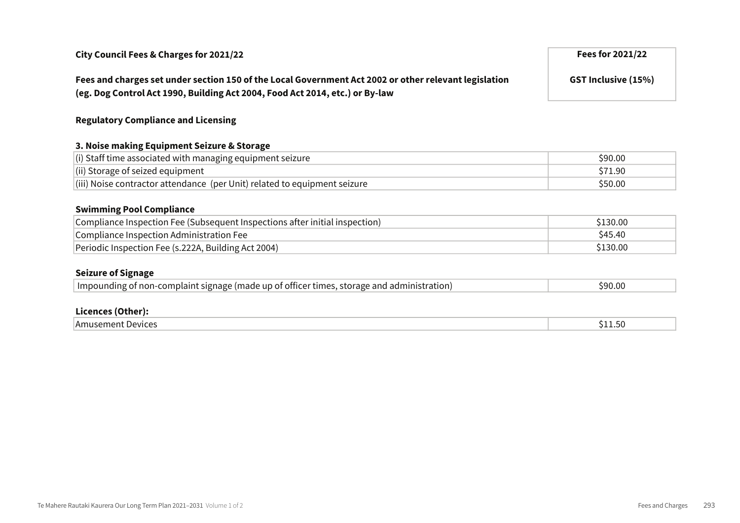| City Council Fees & Charges for 2021/22 | Fees for 2021/22 |
|---|---|
| **Fees and charges set under section 150 of the Local Government Act 2002 or other relevant legislation (eg. Dog Control Act 1990, Building Act 2004, Food Act 2014, etc.) or By-law** | **GST Inclusive (15%)** |

**Regulatory Compliance and Licensing**

**3. Noise making Equipment Seizure & Storage**

| | |
|---|---|
| (i) Staff time associated with managing equipment seizure | $90.00 |
| (ii) Storage of seized equipment | $71.90 |
| (iii) Noise contractor attendance (per Unit) related to equipment seizure | $50.00 |

**Swimming Pool Compliance**

| | |
|---|---|
| Compliance Inspection Fee (Subsequent Inspections after initial inspection) | $130.00 |
| Compliance Inspection Administration Fee | $45.40 |
| Periodic Inspection Fee (s.222A, Building Act 2004) | $130.00 |

**Seizure of Signage**

| | |
|---|---|
| Impounding of non-complaint signage (made up of officer times, storage and administration) | $90.00 |

**Licences (Other):**

| | |
|---|---|
| Amusement Devices | $11.50 |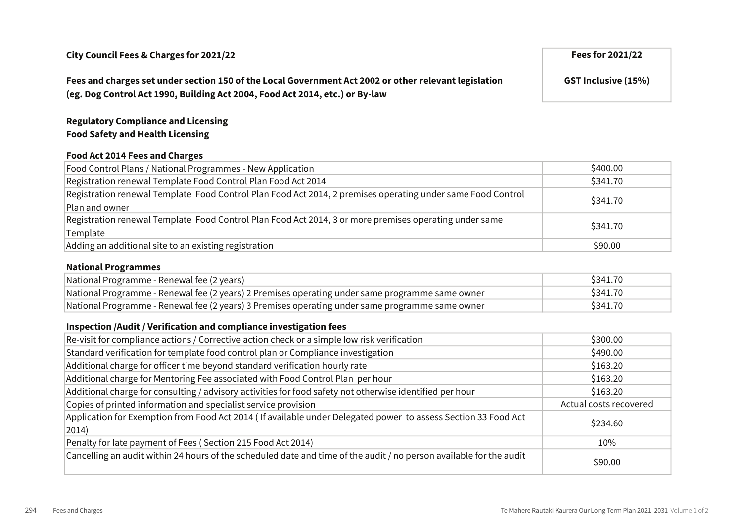**City Council Fees & Charges for 2021/22**

**Fees and charges set under section 150 of the Local Government Act 2002 or other relevant legislation (eg. Dog Control Act 1990, Building Act 2004, Food Act 2014, etc.) or By-law**

| | **Fees for 2021/22** |
|---|---|
| | **GST Inclusive (15%)** |

**Regulatory Compliance and Licensing**
**Food Safety and Health Licensing**

**Food Act 2014 Fees and Charges**

| | |
|---|---|
| Food Control Plans / National Programmes - New Application | $400.00 |
| Registration renewal Template Food Control Plan Food Act 2014 | $341.70 |
| Registration renewal Template Food Control Plan Food Act 2014, 2 premises operating under same Food Control Plan and owner | $341.70 |
| Registration renewal Template Food Control Plan Food Act 2014, 3 or more premises operating under same Template | $341.70 |
| Adding an additional site to an existing registration | $90.00 |

**National Programmes**

| | |
|---|---|
| National Programme - Renewal fee (2 years) | $341.70 |
| National Programme - Renewal fee (2 years) 2 Premises operating under same programme same owner | $341.70 |
| National Programme - Renewal fee (2 years) 3 Premises operating under same programme same owner | $341.70 |

**Inspection /Audit / Verification and compliance investigation fees**

| | |
|---|---|
| Re-visit for compliance actions / Corrective action check or a simple low risk verification | $300.00 |
| Standard verification for template food control plan or Compliance investigation | $490.00 |
| Additional charge for officer time beyond standard verification hourly rate | $163.20 |
| Additional charge for Mentoring Fee associated with Food Control Plan per hour | $163.20 |
| Additional charge for consulting / advisory activities for food safety not otherwise identified per hour | $163.20 |
| Copies of printed information and specialist service provision | Actual costs recovered |
| Application for Exemption from Food Act 2014 ( If available under Delegated power to assess Section 33 Food Act 2014) | $234.60 |
| Penalty for late payment of Fees ( Section 215 Food Act 2014) | 10% |
| Cancelling an audit within 24 hours of the scheduled date and time of the audit / no person available for the audit | $90.00 |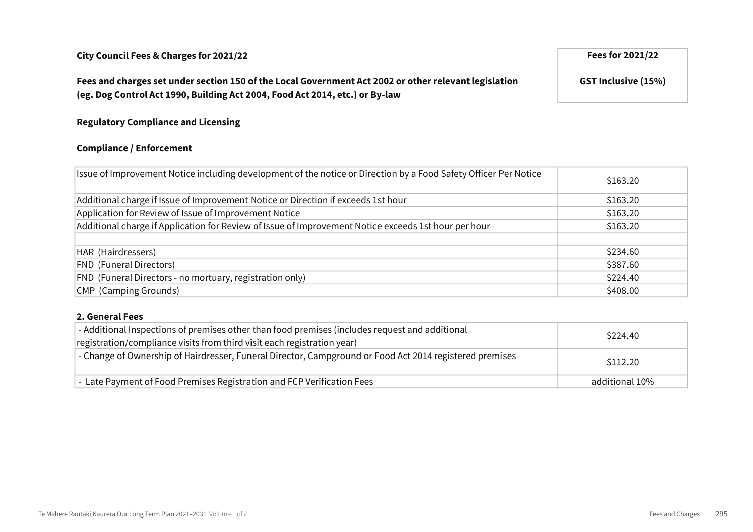| City Council Fees & Charges for 2021/22 | Fees for 2021/22 |
|---|---|
| **Fees and charges set under section 150 of the Local Government Act 2002 or other relevant legislation (eg. Dog Control Act 1990, Building Act 2004, Food Act 2014, etc.) or By-law** | **GST Inclusive (15%)** |

**Regulatory Compliance and Licensing**

**Compliance / Enforcement**

| | |
|---|---|
| Issue of Improvement Notice including development of the notice or Direction by a Food Safety Officer Per Notice | $163.20 |
| Additional charge if Issue of Improvement Notice or Direction if exceeds 1st hour | $163.20 |
| Application for Review of Issue of Improvement Notice | $163.20 |
| Additional charge if Application for Review of Issue of Improvement Notice exceeds 1st hour per hour | $163.20 |
| | |
| HAR (Hairdressers) | $234.60 |
| FND (Funeral Directors) | $387.60 |
| FND (Funeral Directors - no mortuary, registration only) | $224.40 |
| CMP (Camping Grounds) | $408.00 |

**2. General Fees**

| | |
|---|---|
| - Additional Inspections of premises other than food premises (includes request and additional registration/compliance visits from third visit each registration year) | $224.40 |
| - Change of Ownership of Hairdresser, Funeral Director, Campground or Food Act 2014 registered premises | $112.20 |
| - Late Payment of Food Premises Registration and FCP Verification Fees | additional 10% |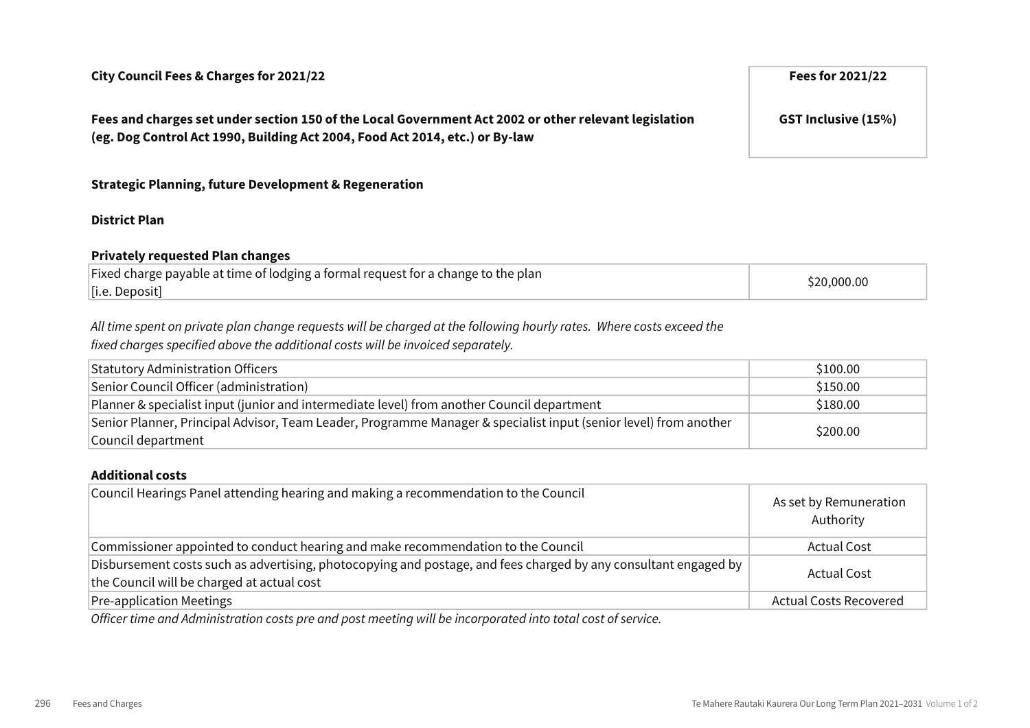| City Council Fees & Charges for 2021/22 | Fees for 2021/22 |
|---|---|
| **Fees and charges set under section 150 of the Local Government Act 2002 or other relevant legislation (eg. Dog Control Act 1990, Building Act 2004, Food Act 2014, etc.) or By-law** | **GST Inclusive (15%)** |

**Strategic Planning, future Development & Regeneration**

**District Plan**

**Privately requested Plan changes**

| Item | Fee |
|---|---|
| Fixed charge payable at time of lodging a formal request for a change to the plan [i.e. Deposit] | $20,000.00 |

*All time spent on private plan change requests will be charged at the following hourly rates. Where costs exceed the fixed charges specified above the additional costs will be invoiced separately.*

| Item | Fee |
|---|---|
| Statutory Administration Officers | $100.00 |
| Senior Council Officer (administration) | $150.00 |
| Planner & specialist input (junior and intermediate level) from another Council department | $180.00 |
| Senior Planner, Principal Advisor, Team Leader, Programme Manager & specialist input (senior level) from another Council department | $200.00 |

**Additional costs**

| Item | Fee |
|---|---|
| Council Hearings Panel attending hearing and making a recommendation to the Council | As set by Remuneration Authority |
| Commissioner appointed to conduct hearing and make recommendation to the Council | Actual Cost |
| Disbursement costs such as advertising, photocopying and postage, and fees charged by any consultant engaged by the Council will be charged at actual cost | Actual Cost |
| Pre-application Meetings | Actual Costs Recovered |

*Officer time and Administration costs pre and post meeting will be incorporated into total cost of service.*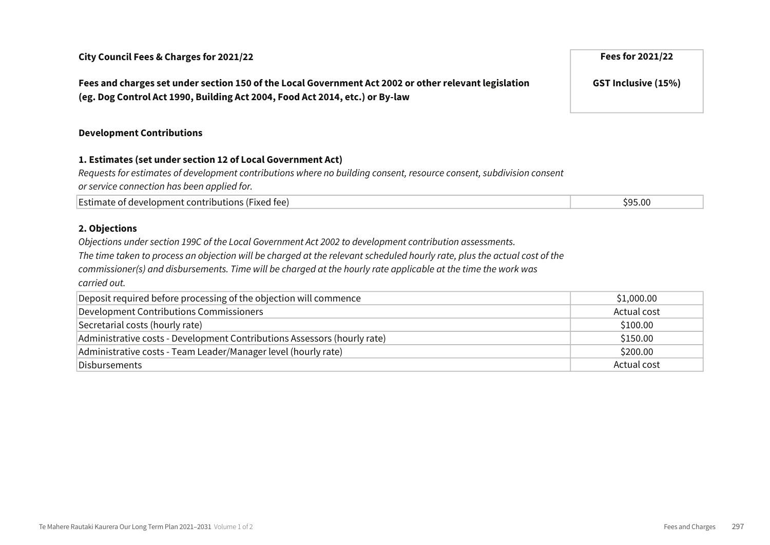| City Council Fees & Charges for 2021/22 | Fees for 2021/22 |
| --- | --- |
| **Fees and charges set under section 150 of the Local Government Act 2002 or other relevant legislation (eg. Dog Control Act 1990, Building Act 2004, Food Act 2014, etc.) or By-law** | **GST Inclusive (15%)** |

## Development Contributions

### 1. Estimates (set under section 12 of Local Government Act)

*Requests for estimates of development contributions where no building consent, resource consent, subdivision consent or service connection has been applied for.*

| Item | Fee |
| --- | --- |
| Estimate of development contributions (Fixed fee) | $95.00 |

### 2. Objections

*Objections under section 199C of the Local Government Act 2002 to development contribution assessments.*
*The time taken to process an objection will be charged at the relevant scheduled hourly rate, plus the actual cost of the commissioner(s) and disbursements. Time will be charged at the hourly rate applicable at the time the work was carried out.*

| Item | Fee |
| --- | --- |
| Deposit required before processing of the objection will commence | $1,000.00 |
| Development Contributions Commissioners | Actual cost |
| Secretarial costs (hourly rate) | $100.00 |
| Administrative costs - Development Contributions Assessors (hourly rate) | $150.00 |
| Administrative costs - Team Leader/Manager level (hourly rate) | $200.00 |
| Disbursements | Actual cost |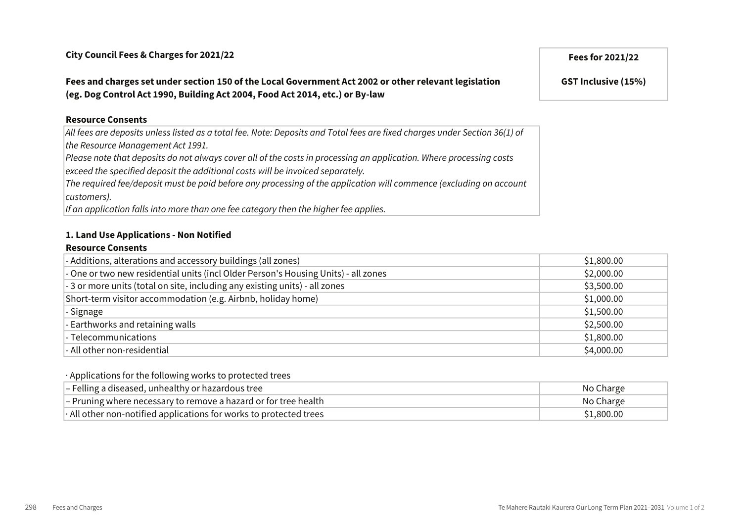**City Council Fees & Charges for 2021/22**

**Fees and charges set under section 150 of the Local Government Act 2002 or other relevant legislation (eg. Dog Control Act 1990, Building Act 2004, Food Act 2014, etc.) or By-law**

| | **Fees for 2021/22**<br>**GST Inclusive (15%)** |
|---|---|

**Resource Consents**

*All fees are deposits unless listed as a total fee. Note: Deposits and Total fees are fixed charges under Section 36(1) of the Resource Management Act 1991.*
*Please note that deposits do not always cover all of the costs in processing an application. Where processing costs exceed the specified deposit the additional costs will be invoiced separately.*
*The required fee/deposit must be paid before any processing of the application will commence (excluding on account customers).*
*If an application falls into more than one fee category then the higher fee applies.*

**1. Land Use Applications - Non Notified**

**Resource Consents**

| Item | Fee |
|---|---|
| - Additions, alterations and accessory buildings (all zones) | $1,800.00 |
| - One or two new residential units (incl Older Person's Housing Units) - all zones | $2,000.00 |
| - 3 or more units (total on site, including any existing units) - all zones | $3,500.00 |
| Short-term visitor accommodation (e.g. Airbnb, holiday home) | $1,000.00 |
| - Signage | $1,500.00 |
| - Earthworks and retaining walls | $2,500.00 |
| - Telecommunications | $1,800.00 |
| - All other non-residential | $4,000.00 |

· Applications for the following works to protected trees

| Item | Fee |
|---|---|
| – Felling a diseased, unhealthy or hazardous tree | No Charge |
| – Pruning where necessary to remove a hazard or for tree health | No Charge |
| · All other non-notified applications for works to protected trees | $1,800.00 |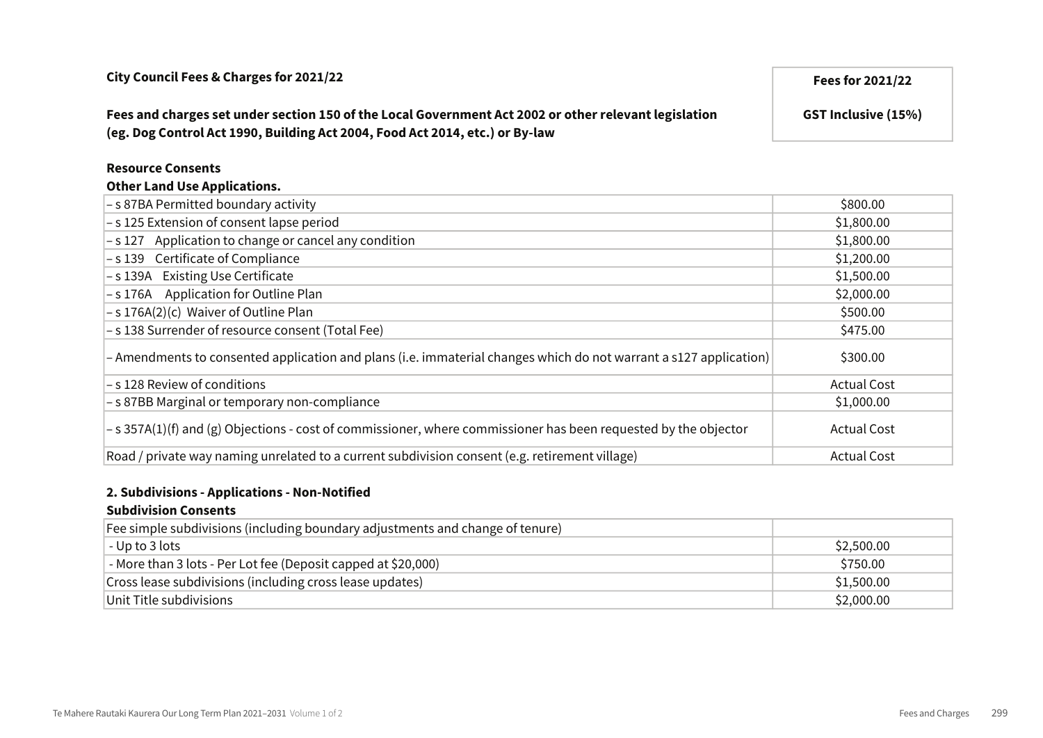**City Council Fees & Charges for 2021/22**

**Fees and charges set under section 150 of the Local Government Act 2002 or other relevant legislation (eg. Dog Control Act 1990, Building Act 2004, Food Act 2014, etc.) or By-law**

| | Fees for 2021/22 |
|---|---|
| | GST Inclusive (15%) |

**Resource Consents**

**Other Land Use Applications.**

| | |
|---|---|
| – s 87BA Permitted boundary activity | $800.00 |
| – s 125 Extension of consent lapse period | $1,800.00 |
| – s 127 Application to change or cancel any condition | $1,800.00 |
| – s 139 Certificate of Compliance | $1,200.00 |
| – s 139A Existing Use Certificate | $1,500.00 |
| – s 176A Application for Outline Plan | $2,000.00 |
| – s 176A(2)(c) Waiver of Outline Plan | $500.00 |
| – s 138 Surrender of resource consent (Total Fee) | $475.00 |
| – Amendments to consented application and plans (i.e. immaterial changes which do not warrant a s127 application) | $300.00 |
| – s 128 Review of conditions | Actual Cost |
| – s 87BB Marginal or temporary non-compliance | $1,000.00 |
| – s 357A(1)(f) and (g) Objections - cost of commissioner, where commissioner has been requested by the objector | Actual Cost |
| Road / private way naming unrelated to a current subdivision consent (e.g. retirement village) | Actual Cost |

**2. Subdivisions - Applications - Non-Notified**

**Subdivision Consents**

| | |
|---|---|
| Fee simple subdivisions (including boundary adjustments and change of tenure) | |
| - Up to 3 lots | $2,500.00 |
| - More than 3 lots - Per Lot fee (Deposit capped at $20,000) | $750.00 |
| Cross lease subdivisions (including cross lease updates) | $1,500.00 |
| Unit Title subdivisions | $2,000.00 |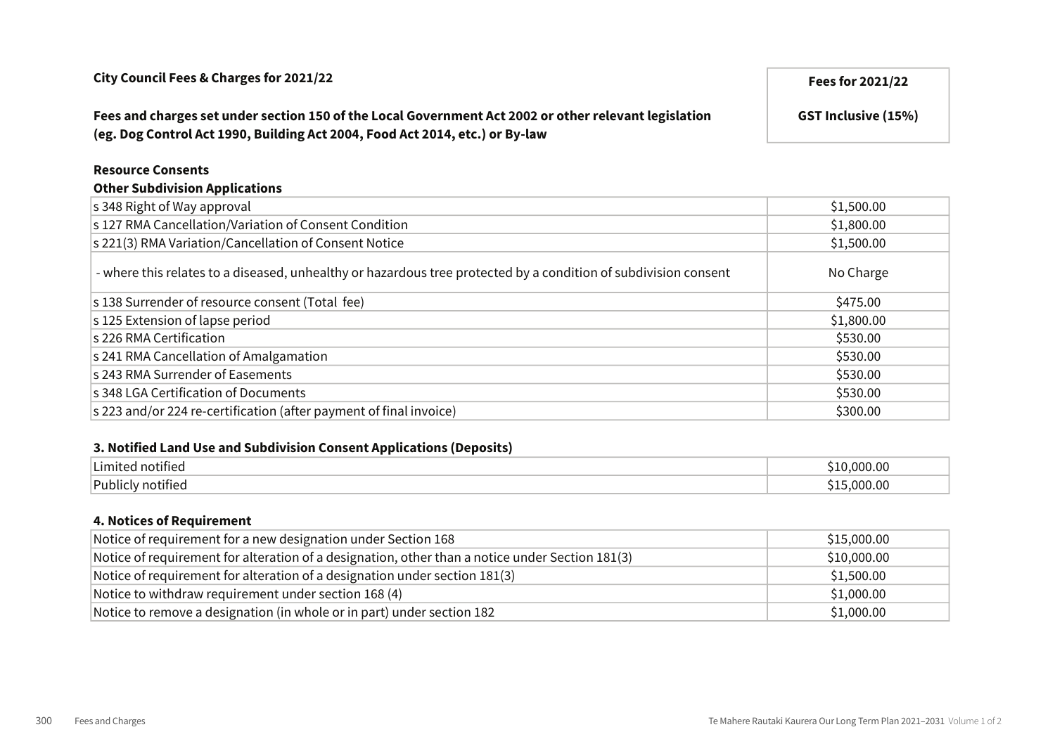**City Council Fees & Charges for 2021/22**

**Fees and charges set under section 150 of the Local Government Act 2002 or other relevant legislation (eg. Dog Control Act 1990, Building Act 2004, Food Act 2014, etc.) or By-law**

| | **Fees for 2021/22** **GST Inclusive (15%)** |
|---|---|

**Resource Consents**

**Other Subdivision Applications**

| | |
|---|---|
| s 348 Right of Way approval | $1,500.00 |
| s 127 RMA Cancellation/Variation of Consent Condition | $1,800.00 |
| s 221(3) RMA Variation/Cancellation of Consent Notice | $1,500.00 |
| - where this relates to a diseased, unhealthy or hazardous tree protected by a condition of subdivision consent | No Charge |
| s 138 Surrender of resource consent (Total fee) | $475.00 |
| s 125 Extension of lapse period | $1,800.00 |
| s 226 RMA Certification | $530.00 |
| s 241 RMA Cancellation of Amalgamation | $530.00 |
| s 243 RMA Surrender of Easements | $530.00 |
| s 348 LGA Certification of Documents | $530.00 |
| s 223 and/or 224 re-certification (after payment of final invoice) | $300.00 |

**3. Notified Land Use and Subdivision Consent Applications (Deposits)**

| | |
|---|---|
| Limited notified | $10,000.00 |
| Publicly notified | $15,000.00 |

**4. Notices of Requirement**

| | |
|---|---|
| Notice of requirement for a new designation under Section 168 | $15,000.00 |
| Notice of requirement for alteration of a designation, other than a notice under Section 181(3) | $10,000.00 |
| Notice of requirement for alteration of a designation under section 181(3) | $1,500.00 |
| Notice to withdraw requirement under section 168 (4) | $1,000.00 |
| Notice to remove a designation (in whole or in part) under section 182 | $1,000.00 |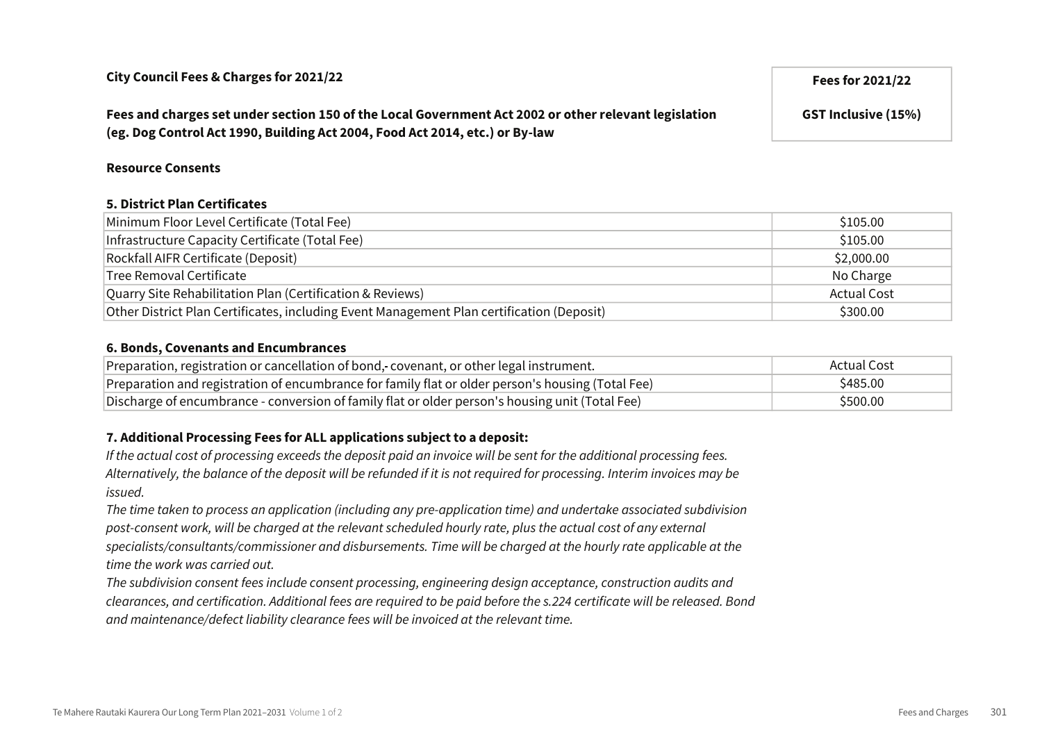**City Council Fees & Charges for 2021/22**

**Fees and charges set under section 150 of the Local Government Act 2002 or other relevant legislation (eg. Dog Control Act 1990, Building Act 2004, Food Act 2014, etc.) or By-law**

| | **Fees for 2021/22** **GST Inclusive (15%)** |
|---|---|

**Resource Consents**

**5. District Plan Certificates**

| | |
|---|---|
| Minimum Floor Level Certificate (Total Fee) | $105.00 |
| Infrastructure Capacity Certificate (Total Fee) | $105.00 |
| Rockfall AIFR Certificate (Deposit) | $2,000.00 |
| Tree Removal Certificate | No Charge |
| Quarry Site Rehabilitation Plan (Certification & Reviews) | Actual Cost |
| Other District Plan Certificates, including Event Management Plan certification (Deposit) | $300.00 |

**6. Bonds, Covenants and Encumbrances**

| | |
|---|---|
| Preparation, registration or cancellation of bond,- covenant, or other legal instrument. | Actual Cost |
| Preparation and registration of encumbrance for family flat or older person's housing (Total Fee) | $485.00 |
| Discharge of encumbrance - conversion of family flat or older person's housing unit (Total Fee) | $500.00 |

**7. Additional Processing Fees for ALL applications subject to a deposit:**

*If the actual cost of processing exceeds the deposit paid an invoice will be sent for the additional processing fees. Alternatively, the balance of the deposit will be refunded if it is not required for processing. Interim invoices may be issued.*

*The time taken to process an application (including any pre-application time) and undertake associated subdivision post-consent work, will be charged at the relevant scheduled hourly rate, plus the actual cost of any external specialists/consultants/commissioner and disbursements. Time will be charged at the hourly rate applicable at the time the work was carried out.*

*The subdivision consent fees include consent processing, engineering design acceptance, construction audits and clearances, and certification. Additional fees are required to be paid before the s.224 certificate will be released. Bond and maintenance/defect liability clearance fees will be invoiced at the relevant time.*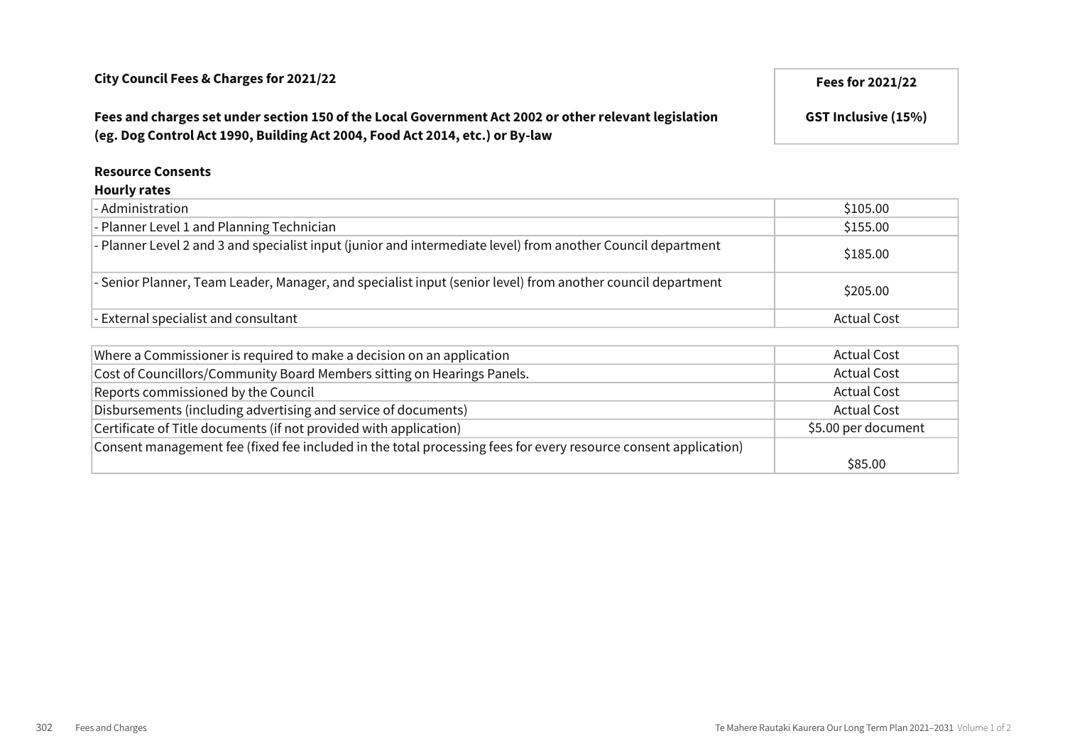**City Council Fees & Charges for 2021/22**

**Fees and charges set under section 150 of the Local Government Act 2002 or other relevant legislation (eg. Dog Control Act 1990, Building Act 2004, Food Act 2014, etc.) or By-law**

| | Fees for 2021/22 GST Inclusive (15%) |
|---|---|
| **Resource Consents** | |
| **Hourly rates** | |
| - Administration | $105.00 |
| - Planner Level 1 and Planning Technician | $155.00 |
| - Planner Level 2 and 3 and specialist input (junior and intermediate level) from another Council department | $185.00 |
| - Senior Planner, Team Leader, Manager, and specialist input (senior level) from another council department | $205.00 |
| - External specialist and consultant | Actual Cost |
| Where a Commissioner is required to make a decision on an application | Actual Cost |
| Cost of Councillors/Community Board Members sitting on Hearings Panels. | Actual Cost |
| Reports commissioned by the Council | Actual Cost |
| Disbursements (including advertising and service of documents) | Actual Cost |
| Certificate of Title documents (if not provided with application) | $5.00 per document |
| Consent management fee (fixed fee included in the total processing fees for every resource consent application) | $85.00 |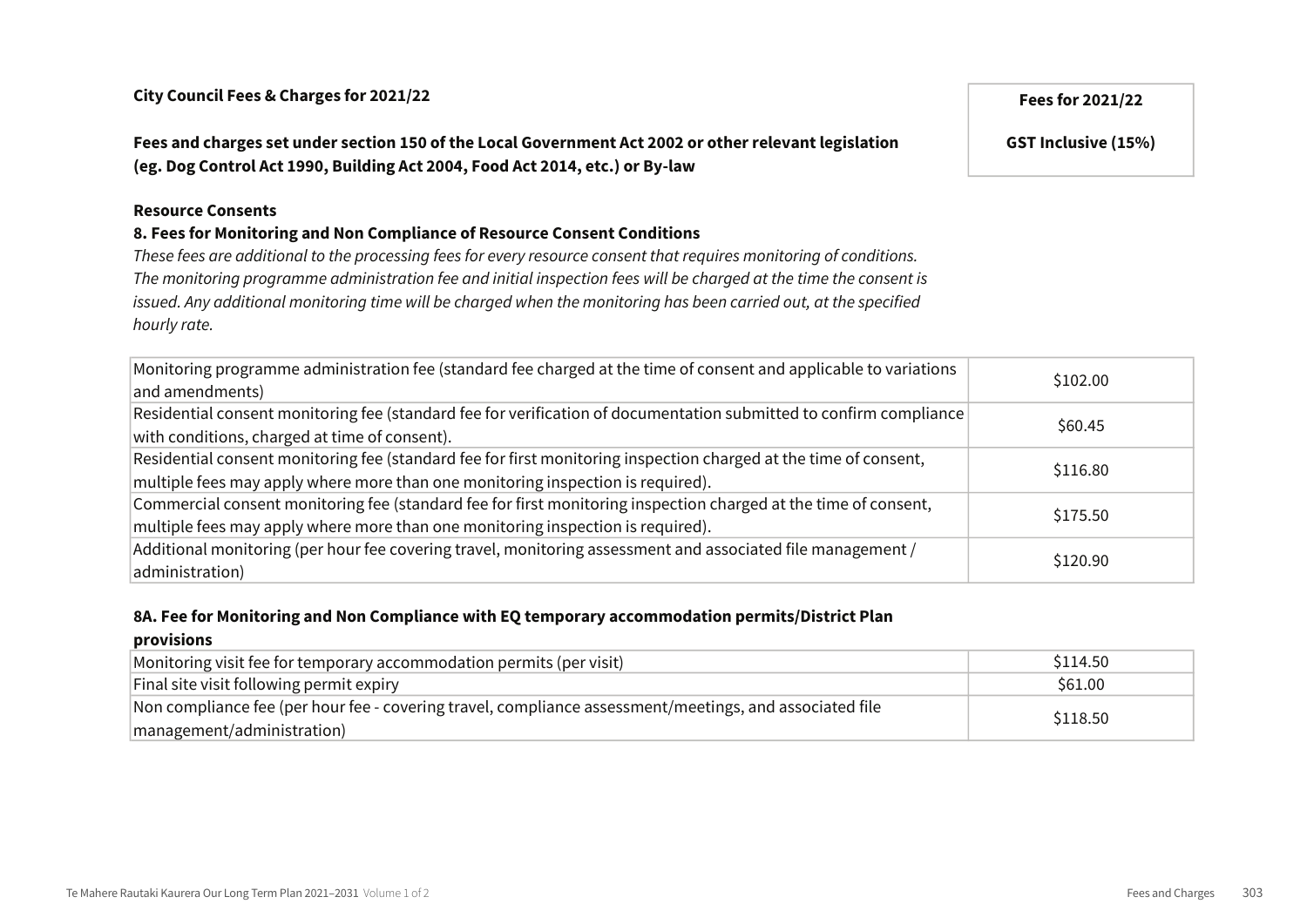**City Council Fees & Charges for 2021/22**

**Fees and charges set under section 150 of the Local Government Act 2002 or other relevant legislation (eg. Dog Control Act 1990, Building Act 2004, Food Act 2014, etc.) or By-law**

| | **Fees for 2021/22** |
|---|---|
| | **GST Inclusive (15%)** |

**Resource Consents**

**8. Fees for Monitoring and Non Compliance of Resource Consent Conditions**

*These fees are additional to the processing fees for every resource consent that requires monitoring of conditions. The monitoring programme administration fee and initial inspection fees will be charged at the time the consent is issued. Any additional monitoring time will be charged when the monitoring has been carried out, at the specified hourly rate.*

| Fee | Fees for 2021/22 GST Inclusive (15%) |
|---|---|
| Monitoring programme administration fee (standard fee charged at the time of consent and applicable to variations and amendments) | $102.00 |
| Residential consent monitoring fee (standard fee for verification of documentation submitted to confirm compliance with conditions, charged at time of consent). | $60.45 |
| Residential consent monitoring fee (standard fee for first monitoring inspection charged at the time of consent, multiple fees may apply where more than one monitoring inspection is required). | $116.80 |
| Commercial consent monitoring fee (standard fee for first monitoring inspection charged at the time of consent, multiple fees may apply where more than one monitoring inspection is required). | $175.50 |
| Additional monitoring (per hour fee covering travel, monitoring assessment and associated file management / administration) | $120.90 |

**8A. Fee for Monitoring and Non Compliance with EQ temporary accommodation permits/District Plan provisions**

| Fee | Fees for 2021/22 GST Inclusive (15%) |
|---|---|
| Monitoring visit fee for temporary accommodation permits (per visit) | $114.50 |
| Final site visit following permit expiry | $61.00 |
| Non compliance fee (per hour fee - covering travel, compliance assessment/meetings, and associated file management/administration) | $118.50 |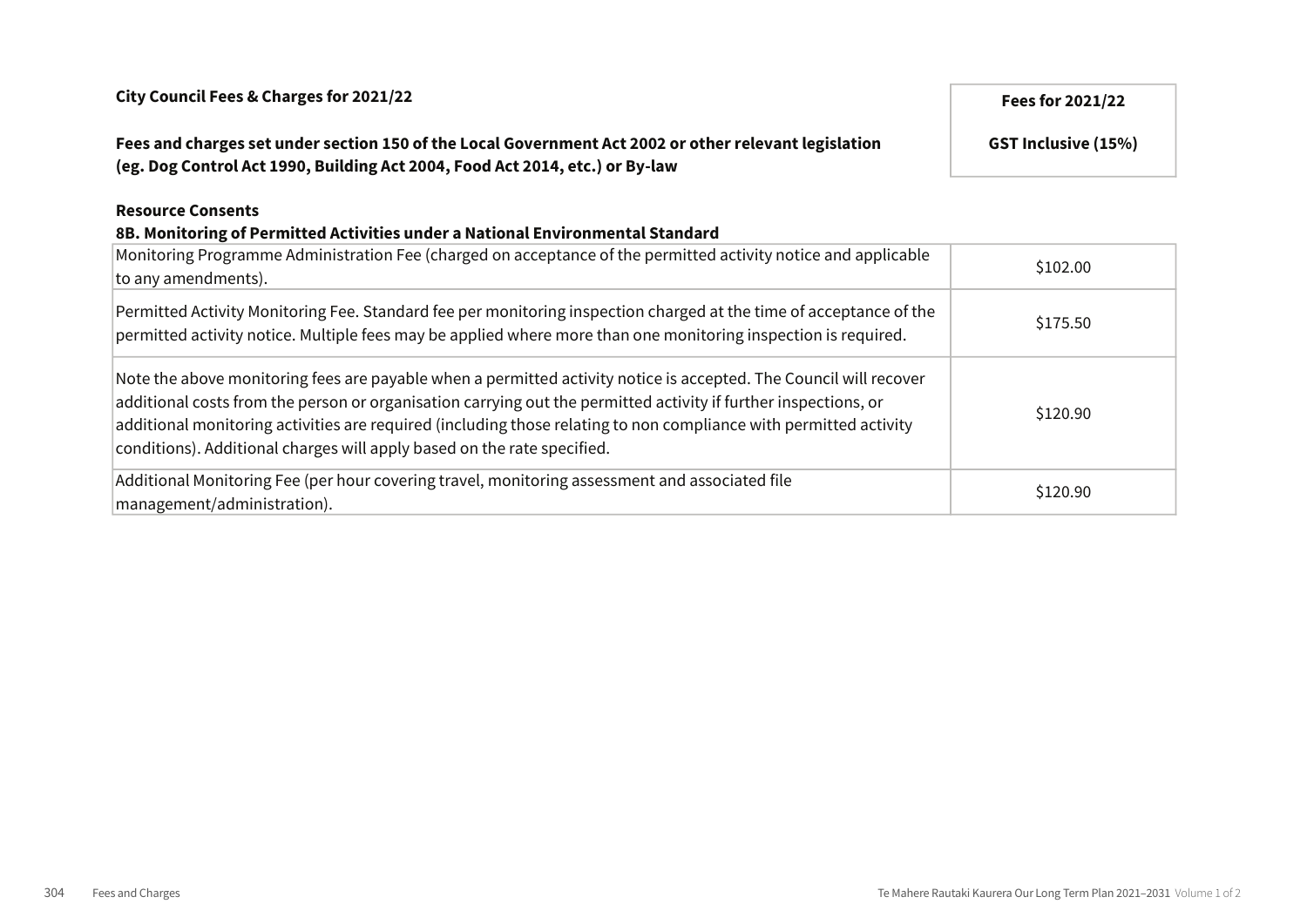**City Council Fees & Charges for 2021/22**

**Fees and charges set under section 150 of the Local Government Act 2002 or other relevant legislation (eg. Dog Control Act 1990, Building Act 2004, Food Act 2014, etc.) or By-law**

**Resource Consents**

**8B. Monitoring of Permitted Activities under a National Environmental Standard**

| | **Fees for 2021/22 GST Inclusive (15%)** |
|---|---|
| Monitoring Programme Administration Fee (charged on acceptance of the permitted activity notice and applicable to any amendments). | $102.00 |
| Permitted Activity Monitoring Fee. Standard fee per monitoring inspection charged at the time of acceptance of the permitted activity notice. Multiple fees may be applied where more than one monitoring inspection is required. | $175.50 |
| Note the above monitoring fees are payable when a permitted activity notice is accepted. The Council will recover additional costs from the person or organisation carrying out the permitted activity if further inspections, or additional monitoring activities are required (including those relating to non compliance with permitted activity conditions). Additional charges will apply based on the rate specified. | $120.90 |
| Additional Monitoring Fee (per hour covering travel, monitoring assessment and associated file management/administration). | $120.90 |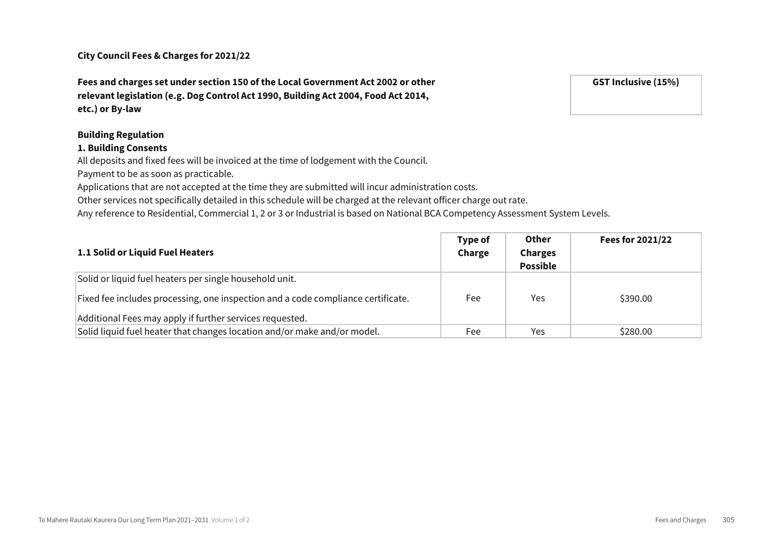**City Council Fees & Charges for 2021/22**

**Fees and charges set under section 150 of the Local Government Act 2002 or other relevant legislation (e.g. Dog Control Act 1990, Building Act 2004, Food Act 2014, etc.) or By-law**

**GST Inclusive (15%)**

**Building Regulation**

**1. Building Consents**

All deposits and fixed fees will be invoiced at the time of lodgement with the Council.
Payment to be as soon as practicable.
Applications that are not accepted at the time they are submitted will incur administration costs.
Other services not specifically detailed in this schedule will be charged at the relevant officer charge out rate.
Any reference to Residential, Commercial 1, 2 or 3 or Industrial is based on National BCA Competency Assessment System Levels.

| 1.1 Solid or Liquid Fuel Heaters | Type of Charge | Other Charges Possible | Fees for 2021/22 |
|---|---|---|---|
| Solid or liquid fuel heaters per single household unit. Fixed fee includes processing, one inspection and a code compliance certificate. Additional Fees may apply if further services requested. | Fee | Yes | $390.00 |
| Solid liquid fuel heater that changes location and/or make and/or model. | Fee | Yes | $280.00 |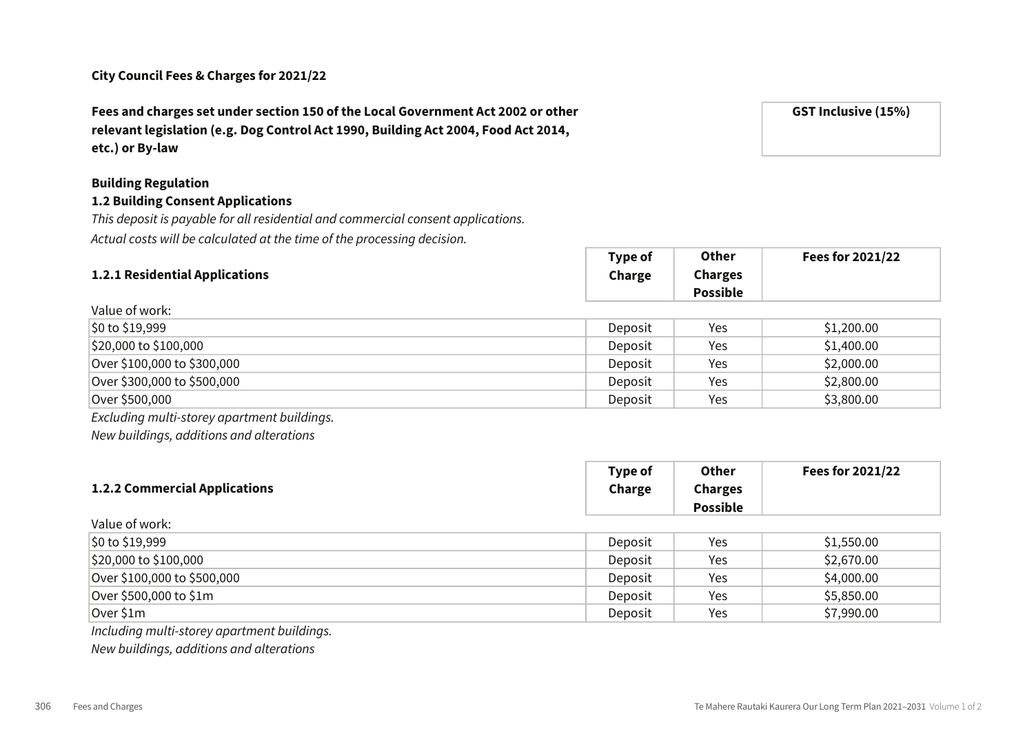**City Council Fees & Charges for 2021/22**

**Fees and charges set under section 150 of the Local Government Act 2002 or other relevant legislation (e.g. Dog Control Act 1990, Building Act 2004, Food Act 2014, etc.) or By-law**

**GST Inclusive (15%)**

**Building Regulation**

**1.2 Building Consent Applications**

*This deposit is payable for all residential and commercial consent applications.*

*Actual costs will be calculated at the time of the processing decision.*

| **1.2.1 Residential Applications** | **Type of Charge** | **Other Charges Possible** | **Fees for 2021/22** |
|---|---|---|---|
| Value of work: | | | |
| $0 to $19,999 | Deposit | Yes | $1,200.00 |
| $20,000 to $100,000 | Deposit | Yes | $1,400.00 |
| Over $100,000 to $300,000 | Deposit | Yes | $2,000.00 |
| Over $300,000 to $500,000 | Deposit | Yes | $2,800.00 |
| Over $500,000 | Deposit | Yes | $3,800.00 |

*Excluding multi-storey apartment buildings.*

*New buildings, additions and alterations*

| **1.2.2 Commercial Applications** | **Type of Charge** | **Other Charges Possible** | **Fees for 2021/22** |
|---|---|---|---|
| Value of work: | | | |
| $0 to $19,999 | Deposit | Yes | $1,550.00 |
| $20,000 to $100,000 | Deposit | Yes | $2,670.00 |
| Over $100,000 to $500,000 | Deposit | Yes | $4,000.00 |
| Over $500,000 to $1m | Deposit | Yes | $5,850.00 |
| Over $1m | Deposit | Yes | $7,990.00 |

*Including multi-storey apartment buildings.*

*New buildings, additions and alterations*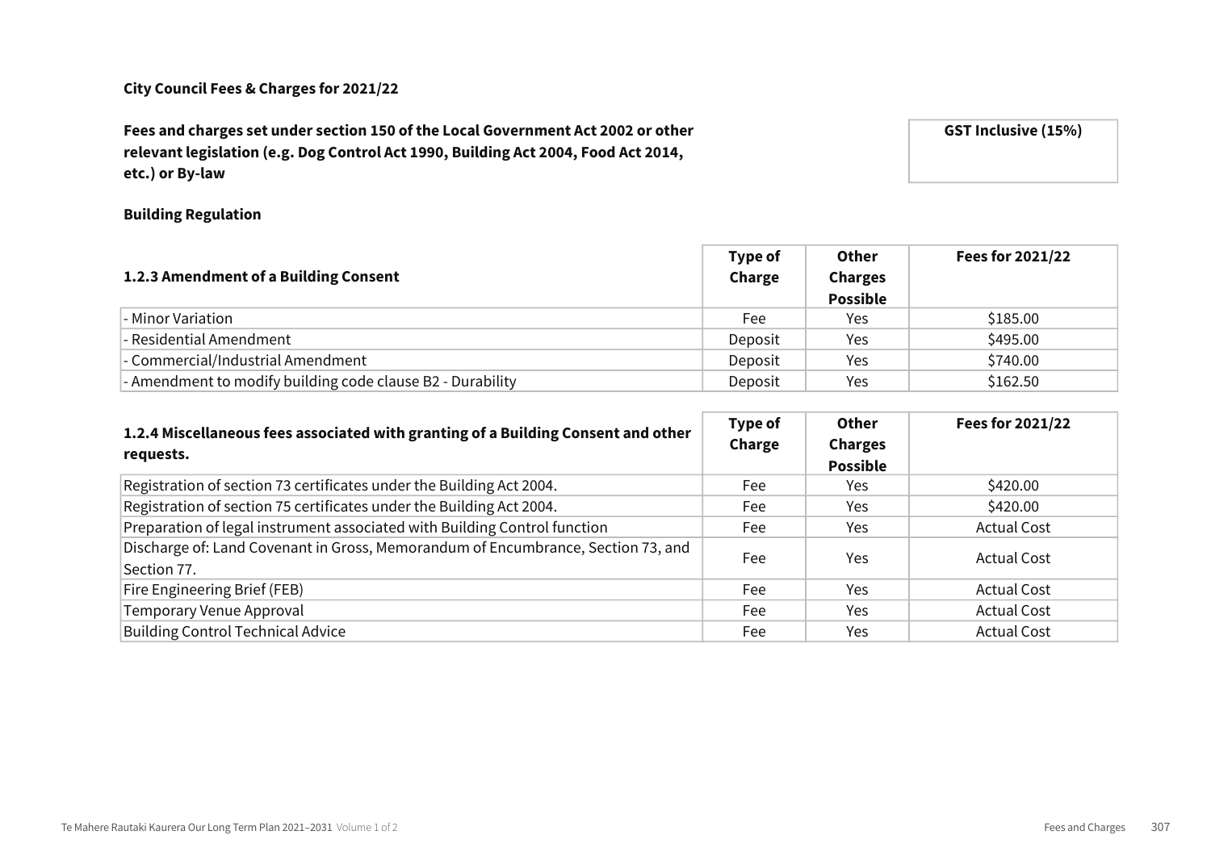**City Council Fees & Charges for 2021/22**

**Fees and charges set under section 150 of the Local Government Act 2002 or other relevant legislation (e.g. Dog Control Act 1990, Building Act 2004, Food Act 2014, etc.) or By-law**

**GST Inclusive (15%)**

**Building Regulation**

| 1.2.3 Amendment of a Building Consent | Type of Charge | Other Charges Possible | Fees for 2021/22 |
|---|---|---|---|
| - Minor Variation | Fee | Yes | $185.00 |
| - Residential Amendment | Deposit | Yes | $495.00 |
| - Commercial/Industrial Amendment | Deposit | Yes | $740.00 |
| - Amendment to modify building code clause B2 - Durability | Deposit | Yes | $162.50 |

| 1.2.4 Miscellaneous fees associated with granting of a Building Consent and other requests. | Type of Charge | Other Charges Possible | Fees for 2021/22 |
|---|---|---|---|
| Registration of section 73 certificates under the Building Act 2004. | Fee | Yes | $420.00 |
| Registration of section 75 certificates under the Building Act 2004. | Fee | Yes | $420.00 |
| Preparation of legal instrument associated with Building Control function | Fee | Yes | Actual Cost |
| Discharge of: Land Covenant in Gross, Memorandum of Encumbrance, Section 73, and Section 77. | Fee | Yes | Actual Cost |
| Fire Engineering Brief (FEB) | Fee | Yes | Actual Cost |
| Temporary Venue Approval | Fee | Yes | Actual Cost |
| Building Control Technical Advice | Fee | Yes | Actual Cost |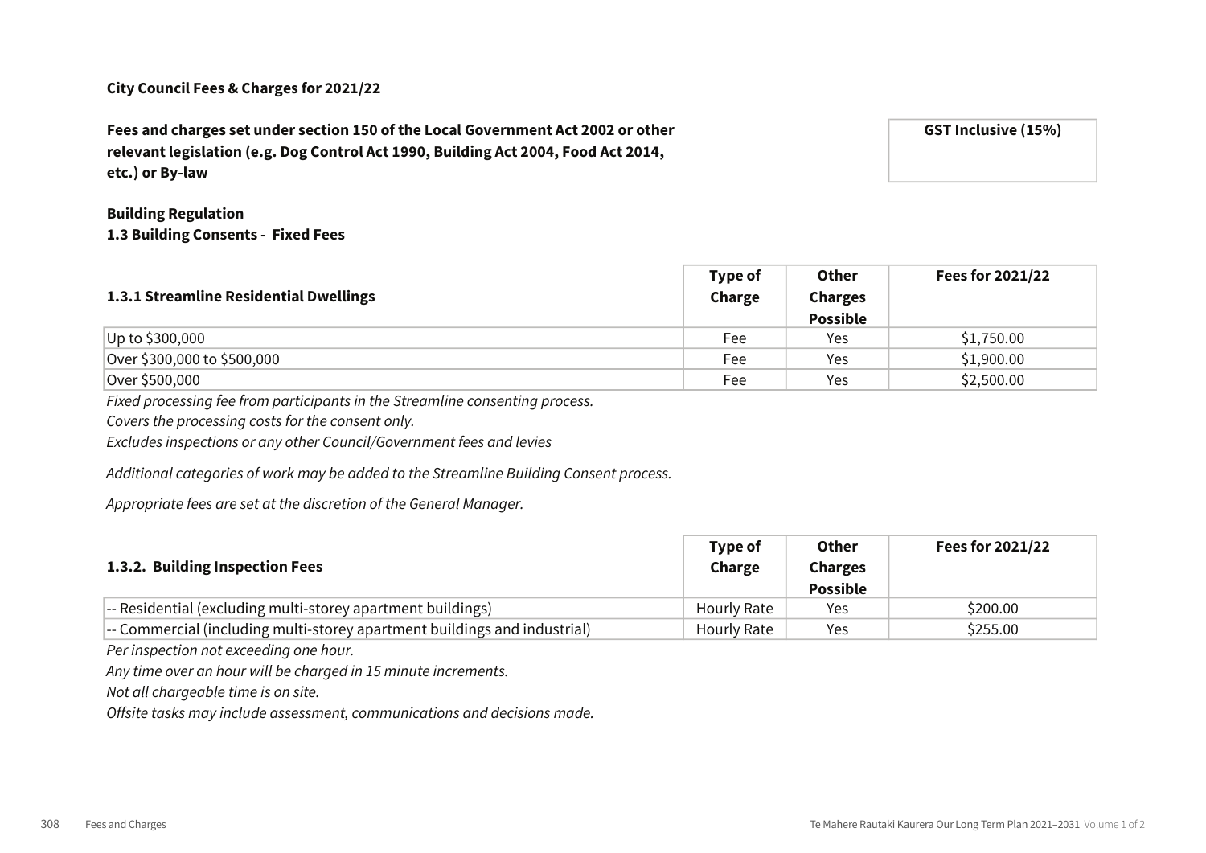**City Council Fees & Charges for 2021/22**

**Fees and charges set under section 150 of the Local Government Act 2002 or other relevant legislation (e.g. Dog Control Act 1990, Building Act 2004, Food Act 2014, etc.) or By-law**

**GST Inclusive (15%)**

**Building Regulation**

**1.3 Building Consents - Fixed Fees**

| **1.3.1 Streamline Residential Dwellings** | **Type of Charge** | **Other Charges Possible** | **Fees for 2021/22** |
|---|---|---|---|
| Up to $300,000 | Fee | Yes | $1,750.00 |
| Over $300,000 to $500,000 | Fee | Yes | $1,900.00 |
| Over $500,000 | Fee | Yes | $2,500.00 |

*Fixed processing fee from participants in the Streamline consenting process.*
*Covers the processing costs for the consent only.*
*Excludes inspections or any other Council/Government fees and levies*

*Additional categories of work may be added to the Streamline Building Consent process.*

*Appropriate fees are set at the discretion of the General Manager.*

| **1.3.2. Building Inspection Fees** | **Type of Charge** | **Other Charges Possible** | **Fees for 2021/22** |
|---|---|---|---|
| -- Residential (excluding multi-storey apartment buildings) | Hourly Rate | Yes | $200.00 |
| -- Commercial (including multi-storey apartment buildings and industrial) | Hourly Rate | Yes | $255.00 |

*Per inspection not exceeding one hour.*
*Any time over an hour will be charged in 15 minute increments.*
*Not all chargeable time is on site.*
*Offsite tasks may include assessment, communications and decisions made.*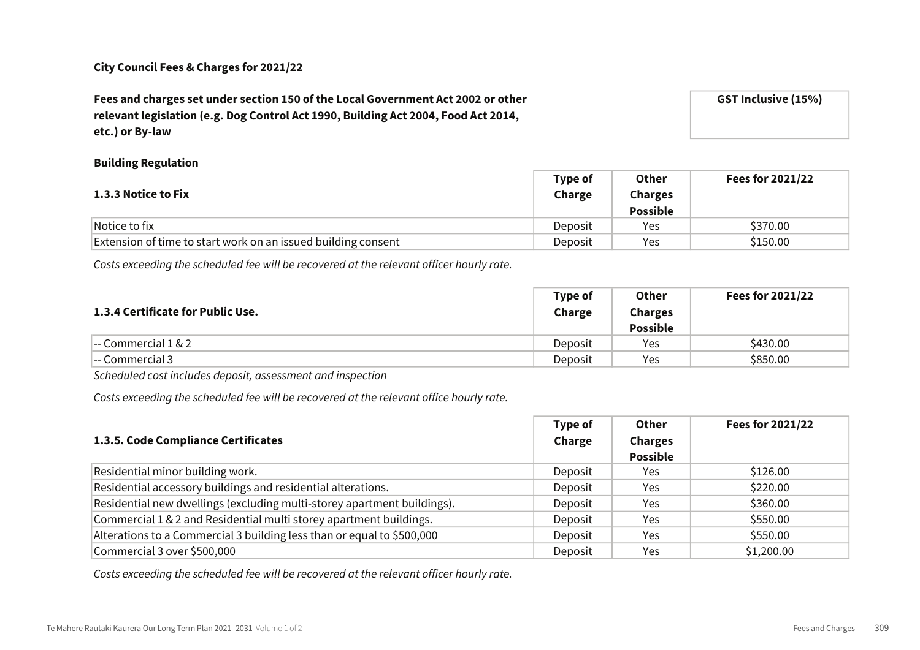**City Council Fees & Charges for 2021/22**

**Fees and charges set under section 150 of the Local Government Act 2002 or other relevant legislation (e.g. Dog Control Act 1990, Building Act 2004, Food Act 2014, etc.) or By-law**

**GST Inclusive (15%)**

**Building Regulation**

| 1.3.3 Notice to Fix | Type of Charge | Other Charges Possible | Fees for 2021/22 |
|---|---|---|---|
| Notice to fix | Deposit | Yes | $370.00 |
| Extension of time to start work on an issued building consent | Deposit | Yes | $150.00 |

*Costs exceeding the scheduled fee will be recovered at the relevant officer hourly rate.*

| 1.3.4 Certificate for Public Use. | Type of Charge | Other Charges Possible | Fees for 2021/22 |
|---|---|---|---|
| -- Commercial 1 & 2 | Deposit | Yes | $430.00 |
| -- Commercial 3 | Deposit | Yes | $850.00 |

*Scheduled cost includes deposit, assessment and inspection*

*Costs exceeding the scheduled fee will be recovered at the relevant office hourly rate.*

| 1.3.5. Code Compliance Certificates | Type of Charge | Other Charges Possible | Fees for 2021/22 |
|---|---|---|---|
| Residential minor building work. | Deposit | Yes | $126.00 |
| Residential accessory buildings and residential alterations. | Deposit | Yes | $220.00 |
| Residential new dwellings (excluding multi-storey apartment buildings). | Deposit | Yes | $360.00 |
| Commercial 1 & 2 and Residential multi storey apartment buildings. | Deposit | Yes | $550.00 |
| Alterations to a Commercial 3 building less than or equal to $500,000 | Deposit | Yes | $550.00 |
| Commercial 3 over $500,000 | Deposit | Yes | $1,200.00 |

*Costs exceeding the scheduled fee will be recovered at the relevant officer hourly rate.*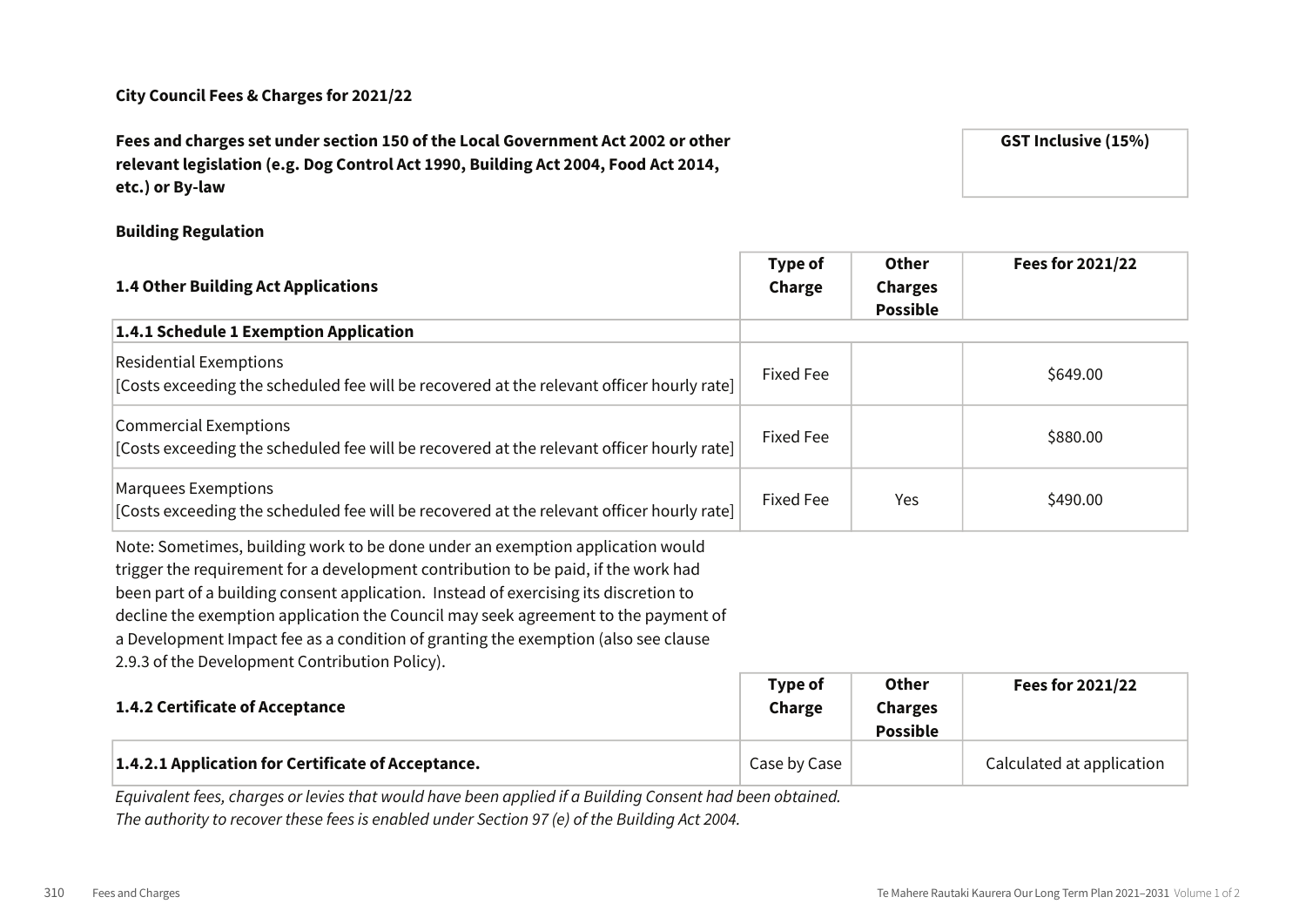**City Council Fees & Charges for 2021/22**

**Fees and charges set under section 150 of the Local Government Act 2002 or other relevant legislation (e.g. Dog Control Act 1990, Building Act 2004, Food Act 2014, etc.) or By-law**

**GST Inclusive (15%)**

**Building Regulation**

| 1.4 Other Building Act Applications | Type of Charge | Other Charges Possible | Fees for 2021/22 |
|---|---|---|---|
| **1.4.1 Schedule 1 Exemption Application** | | | |
| Residential Exemptions<br>[Costs exceeding the scheduled fee will be recovered at the relevant officer hourly rate] | Fixed Fee | | $649.00 |
| Commercial Exemptions<br>[Costs exceeding the scheduled fee will be recovered at the relevant officer hourly rate] | Fixed Fee | | $880.00 |
| Marquees Exemptions<br>[Costs exceeding the scheduled fee will be recovered at the relevant officer hourly rate] | Fixed Fee | Yes | $490.00 |

Note: Sometimes, building work to be done under an exemption application would trigger the requirement for a development contribution to be paid, if the work had been part of a building consent application. Instead of exercising its discretion to decline the exemption application the Council may seek agreement to the payment of a Development Impact fee as a condition of granting the exemption (also see clause 2.9.3 of the Development Contribution Policy).

| 1.4.2 Certificate of Acceptance | Type of Charge | Other Charges Possible | Fees for 2021/22 |
|---|---|---|---|
| **1.4.2.1 Application for Certificate of Acceptance.** | Case by Case | | Calculated at application |

*Equivalent fees, charges or levies that would have been applied if a Building Consent had been obtained.*
*The authority to recover these fees is enabled under Section 97 (e) of the Building Act 2004.*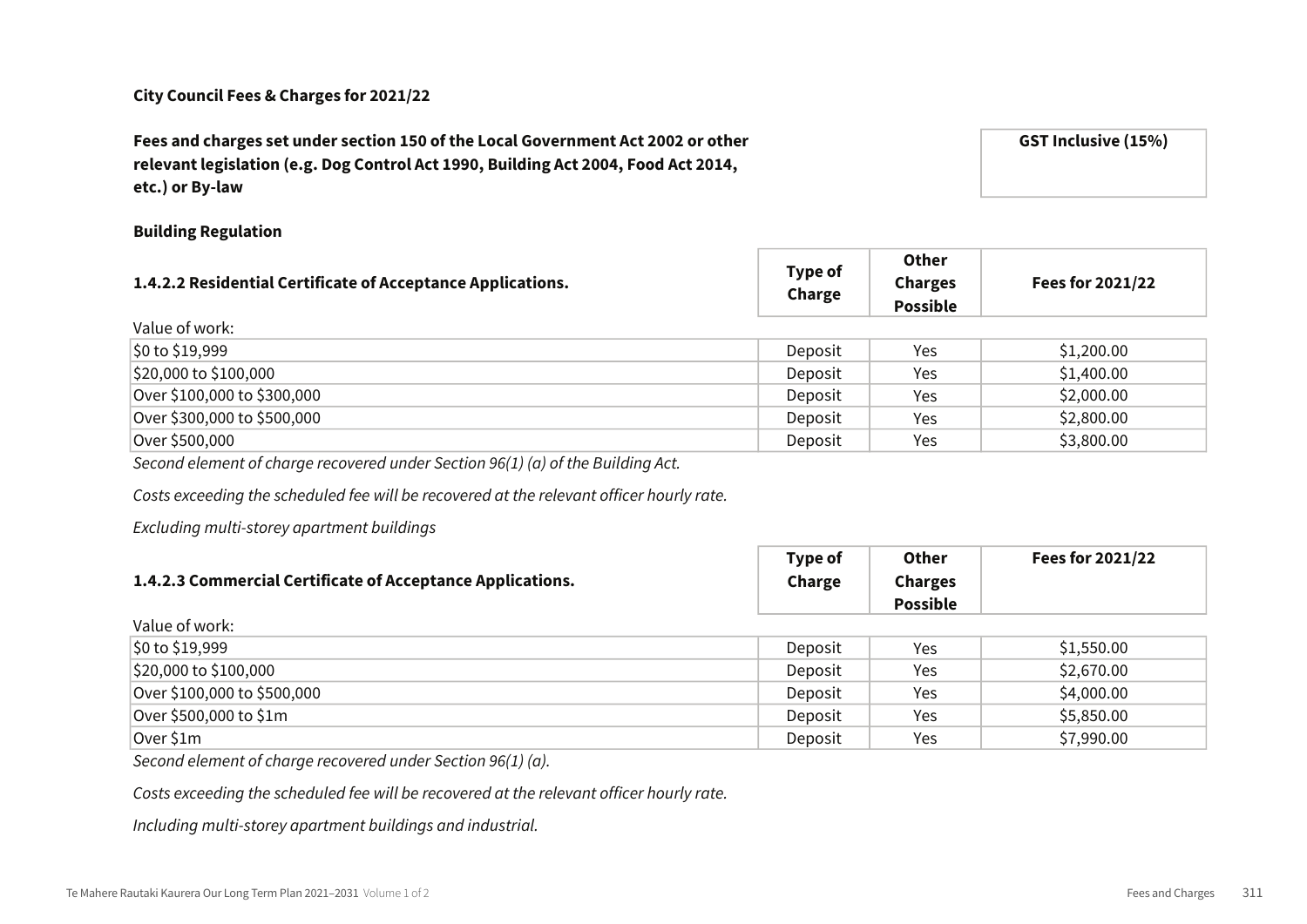**City Council Fees & Charges for 2021/22**

**Fees and charges set under section 150 of the Local Government Act 2002 or other relevant legislation (e.g. Dog Control Act 1990, Building Act 2004, Food Act 2014, etc.) or By-law**

**GST Inclusive (15%)**

**Building Regulation**

| **1.4.2.2 Residential Certificate of Acceptance Applications.** | **Type of Charge** | **Other Charges Possible** | **Fees for 2021/22** |
|---|---|---|---|
| Value of work: | | | |
| $0 to $19,999 | Deposit | Yes | $1,200.00 |
| $20,000 to $100,000 | Deposit | Yes | $1,400.00 |
| Over $100,000 to $300,000 | Deposit | Yes | $2,000.00 |
| Over $300,000 to $500,000 | Deposit | Yes | $2,800.00 |
| Over $500,000 | Deposit | Yes | $3,800.00 |

*Second element of charge recovered under Section 96(1) (a) of the Building Act.*

*Costs exceeding the scheduled fee will be recovered at the relevant officer hourly rate.*

*Excluding multi-storey apartment buildings*

| **1.4.2.3 Commercial Certificate of Acceptance Applications.** | **Type of Charge** | **Other Charges Possible** | **Fees for 2021/22** |
|---|---|---|---|
| Value of work: | | | |
| $0 to $19,999 | Deposit | Yes | $1,550.00 |
| $20,000 to $100,000 | Deposit | Yes | $2,670.00 |
| Over $100,000 to $500,000 | Deposit | Yes | $4,000.00 |
| Over $500,000 to $1m | Deposit | Yes | $5,850.00 |
| Over $1m | Deposit | Yes | $7,990.00 |

*Second element of charge recovered under Section 96(1) (a).*

*Costs exceeding the scheduled fee will be recovered at the relevant officer hourly rate.*

*Including multi-storey apartment buildings and industrial.*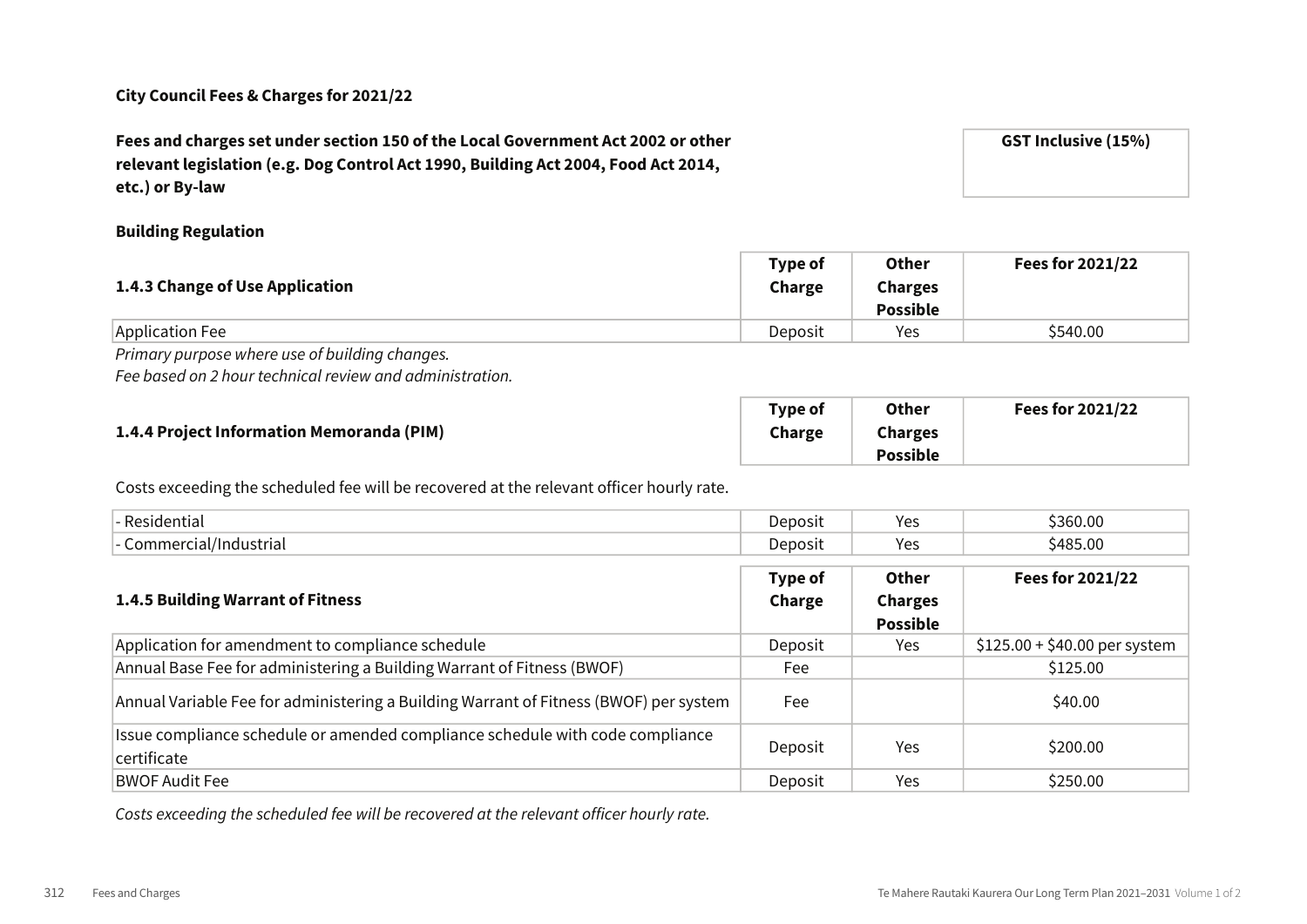**City Council Fees & Charges for 2021/22**

**Fees and charges set under section 150 of the Local Government Act 2002 or other relevant legislation (e.g. Dog Control Act 1990, Building Act 2004, Food Act 2014, etc.) or By-law**

**GST Inclusive (15%)**

**Building Regulation**

| **1.4.3 Change of Use Application** | **Type of Charge** | **Other Charges Possible** | **Fees for 2021/22** |
|---|---|---|---|
| Application Fee | Deposit | Yes | $540.00 |

*Primary purpose where use of building changes.*
*Fee based on 2 hour technical review and administration.*

| **1.4.4 Project Information Memoranda (PIM)** | **Type of Charge** | **Other Charges Possible** | **Fees for 2021/22** |
|---|---|---|---|

Costs exceeding the scheduled fee will be recovered at the relevant officer hourly rate.

| | | | |
|---|---|---|---|
| - Residential | Deposit | Yes | $360.00 |
| - Commercial/Industrial | Deposit | Yes | $485.00 |

| **1.4.5 Building Warrant of Fitness** | **Type of Charge** | **Other Charges Possible** | **Fees for 2021/22** |
|---|---|---|---|
| Application for amendment to compliance schedule | Deposit | Yes | $125.00 + $40.00 per system |
| Annual Base Fee for administering a Building Warrant of Fitness (BWOF) | Fee | | $125.00 |
| Annual Variable Fee for administering a Building Warrant of Fitness (BWOF) per system | Fee | | $40.00 |
| Issue compliance schedule or amended compliance schedule with code compliance certificate | Deposit | Yes | $200.00 |
| BWOF Audit Fee | Deposit | Yes | $250.00 |

*Costs exceeding the scheduled fee will be recovered at the relevant officer hourly rate.*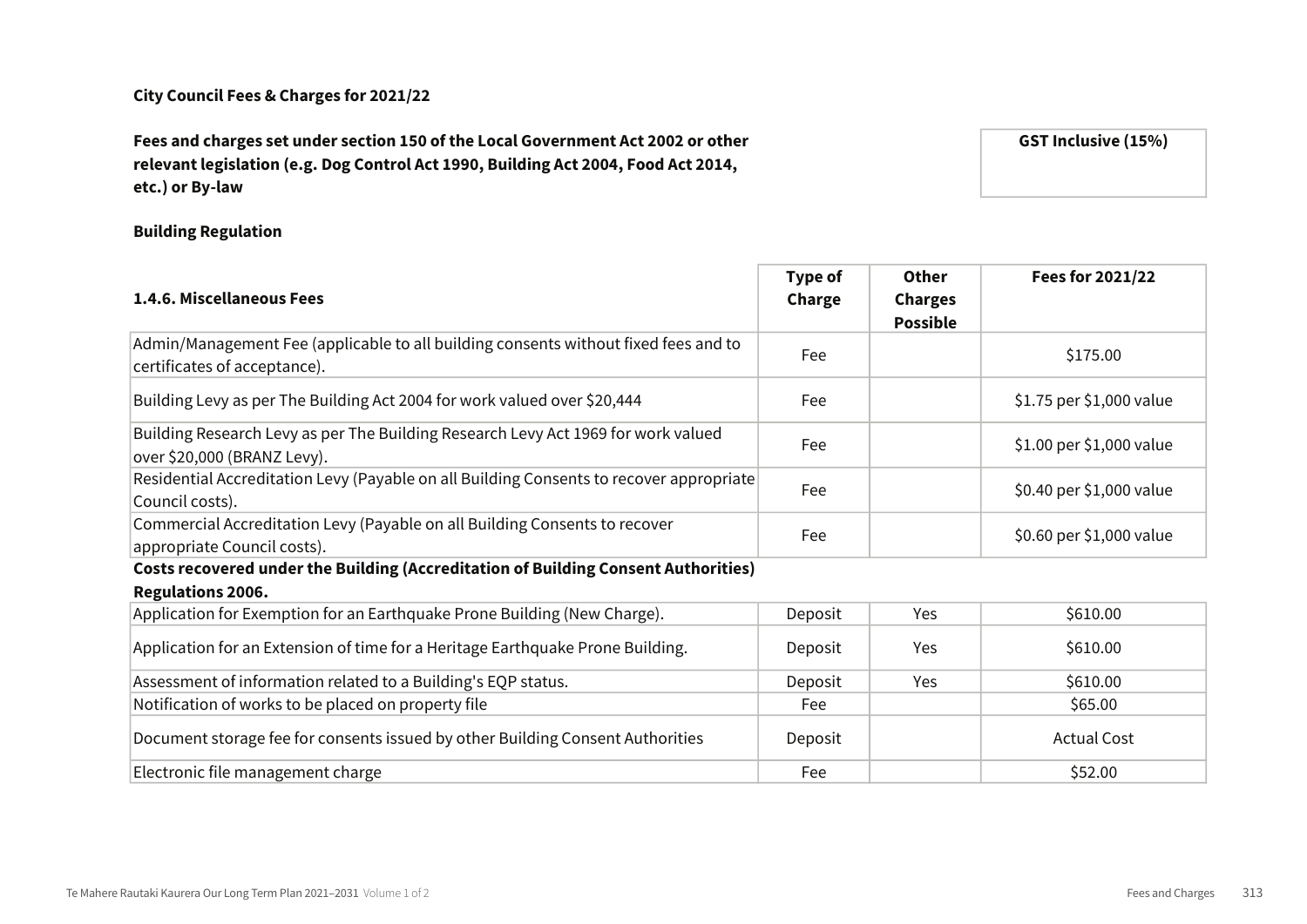**City Council Fees & Charges for 2021/22**

**Fees and charges set under section 150 of the Local Government Act 2002 or other relevant legislation (e.g. Dog Control Act 1990, Building Act 2004, Food Act 2014, etc.) or By-law**

**GST Inclusive (15%)**

**Building Regulation**

| **1.4.6. Miscellaneous Fees** | **Type of Charge** | **Other Charges Possible** | **Fees for 2021/22** |
|---|---|---|---|
| Admin/Management Fee (applicable to all building consents without fixed fees and to certificates of acceptance). | Fee | | $175.00 |
| Building Levy as per The Building Act 2004 for work valued over $20,444 | Fee | | $1.75 per $1,000 value |
| Building Research Levy as per The Building Research Levy Act 1969 for work valued over $20,000 (BRANZ Levy). | Fee | | $1.00 per $1,000 value |
| Residential Accreditation Levy (Payable on all Building Consents to recover appropriate Council costs). | Fee | | $0.40 per $1,000 value |
| Commercial Accreditation Levy (Payable on all Building Consents to recover appropriate Council costs). | Fee | | $0.60 per $1,000 value |
| **Costs recovered under the Building (Accreditation of Building Consent Authorities) Regulations 2006.** | | | |
| Application for Exemption for an Earthquake Prone Building (New Charge). | Deposit | Yes | $610.00 |
| Application for an Extension of time for a Heritage Earthquake Prone Building. | Deposit | Yes | $610.00 |
| Assessment of information related to a Building's EQP status. | Deposit | Yes | $610.00 |
| Notification of works to be placed on property file | Fee | | $65.00 |
| Document storage fee for consents issued by other Building Consent Authorities | Deposit | | Actual Cost |
| Electronic file management charge | Fee | | $52.00 |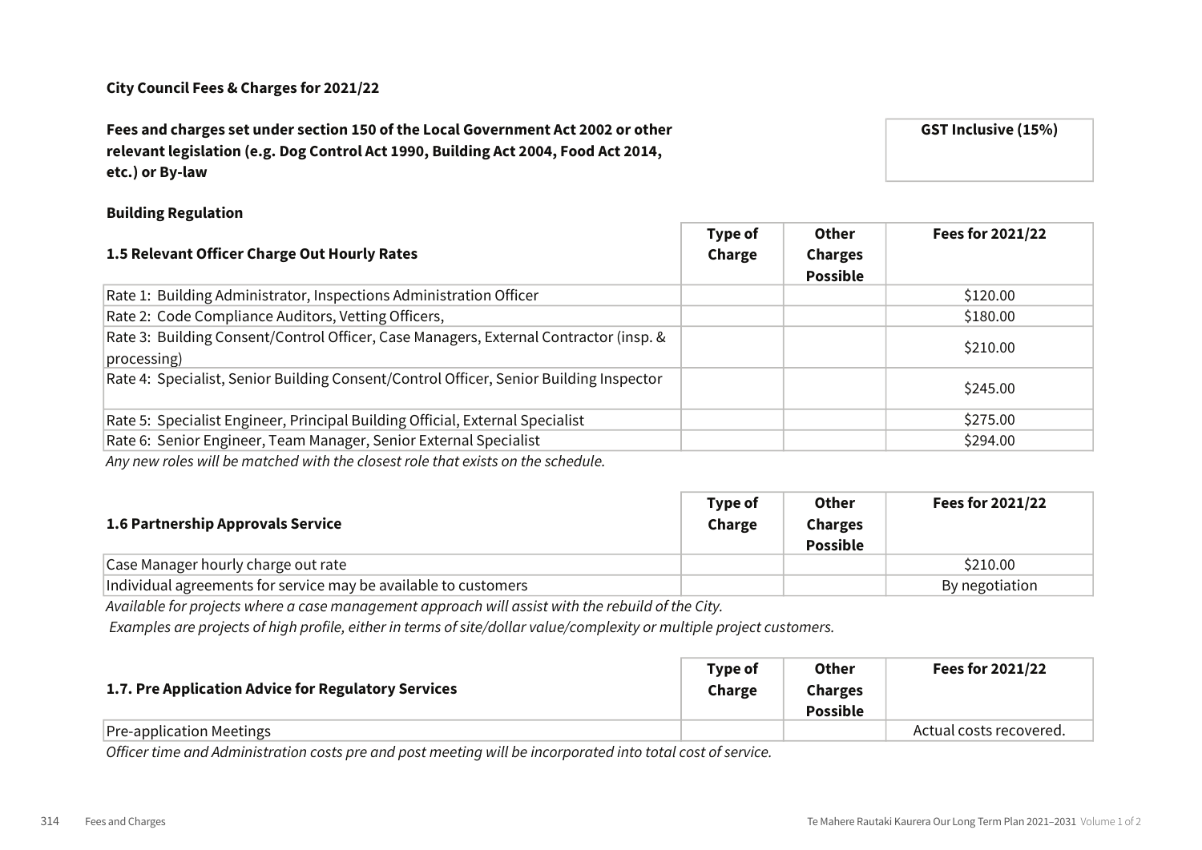**City Council Fees & Charges for 2021/22**

**Fees and charges set under section 150 of the Local Government Act 2002 or other relevant legislation (e.g. Dog Control Act 1990, Building Act 2004, Food Act 2014, etc.) or By-law**

**GST Inclusive (15%)**

**Building Regulation**

| 1.5 Relevant Officer Charge Out Hourly Rates | Type of Charge | Other Charges Possible | Fees for 2021/22 |
|---|---|---|---|
| Rate 1: Building Administrator, Inspections Administration Officer | | | $120.00 |
| Rate 2: Code Compliance Auditors, Vetting Officers, | | | $180.00 |
| Rate 3: Building Consent/Control Officer, Case Managers, External Contractor (insp. & processing) | | | $210.00 |
| Rate 4: Specialist, Senior Building Consent/Control Officer, Senior Building Inspector | | | $245.00 |
| Rate 5: Specialist Engineer, Principal Building Official, External Specialist | | | $275.00 |
| Rate 6: Senior Engineer, Team Manager, Senior External Specialist | | | $294.00 |

*Any new roles will be matched with the closest role that exists on the schedule.*

| 1.6 Partnership Approvals Service | Type of Charge | Other Charges Possible | Fees for 2021/22 |
|---|---|---|---|
| Case Manager hourly charge out rate | | | $210.00 |
| Individual agreements for service may be available to customers | | | By negotiation |

*Available for projects where a case management approach will assist with the rebuild of the City.*
*Examples are projects of high profile, either in terms of site/dollar value/complexity or multiple project customers.*

| 1.7. Pre Application Advice for Regulatory Services | Type of Charge | Other Charges Possible | Fees for 2021/22 |
|---|---|---|---|
| Pre-application Meetings | | | Actual costs recovered. |

*Officer time and Administration costs pre and post meeting will be incorporated into total cost of service.*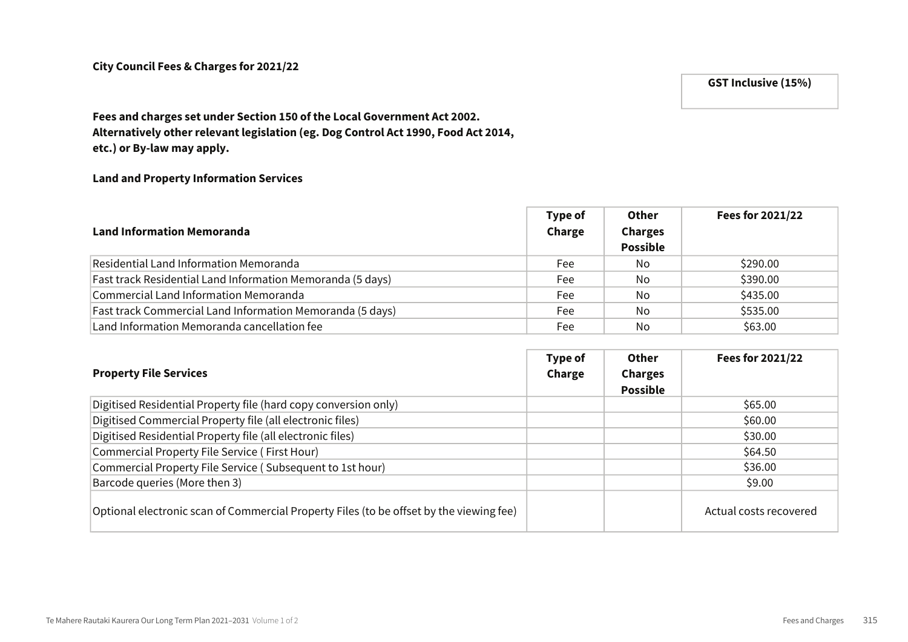**City Council Fees & Charges for 2021/22**

**GST Inclusive (15%)**

**Fees and charges set under Section 150 of the Local Government Act 2002. Alternatively other relevant legislation (eg. Dog Control Act 1990, Food Act 2014, etc.) or By-law may apply.**

**Land and Property Information Services**

| **Land Information Memoranda** | **Type of Charge** | **Other Charges Possible** | **Fees for 2021/22** |
|---|---|---|---|
| Residential Land Information Memoranda | Fee | No | $290.00 |
| Fast track Residential Land Information Memoranda (5 days) | Fee | No | $390.00 |
| Commercial Land Information Memoranda | Fee | No | $435.00 |
| Fast track Commercial Land Information Memoranda (5 days) | Fee | No | $535.00 |
| Land Information Memoranda cancellation fee | Fee | No | $63.00 |

| **Property File Services** | **Type of Charge** | **Other Charges Possible** | **Fees for 2021/22** |
|---|---|---|---|
| Digitised Residential Property file (hard copy conversion only) | | | $65.00 |
| Digitised Commercial Property file (all electronic files) | | | $60.00 |
| Digitised Residential Property file (all electronic files) | | | $30.00 |
| Commercial Property File Service ( First Hour) | | | $64.50 |
| Commercial Property File Service ( Subsequent to 1st hour) | | | $36.00 |
| Barcode queries (More then 3) | | | $9.00 |
| Optional electronic scan of Commercial Property Files (to be offset by the viewing fee) | | | Actual costs recovered |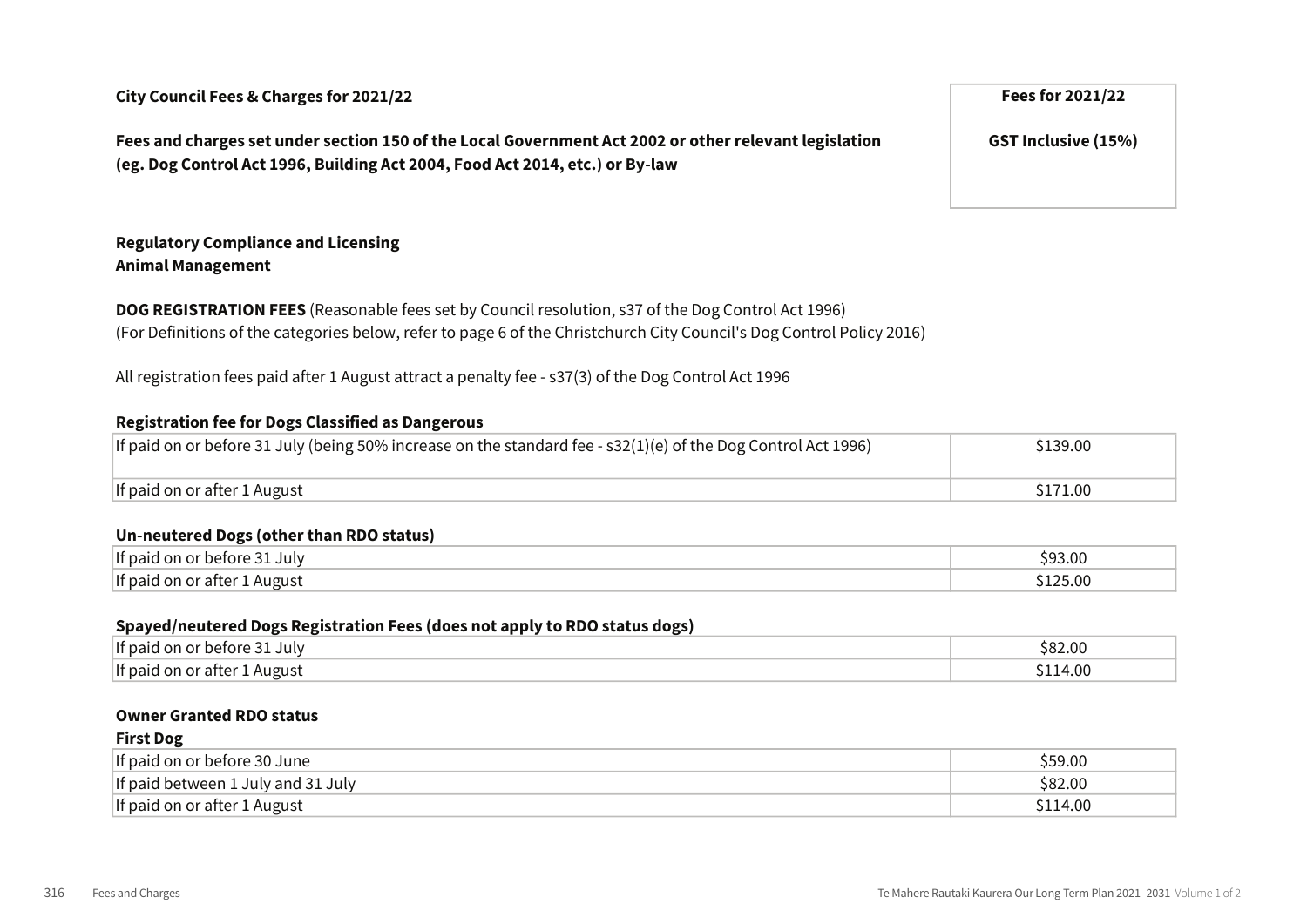**City Council Fees & Charges for 2021/22**

**Fees and charges set under section 150 of the Local Government Act 2002 or other relevant legislation (eg. Dog Control Act 1996, Building Act 2004, Food Act 2014, etc.) or By-law**

| | **Fees for 2021/22** |
|---|---|
| | **GST Inclusive (15%)** |

**Regulatory Compliance and Licensing**
**Animal Management**

**DOG REGISTRATION FEES** (Reasonable fees set by Council resolution, s37 of the Dog Control Act 1996)
(For Definitions of the categories below, refer to page 6 of the Christchurch City Council's Dog Control Policy 2016)

All registration fees paid after 1 August attract a penalty fee - s37(3) of the Dog Control Act 1996

**Registration fee for Dogs Classified as Dangerous**

| | |
|---|---|
| If paid on or before 31 July (being 50% increase on the standard fee - s32(1)(e) of the Dog Control Act 1996) | $139.00 |
| If paid on or after 1 August | $171.00 |

**Un-neutered Dogs (other than RDO status)**

| | |
|---|---|
| If paid on or before 31 July | $93.00 |
| If paid on or after 1 August | $125.00 |

**Spayed/neutered Dogs Registration Fees (does not apply to RDO status dogs)**

| | |
|---|---|
| If paid on or before 31 July | $82.00 |
| If paid on or after 1 August | $114.00 |

**Owner Granted RDO status**
**First Dog**

| | |
|---|---|
| If paid on or before 30 June | $59.00 |
| If paid between 1 July and 31 July | $82.00 |
| If paid on or after 1 August | $114.00 |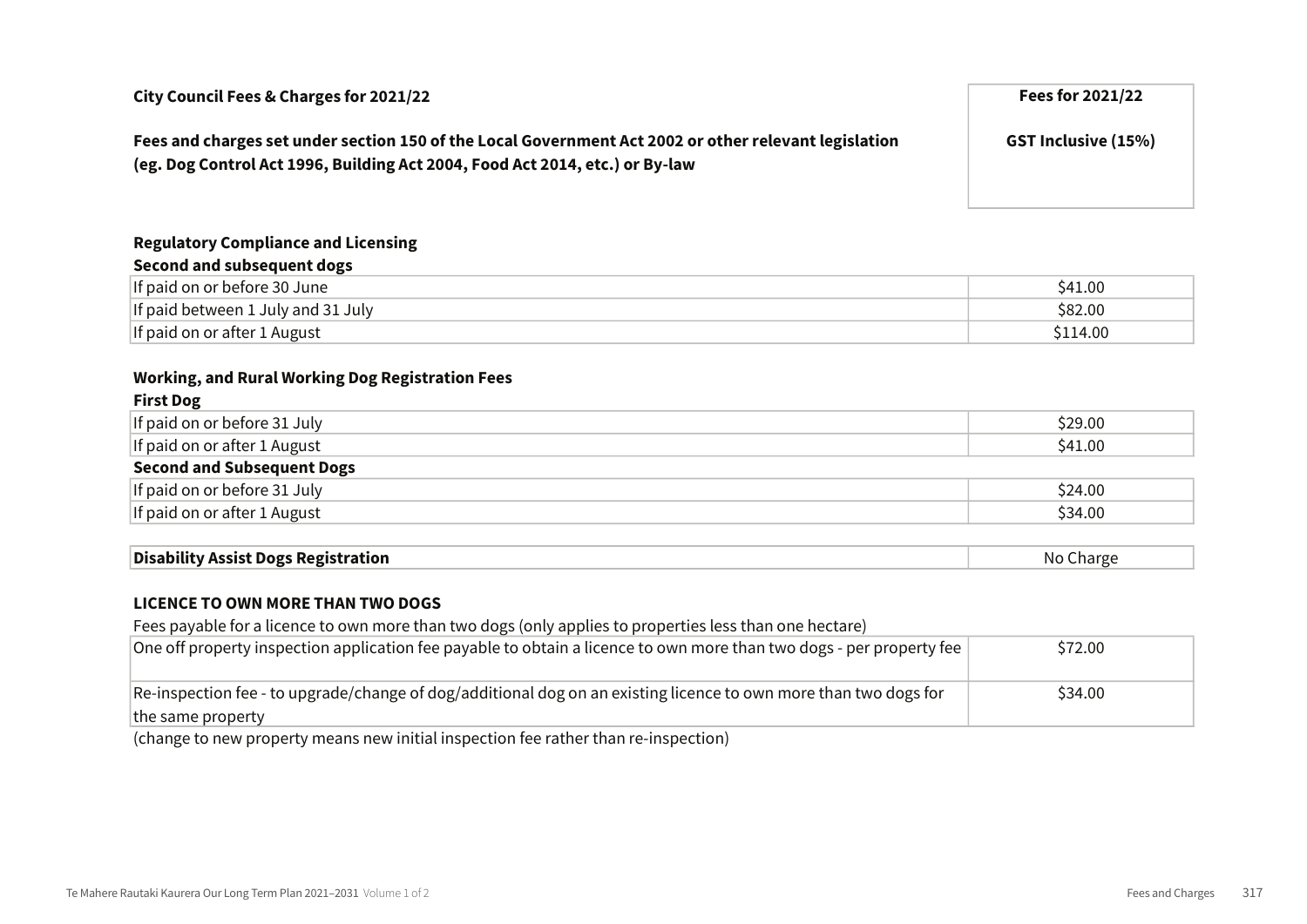| City Council Fees & Charges for 2021/22<br><br>Fees and charges set under section 150 of the Local Government Act 2002 or other relevant legislation (eg. Dog Control Act 1996, Building Act 2004, Food Act 2014, etc.) or By-law | Fees for 2021/22<br><br>GST Inclusive (15%) |
|---|---|

**Regulatory Compliance and Licensing**

**Second and subsequent dogs**

| | |
|---|---|
| If paid on or before 30 June | $41.00 |
| If paid between 1 July and 31 July | $82.00 |
| If paid on or after 1 August | $114.00 |

**Working, and Rural Working Dog Registration Fees**

**First Dog**

| | |
|---|---|
| If paid on or before 31 July | $29.00 |
| If paid on or after 1 August | $41.00 |
| **Second and Subsequent Dogs** | |
| If paid on or before 31 July | $24.00 |
| If paid on or after 1 August | $34.00 |

| | |
|---|---|
| **Disability Assist Dogs Registration** | No Charge |

**LICENCE TO OWN MORE THAN TWO DOGS**

Fees payable for a licence to own more than two dogs (only applies to properties less than one hectare)

| | |
|---|---|
| One off property inspection application fee payable to obtain a licence to own more than two dogs - per property fee | $72.00 |
| Re-inspection fee - to upgrade/change of dog/additional dog on an existing licence to own more than two dogs for the same property | $34.00 |

(change to new property means new initial inspection fee rather than re-inspection)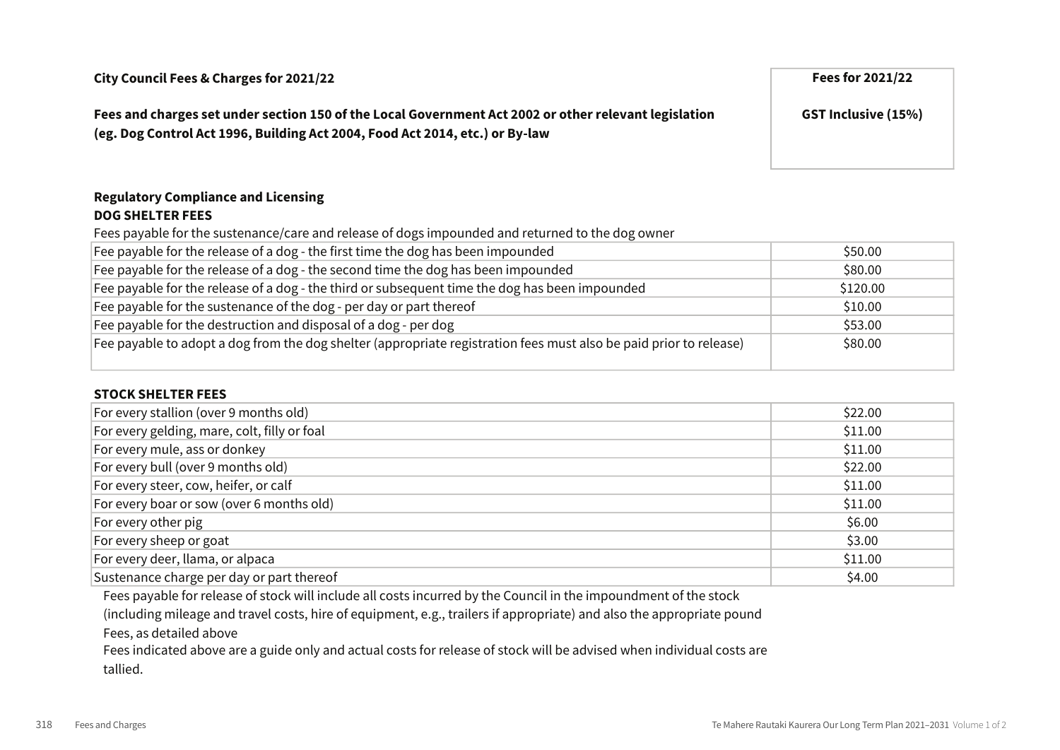| **City Council Fees & Charges for 2021/22** | **Fees for 2021/22** |
|---|---|
| **Fees and charges set under section 150 of the Local Government Act 2002 or other relevant legislation (eg. Dog Control Act 1996, Building Act 2004, Food Act 2014, etc.) or By-law** | **GST Inclusive (15%)** |

**Regulatory Compliance and Licensing**

**DOG SHELTER FEES**

Fees payable for the sustenance/care and release of dogs impounded and returned to the dog owner

| | |
|---|---|
| Fee payable for the release of a dog - the first time the dog has been impounded | $50.00 |
| Fee payable for the release of a dog - the second time the dog has been impounded | $80.00 |
| Fee payable for the release of a dog - the third or subsequent time the dog has been impounded | $120.00 |
| Fee payable for the sustenance of the dog - per day or part thereof | $10.00 |
| Fee payable for the destruction and disposal of a dog - per dog | $53.00 |
| Fee payable to adopt a dog from the dog shelter (appropriate registration fees must also be paid prior to release) | $80.00 |

**STOCK SHELTER FEES**

| | |
|---|---|
| For every stallion (over 9 months old) | $22.00 |
| For every gelding, mare, colt, filly or foal | $11.00 |
| For every mule, ass or donkey | $11.00 |
| For every bull (over 9 months old) | $22.00 |
| For every steer, cow, heifer, or calf | $11.00 |
| For every boar or sow (over 6 months old) | $11.00 |
| For every other pig | $6.00 |
| For every sheep or goat | $3.00 |
| For every deer, llama, or alpaca | $11.00 |
| Sustenance charge per day or part thereof | $4.00 |

Fees payable for release of stock will include all costs incurred by the Council in the impoundment of the stock (including mileage and travel costs, hire of equipment, e.g., trailers if appropriate) and also the appropriate pound Fees, as detailed above

Fees indicated above are a guide only and actual costs for release of stock will be advised when individual costs are tallied.